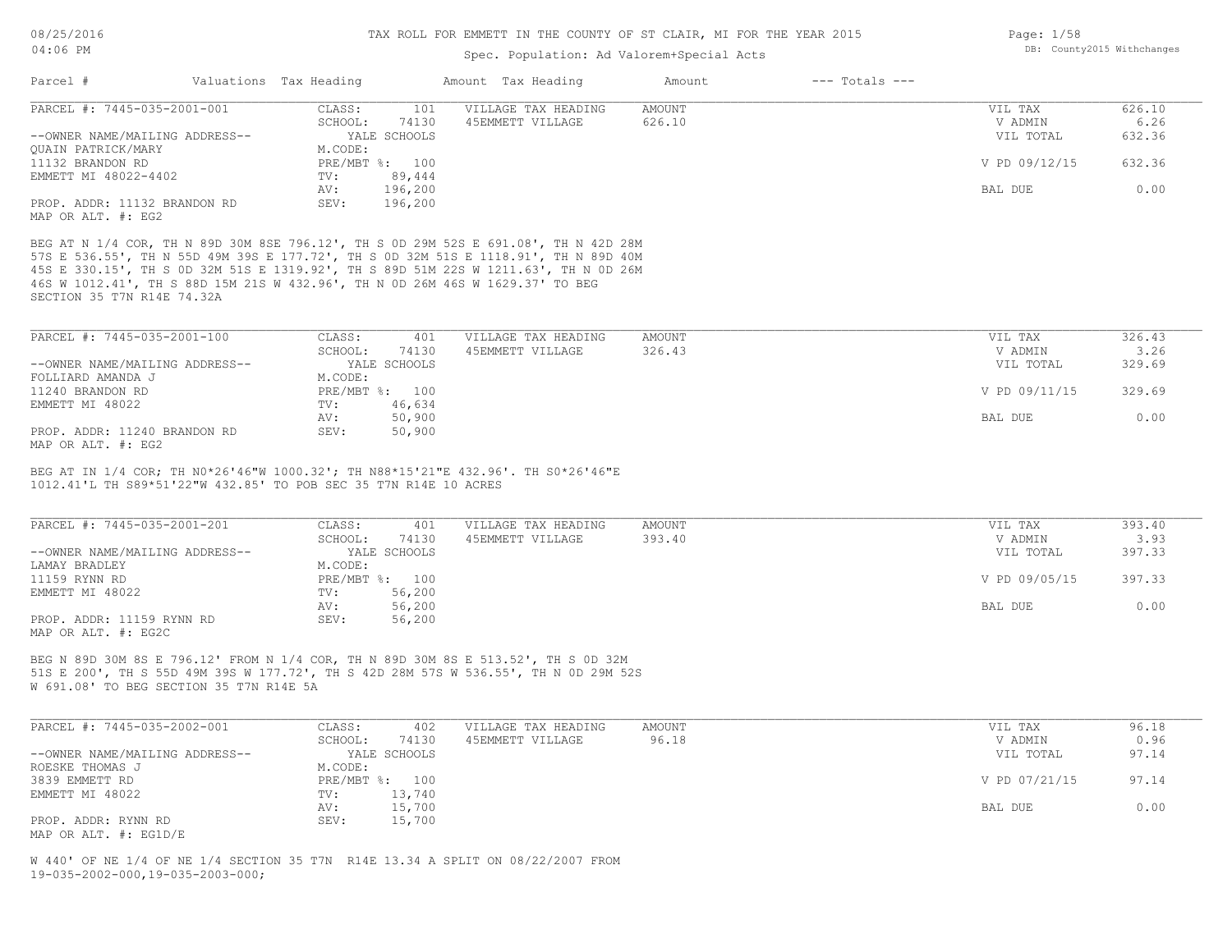# TAX ROLL FOR EMMETT IN THE COUNTY OF ST CLAIR, MI FOR THE YEAR 2015

Spec. Population: Ad Valorem+Special Acts

08/25/2016 04:06 PM — DB: County2015 Withchanges

| Parcel # | Valuations | Tax Heading | Amount | Tax Heading | Amount | --- Totals --- | |
|---|---|---|---|---|---|---|---|

---

**PARCEL #: 7445-035-2001-001**

| | | | | | |
|---|---|---|---|---|---|
| --OWNER NAME/MAILING ADDRESS-- | CLASS: 101 | VILLAGE TAX HEADING | AMOUNT | VIL TAX | 626.10 |
| QUAIN PATRICK/MARY | SCHOOL: 74130 | 45EMMETT VILLAGE | 626.10 | V ADMIN | 6.26 |
| 11132 BRANDON RD | YALE SCHOOLS | | | VIL TOTAL | 632.36 |
| EMMETT MI 48022-4402 | M.CODE: | | | | |
| | PRE/MBT %: 100 | | | V PD 09/12/15 | 632.36 |
| PROP. ADDR: 11132 BRANDON RD | TV: 89,444 | | | | |
| MAP OR ALT. #: EG2 | AV: 196,200 | | | BAL DUE | 0.00 |
| | SEV: 196,200 | | | | |

BEG AT N 1/4 COR, TH N 89D 30M 8SE 796.12', TH S 0D 29M 52S E 691.08', TH N 42D 28M 57S E 536.55', TH N 55D 49M 39S E 177.72', TH S 0D 32M 51S E 1118.91', TH N 89D 40M 45S E 330.15', TH S 0D 32M 51S E 1319.92', TH S 89D 51M 22S W 1211.63', TH N 0D 26M 46S W 1012.41', TH S 88D 15M 21S W 432.96', TH N 0D 26M 46S W 1629.37' TO BEG SECTION 35 T7N R14E 74.32A

---

**PARCEL #: 7445-035-2001-100**

| | | | | | |
|---|---|---|---|---|---|
| --OWNER NAME/MAILING ADDRESS-- | CLASS: 401 | VILLAGE TAX HEADING | AMOUNT | VIL TAX | 326.43 |
| FOLLIARD AMANDA J | SCHOOL: 74130 | 45EMMETT VILLAGE | 326.43 | V ADMIN | 3.26 |
| 11240 BRANDON RD | YALE SCHOOLS | | | VIL TOTAL | 329.69 |
| EMMETT MI 48022 | M.CODE: | | | | |
| | PRE/MBT %: 100 | | | V PD 09/11/15 | 329.69 |
| PROP. ADDR: 11240 BRANDON RD | TV: 46,634 | | | | |
| MAP OR ALT. #: EG2 | AV: 50,900 | | | BAL DUE | 0.00 |
| | SEV: 50,900 | | | | |

BEG AT IN 1/4 COR; TH N0*26'46"W 1000.32'; TH N88*15'21"E 432.96'. TH S0*26'46"E 1012.41'L TH S89*51'22"W 432.85' TO POB SEC 35 T7N R14E 10 ACRES

---

**PARCEL #: 7445-035-2001-201**

| | | | | | |
|---|---|---|---|---|---|
| --OWNER NAME/MAILING ADDRESS-- | CLASS: 401 | VILLAGE TAX HEADING | AMOUNT | VIL TAX | 393.40 |
| LAMAY BRADLEY | SCHOOL: 74130 | 45EMMETT VILLAGE | 393.40 | V ADMIN | 3.93 |
| 11159 RYNN RD | YALE SCHOOLS | | | VIL TOTAL | 397.33 |
| EMMETT MI 48022 | M.CODE: | | | | |
| | PRE/MBT %: 100 | | | V PD 09/05/15 | 397.33 |
| PROP. ADDR: 11159 RYNN RD | TV: 56,200 | | | | |
| MAP OR ALT. #: EG2C | AV: 56,200 | | | BAL DUE | 0.00 |
| | SEV: 56,200 | | | | |

BEG N 89D 30M 8S E 796.12' FROM N 1/4 COR, TH N 89D 30M 8S E 513.52', TH S 0D 32M 51S E 200', TH S 55D 49M 39S W 177.72', TH S 42D 28M 57S W 536.55', TH N 0D 29M 52S W 691.08' TO BEG SECTION 35 T7N R14E 5A

---

**PARCEL #: 7445-035-2002-001**

| | | | | | |
|---|---|---|---|---|---|
| --OWNER NAME/MAILING ADDRESS-- | CLASS: 402 | VILLAGE TAX HEADING | AMOUNT | VIL TAX | 96.18 |
| ROESKE THOMAS J | SCHOOL: 74130 | 45EMMETT VILLAGE | 96.18 | V ADMIN | 0.96 |
| 3839 EMMETT RD | YALE SCHOOLS | | | VIL TOTAL | 97.14 |
| EMMETT MI 48022 | M.CODE: | | | | |
| | PRE/MBT %: 100 | | | V PD 07/21/15 | 97.14 |
| PROP. ADDR: RYNN RD | TV: 13,740 | | | | |
| MAP OR ALT. #: EG1D/E | AV: 15,700 | | | BAL DUE | 0.00 |
| | SEV: 15,700 | | | | |

W 440' OF NE 1/4 OF NE 1/4 SECTION 35 T7N R14E 13.34 A SPLIT ON 08/22/2007 FROM 19-035-2002-000,19-035-2003-000;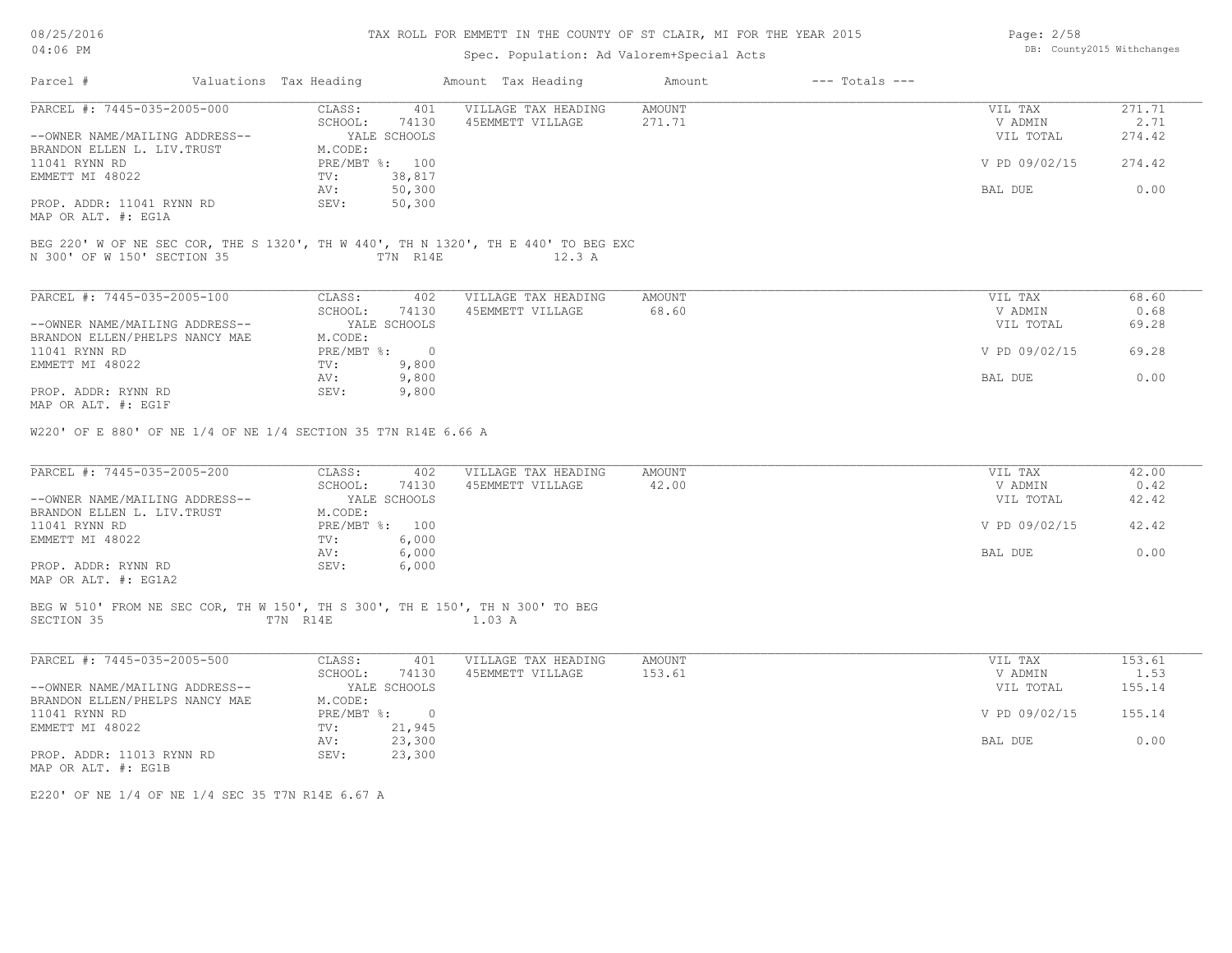# TAX ROLL FOR EMMETT IN THE COUNTY OF ST CLAIR, MI FOR THE YEAR 2015

Spec. Population: Ad Valorem+Special Acts

| Parcel # | Valuations | Tax Heading | Amount | Tax Heading | Amount | --- Totals --- | |
|---|---|---|---|---|---|---|---|
| PARCEL #: 7445-035-2005-000 | CLASS: | 401 | VILLAGE TAX HEADING | AMOUNT | | VIL TAX | 271.71 |
| | SCHOOL: | 74130 | 45EMMETT VILLAGE | 271.71 | | V ADMIN | 2.71 |
| --OWNER NAME/MAILING ADDRESS-- | | YALE SCHOOLS | | | | VIL TOTAL | 274.42 |
| BRANDON ELLEN L. LIV.TRUST | M.CODE: | | | | | | |
| 11041 RYNN RD | PRE/MBT %: | 100 | | | | V PD 09/02/15 | 274.42 |
| EMMETT MI 48022 | TV: | 38,817 | | | | | |
| | AV: | 50,300 | | | | BAL DUE | 0.00 |
| PROP. ADDR: 11041 RYNN RD | SEV: | 50,300 | | | | | |
| MAP OR ALT. #: EG1A | | | | | | | |

BEG 220' W OF NE SEC COR, THE S 1320', TH W 440', TH N 1320', TH E 440' TO BEG EXC N 300' OF W 150' SECTION 35 T7N R14E 12.3 A

| Parcel # | Valuations | Tax Heading | Amount | Tax Heading | Amount | --- Totals --- | |
|---|---|---|---|---|---|---|---|
| PARCEL #: 7445-035-2005-100 | CLASS: | 402 | VILLAGE TAX HEADING | AMOUNT | | VIL TAX | 68.60 |
| | SCHOOL: | 74130 | 45EMMETT VILLAGE | 68.60 | | V ADMIN | 0.68 |
| --OWNER NAME/MAILING ADDRESS-- | | YALE SCHOOLS | | | | VIL TOTAL | 69.28 |
| BRANDON ELLEN/PHELPS NANCY MAE | M.CODE: | | | | | | |
| 11041 RYNN RD | PRE/MBT %: | 0 | | | | V PD 09/02/15 | 69.28 |
| EMMETT MI 48022 | TV: | 9,800 | | | | | |
| | AV: | 9,800 | | | | BAL DUE | 0.00 |
| PROP. ADDR: RYNN RD | SEV: | 9,800 | | | | | |
| MAP OR ALT. #: EG1F | | | | | | | |

W220' OF E 880' OF NE 1/4 OF NE 1/4 SECTION 35 T7N R14E 6.66 A

| Parcel # | Valuations | Tax Heading | Amount | Tax Heading | Amount | --- Totals --- | |
|---|---|---|---|---|---|---|---|
| PARCEL #: 7445-035-2005-200 | CLASS: | 402 | VILLAGE TAX HEADING | AMOUNT | | VIL TAX | 42.00 |
| | SCHOOL: | 74130 | 45EMMETT VILLAGE | 42.00 | | V ADMIN | 0.42 |
| --OWNER NAME/MAILING ADDRESS-- | | YALE SCHOOLS | | | | VIL TOTAL | 42.42 |
| BRANDON ELLEN L. LIV.TRUST | M.CODE: | | | | | | |
| 11041 RYNN RD | PRE/MBT %: | 100 | | | | V PD 09/02/15 | 42.42 |
| EMMETT MI 48022 | TV: | 6,000 | | | | | |
| | AV: | 6,000 | | | | BAL DUE | 0.00 |
| PROP. ADDR: RYNN RD | SEV: | 6,000 | | | | | |
| MAP OR ALT. #: EG1A2 | | | | | | | |

BEG W 510' FROM NE SEC COR, TH W 150', TH S 300', TH E 150', TH N 300' TO BEG SECTION 35 T7N R14E 1.03 A

| Parcel # | Valuations | Tax Heading | Amount | Tax Heading | Amount | --- Totals --- | |
|---|---|---|---|---|---|---|---|
| PARCEL #: 7445-035-2005-500 | CLASS: | 401 | VILLAGE TAX HEADING | AMOUNT | | VIL TAX | 153.61 |
| | SCHOOL: | 74130 | 45EMMETT VILLAGE | 153.61 | | V ADMIN | 1.53 |
| --OWNER NAME/MAILING ADDRESS-- | | YALE SCHOOLS | | | | VIL TOTAL | 155.14 |
| BRANDON ELLEN/PHELPS NANCY MAE | M.CODE: | | | | | | |
| 11041 RYNN RD | PRE/MBT %: | 0 | | | | V PD 09/02/15 | 155.14 |
| EMMETT MI 48022 | TV: | 21,945 | | | | | |
| | AV: | 23,300 | | | | BAL DUE | 0.00 |
| PROP. ADDR: 11013 RYNN RD | SEV: | 23,300 | | | | | |
| MAP OR ALT. #: EG1B | | | | | | | |

E220' OF NE 1/4 OF NE 1/4 SEC 35 T7N R14E 6.67 A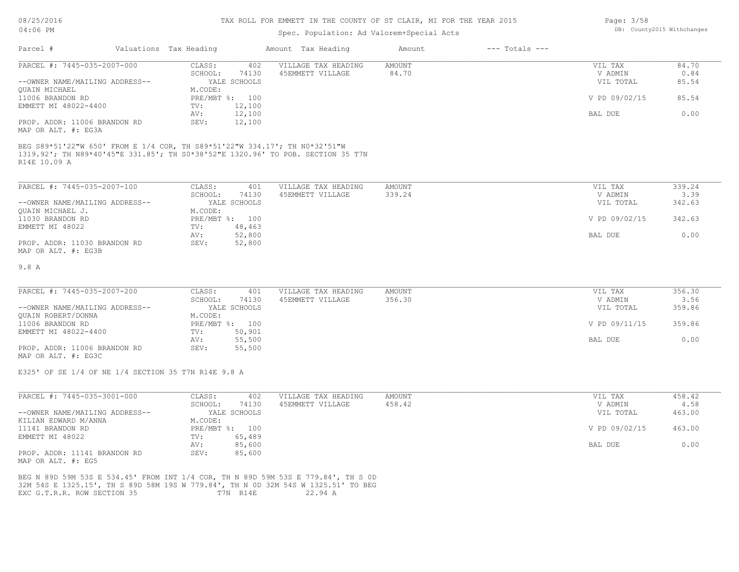# TAX ROLL FOR EMMETT IN THE COUNTY OF ST CLAIR, MI FOR THE YEAR 2015

Spec. Population: Ad Valorem+Special Acts

| Parcel # | Valuations | Tax Heading | Amount | Tax Heading | Amount | --- Totals --- | |
|---|---|---|---|---|---|---|---|
| PARCEL #: 7445-035-2007-000 | CLASS: | 402 | VILLAGE TAX HEADING | AMOUNT | | VIL TAX | 84.70 |
| | SCHOOL: | 74130 | 45EMMETT VILLAGE | 84.70 | | V ADMIN | 0.84 |
| --OWNER NAME/MAILING ADDRESS-- | YALE SCHOOLS | | | | | VIL TOTAL | 85.54 |
| QUAIN MICHAEL | M.CODE: | | | | | | |
| 11006 BRANDON RD | PRE/MBT %: | 100 | | | | V PD 09/02/15 | 85.54 |
| EMMETT MI 48022-4400 | TV: | 12,100 | | | | | |
| | AV: | 12,100 | | | | BAL DUE | 0.00 |
| PROP. ADDR: 11006 BRANDON RD | SEV: | 12,100 | | | | | |
| MAP OR ALT. #: EG3A | | | | | | | |

BEG S89*51'22"W 650' FROM E 1/4 COR, TH S89*51'22"W 334.17'; TH N0*32'51"W 1319.92'; TH N89*40'45"E 331.85'; TH S0*38'52"E 1320.96' TO POB. SECTION 35 T7N R14E 10.09 A

| Parcel # | Valuations | Tax Heading | Amount | Tax Heading | Amount | --- Totals --- | |
|---|---|---|---|---|---|---|---|
| PARCEL #: 7445-035-2007-100 | CLASS: | 401 | VILLAGE TAX HEADING | AMOUNT | | VIL TAX | 339.24 |
| | SCHOOL: | 74130 | 45EMMETT VILLAGE | 339.24 | | V ADMIN | 3.39 |
| --OWNER NAME/MAILING ADDRESS-- | YALE SCHOOLS | | | | | VIL TOTAL | 342.63 |
| QUAIN MICHAEL J. | M.CODE: | | | | | | |
| 11030 BRANDON RD | PRE/MBT %: | 100 | | | | V PD 09/02/15 | 342.63 |
| EMMETT MI 48022 | TV: | 48,463 | | | | | |
| | AV: | 52,800 | | | | BAL DUE | 0.00 |
| PROP. ADDR: 11030 BRANDON RD | SEV: | 52,800 | | | | | |
| MAP OR ALT. #: EG3B | | | | | | | |

9.8 A

| Parcel # | Valuations | Tax Heading | Amount | Tax Heading | Amount | --- Totals --- | |
|---|---|---|---|---|---|---|---|
| PARCEL #: 7445-035-2007-200 | CLASS: | 401 | VILLAGE TAX HEADING | AMOUNT | | VIL TAX | 356.30 |
| | SCHOOL: | 74130 | 45EMMETT VILLAGE | 356.30 | | V ADMIN | 3.56 |
| --OWNER NAME/MAILING ADDRESS-- | YALE SCHOOLS | | | | | VIL TOTAL | 359.86 |
| QUAIN ROBERT/DONNA | M.CODE: | | | | | | |
| 11006 BRANDON RD | PRE/MBT %: | 100 | | | | V PD 09/11/15 | 359.86 |
| EMMETT MI 48022-4400 | TV: | 50,901 | | | | | |
| | AV: | 55,500 | | | | BAL DUE | 0.00 |
| PROP. ADDR: 11006 BRANDON RD | SEV: | 55,500 | | | | | |
| MAP OR ALT. #: EG3C | | | | | | | |

E325' OF SE 1/4 OF NE 1/4 SECTION 35 T7N R14E 9.8 A

| Parcel # | Valuations | Tax Heading | Amount | Tax Heading | Amount | --- Totals --- | |
|---|---|---|---|---|---|---|---|
| PARCEL #: 7445-035-3001-000 | CLASS: | 402 | VILLAGE TAX HEADING | AMOUNT | | VIL TAX | 458.42 |
| | SCHOOL: | 74130 | 45EMMETT VILLAGE | 458.42 | | V ADMIN | 4.58 |
| --OWNER NAME/MAILING ADDRESS-- | YALE SCHOOLS | | | | | VIL TOTAL | 463.00 |
| KILIAN EDWARD M/ANNA | M.CODE: | | | | | | |
| 11141 BRANDON RD | PRE/MBT %: | 100 | | | | V PD 09/02/15 | 463.00 |
| EMMETT MI 48022 | TV: | 65,489 | | | | | |
| | AV: | 85,600 | | | | BAL DUE | 0.00 |
| PROP. ADDR: 11141 BRANDON RD | SEV: | 85,600 | | | | | |
| MAP OR ALT. #: EG5 | | | | | | | |

BEG N 89D 59M 53S E 534.45' FROM INT 1/4 COR, TH N 89D 59M 53S E 779.84', TH S 0D 32M 54S E 1325.15', TH S 89D 58M 19S W 779.84', TH N 0D 32M 54S W 1325.51' TO BEG EXC G.T.R.R. ROW SECTION 35 T7N R14E 22.94 A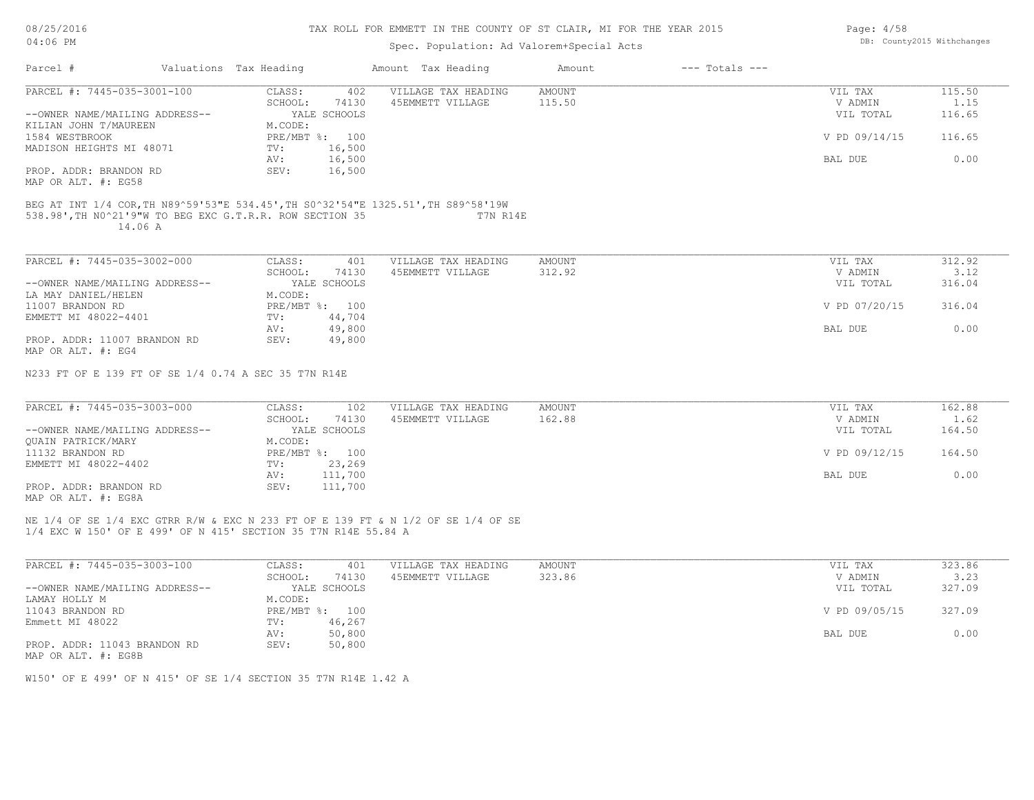TAX ROLL FOR EMMETT IN THE COUNTY OF ST CLAIR, MI FOR THE YEAR 2015

Spec. Population: Ad Valorem+Special Acts

| Parcel # | Valuations | Tax Heading | Amount | Tax Heading | Amount | --- Totals --- | |
|---|---|---|---|---|---|---|---|

**PARCEL #: 7445-035-3001-100**

| | | | |
|---|---|---|---|
| CLASS: | 402 | VILLAGE TAX HEADING | AMOUNT |
| SCHOOL: | 74130 | 45EMMETT VILLAGE | 115.50 |
| | YALE SCHOOLS | | |
| M.CODE: | | | |
| PRE/MBT %: | 100 | | |
| TV: | 16,500 | | |
| AV: | 16,500 | | |
| SEV: | 16,500 | | |

--OWNER NAME/MAILING ADDRESS--
KILIAN JOHN T/MAUREEN
1584 WESTBROOK
MADISON HEIGHTS MI 48071

PROP. ADDR: BRANDON RD
MAP OR ALT. #: EG58

| | |
|---|---|
| VIL TAX | 115.50 |
| V ADMIN | 1.15 |
| VIL TOTAL | 116.65 |
| V PD 09/14/15 | 116.65 |
| BAL DUE | 0.00 |

BEG AT INT 1/4 COR,TH N89^59'53"E 534.45',TH S0^32'54"E 1325.51',TH S89^58'19W 538.98',TH N0^21'9"W TO BEG EXC G.T.R.R. ROW SECTION 35 T7N R14E 14.06 A

**PARCEL #: 7445-035-3002-000**

| | | | |
|---|---|---|---|
| CLASS: | 401 | VILLAGE TAX HEADING | AMOUNT |
| SCHOOL: | 74130 | 45EMMETT VILLAGE | 312.92 |
| | YALE SCHOOLS | | |
| M.CODE: | | | |
| PRE/MBT %: | 100 | | |
| TV: | 44,704 | | |
| AV: | 49,800 | | |
| SEV: | 49,800 | | |

--OWNER NAME/MAILING ADDRESS--
LA MAY DANIEL/HELEN
11007 BRANDON RD
EMMETT MI 48022-4401

PROP. ADDR: 11007 BRANDON RD
MAP OR ALT. #: EG4

| | |
|---|---|
| VIL TAX | 312.92 |
| V ADMIN | 3.12 |
| VIL TOTAL | 316.04 |
| V PD 07/20/15 | 316.04 |
| BAL DUE | 0.00 |

N233 FT OF E 139 FT OF SE 1/4 0.74 A SEC 35 T7N R14E

**PARCEL #: 7445-035-3003-000**

| | | | |
|---|---|---|---|
| CLASS: | 102 | VILLAGE TAX HEADING | AMOUNT |
| SCHOOL: | 74130 | 45EMMETT VILLAGE | 162.88 |
| | YALE SCHOOLS | | |
| M.CODE: | | | |
| PRE/MBT %: | 100 | | |
| TV: | 23,269 | | |
| AV: | 111,700 | | |
| SEV: | 111,700 | | |

--OWNER NAME/MAILING ADDRESS--
QUAIN PATRICK/MARY
11132 BRANDON RD
EMMETT MI 48022-4402

PROP. ADDR: BRANDON RD
MAP OR ALT. #: EG8A

| | |
|---|---|
| VIL TAX | 162.88 |
| V ADMIN | 1.62 |
| VIL TOTAL | 164.50 |
| V PD 09/12/15 | 164.50 |
| BAL DUE | 0.00 |

NE 1/4 OF SE 1/4 EXC GTRR R/W & EXC N 233 FT OF E 139 FT & N 1/2 OF SE 1/4 OF SE 1/4 EXC W 150' OF E 499' OF N 415' SECTION 35 T7N R14E 55.84 A

**PARCEL #: 7445-035-3003-100**

| | | | |
|---|---|---|---|
| CLASS: | 401 | VILLAGE TAX HEADING | AMOUNT |
| SCHOOL: | 74130 | 45EMMETT VILLAGE | 323.86 |
| | YALE SCHOOLS | | |
| M.CODE: | | | |
| PRE/MBT %: | 100 | | |
| TV: | 46,267 | | |
| AV: | 50,800 | | |
| SEV: | 50,800 | | |

--OWNER NAME/MAILING ADDRESS--
LAMAY HOLLY M
11043 BRANDON RD
Emmett MI 48022

PROP. ADDR: 11043 BRANDON RD
MAP OR ALT. #: EG8B

| | |
|---|---|
| VIL TAX | 323.86 |
| V ADMIN | 3.23 |
| VIL TOTAL | 327.09 |
| V PD 09/05/15 | 327.09 |
| BAL DUE | 0.00 |

W150' OF E 499' OF N 415' OF SE 1/4 SECTION 35 T7N R14E 1.42 A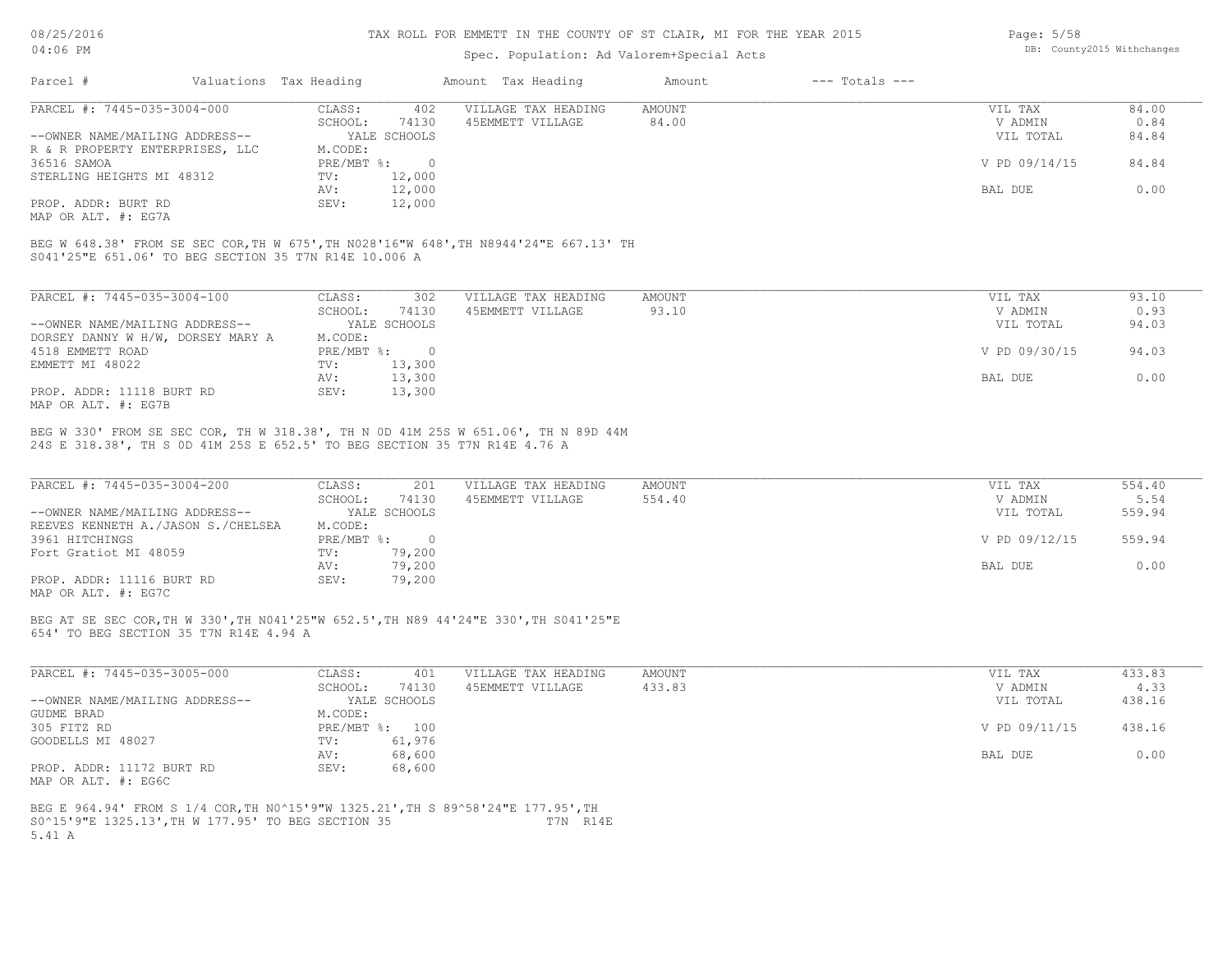TAX ROLL FOR EMMETT IN THE COUNTY OF ST CLAIR, MI FOR THE YEAR 2015

Spec. Population: Ad Valorem+Special Acts

| Parcel # | Valuations | Tax Heading | Amount | Tax Heading | Amount | --- Totals --- | |
|---|---|---|---|---|---|---|---|

**PARCEL #: 7445-035-3004-000**

| | | | | | |
|---|---|---|---|---|---|
| --OWNER NAME/MAILING ADDRESS-- | CLASS: 402 | VILLAGE TAX HEADING | AMOUNT | VIL TAX | 84.00 |
| R & R PROPERTY ENTERPRISES, LLC | SCHOOL: 74130 | 45EMMETT VILLAGE | 84.00 | V ADMIN | 0.84 |
| 36516 SAMOA | YALE SCHOOLS | | | VIL TOTAL | 84.84 |
| STERLING HEIGHTS MI 48312 | M.CODE: | | | | |
| PROP. ADDR: BURT RD | PRE/MBT %: 0 | | | V PD 09/14/15 | 84.84 |
| MAP OR ALT. #: EG7A | TV: 12,000 | | | | |
| | AV: 12,000 | | | BAL DUE | 0.00 |
| | SEV: 12,000 | | | | |

BEG W 648.38' FROM SE SEC COR,TH W 675',TH N028'16"W 648',TH N8944'24"E 667.13' TH S041'25"E 651.06' TO BEG SECTION 35 T7N R14E 10.006 A

**PARCEL #: 7445-035-3004-100**

| | | | | | |
|---|---|---|---|---|---|
| --OWNER NAME/MAILING ADDRESS-- | CLASS: 302 | VILLAGE TAX HEADING | AMOUNT | VIL TAX | 93.10 |
| DORSEY DANNY W H/W, DORSEY MARY A | SCHOOL: 74130 | 45EMMETT VILLAGE | 93.10 | V ADMIN | 0.93 |
| 4518 EMMETT ROAD | YALE SCHOOLS | | | VIL TOTAL | 94.03 |
| EMMETT MI 48022 | M.CODE: | | | | |
| PROP. ADDR: 11118 BURT RD | PRE/MBT %: 0 | | | V PD 09/30/15 | 94.03 |
| MAP OR ALT. #: EG7B | TV: 13,300 | | | | |
| | AV: 13,300 | | | BAL DUE | 0.00 |
| | SEV: 13,300 | | | | |

BEG W 330' FROM SE SEC COR, TH W 318.38', TH N 0D 41M 25S W 651.06', TH N 89D 44M 24S E 318.38', TH S 0D 41M 25S E 652.5' TO BEG SECTION 35 T7N R14E 4.76 A

**PARCEL #: 7445-035-3004-200**

| | | | | | |
|---|---|---|---|---|---|
| --OWNER NAME/MAILING ADDRESS-- | CLASS: 201 | VILLAGE TAX HEADING | AMOUNT | VIL TAX | 554.40 |
| REEVES KENNETH A./JASON S./CHELSEA | SCHOOL: 74130 | 45EMMETT VILLAGE | 554.40 | V ADMIN | 5.54 |
| 3961 HITCHINGS | YALE SCHOOLS | | | VIL TOTAL | 559.94 |
| Fort Gratiot MI 48059 | M.CODE: | | | | |
| PROP. ADDR: 11116 BURT RD | PRE/MBT %: 0 | | | V PD 09/12/15 | 559.94 |
| MAP OR ALT. #: EG7C | TV: 79,200 | | | | |
| | AV: 79,200 | | | BAL DUE | 0.00 |
| | SEV: 79,200 | | | | |

BEG AT SE SEC COR,TH W 330',TH N041'25"W 652.5',TH N89 44'24"E 330',TH S041'25"E 654' TO BEG SECTION 35 T7N R14E 4.94 A

**PARCEL #: 7445-035-3005-000**

| | | | | | |
|---|---|---|---|---|---|
| --OWNER NAME/MAILING ADDRESS-- | CLASS: 401 | VILLAGE TAX HEADING | AMOUNT | VIL TAX | 433.83 |
| GUDME BRAD | SCHOOL: 74130 | 45EMMETT VILLAGE | 433.83 | V ADMIN | 4.33 |
| 305 FITZ RD | YALE SCHOOLS | | | VIL TOTAL | 438.16 |
| GOODELLS MI 48027 | M.CODE: | | | | |
| PROP. ADDR: 11172 BURT RD | PRE/MBT %: 100 | | | V PD 09/11/15 | 438.16 |
| MAP OR ALT. #: EG6C | TV: 61,976 | | | | |
| | AV: 68,600 | | | BAL DUE | 0.00 |
| | SEV: 68,600 | | | | |

BEG E 964.94' FROM S 1/4 COR,TH N0^15'9"W 1325.21',TH S 89^58'24"E 177.95',TH S0^15'9"E 1325.13',TH W 177.95' TO BEG SECTION 35 T7N R14E 5.41 A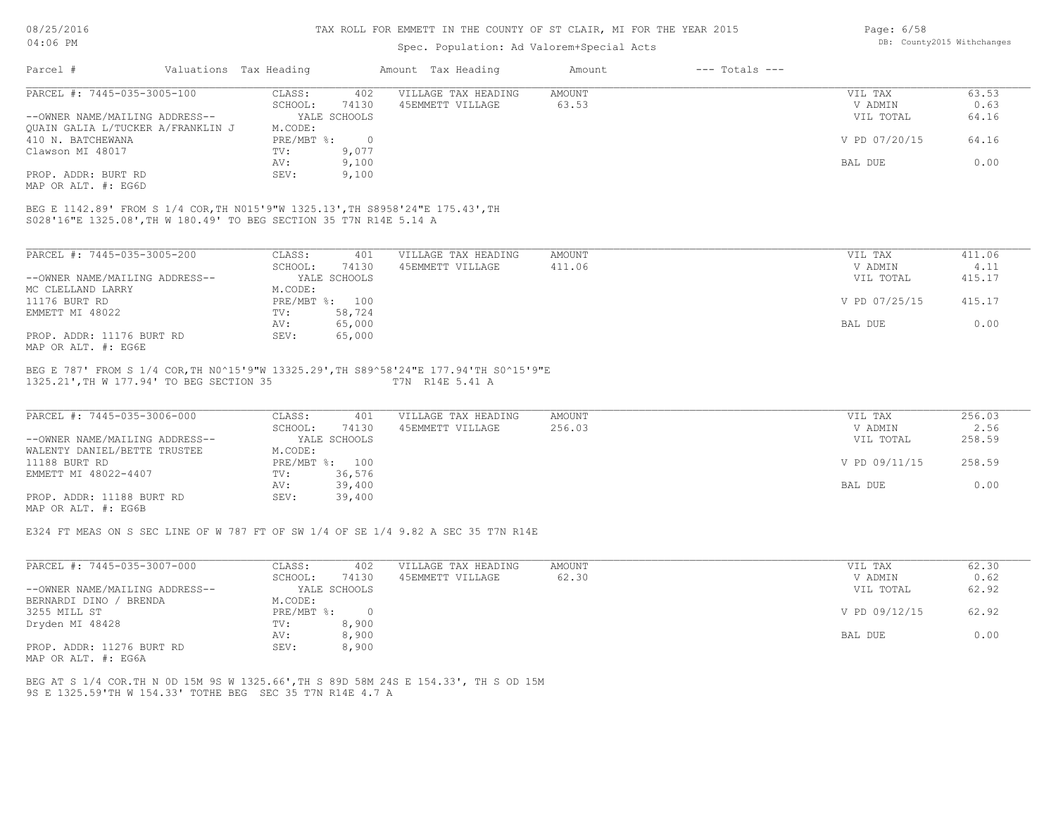Spec. Population: Ad Valorem+Special Acts

| Parcel # | Valuations | Tax Heading | Amount | Tax Heading | Amount | --- Totals --- | |
|---|---|---|---|---|---|---|---|

**PARCEL #: 7445-035-3005-100**

| | | | | | |
|---|---|---|---|---|---|
| CLASS: | 402 | VILLAGE TAX HEADING | AMOUNT | VIL TAX | 63.53 |
| SCHOOL: | 74130 | 45EMMETT VILLAGE | 63.53 | V ADMIN | 0.63 |
| YALE SCHOOLS | | | | VIL TOTAL | 64.16 |
| M.CODE: | | | | | |
| PRE/MBT %: | 0 | | | V PD 07/20/15 | 64.16 |
| TV: | 9,077 | | | | |
| AV: | 9,100 | | | BAL DUE | 0.00 |
| SEV: | 9,100 | | | | |

--OWNER NAME/MAILING ADDRESS--
QUAIN GALIA L/TUCKER A/FRANKLIN J
410 N. BATCHEWANA
Clawson MI 48017

PROP. ADDR: BURT RD
MAP OR ALT. #: EG6D

BEG E 1142.89' FROM S 1/4 COR,TH N015'9"W 1325.13',TH S8958'24"E 175.43',TH S028'16"E 1325.08',TH W 180.49' TO BEG SECTION 35 T7N R14E 5.14 A

**PARCEL #: 7445-035-3005-200**

| | | | | | |
|---|---|---|---|---|---|
| CLASS: | 401 | VILLAGE TAX HEADING | AMOUNT | VIL TAX | 411.06 |
| SCHOOL: | 74130 | 45EMMETT VILLAGE | 411.06 | V ADMIN | 4.11 |
| YALE SCHOOLS | | | | VIL TOTAL | 415.17 |
| M.CODE: | | | | | |
| PRE/MBT %: | 100 | | | V PD 07/25/15 | 415.17 |
| TV: | 58,724 | | | | |
| AV: | 65,000 | | | BAL DUE | 0.00 |
| SEV: | 65,000 | | | | |

--OWNER NAME/MAILING ADDRESS--
MC CLELLAND LARRY
11176 BURT RD
EMMETT MI 48022

PROP. ADDR: 11176 BURT RD
MAP OR ALT. #: EG6E

BEG E 787' FROM S 1/4 COR,TH N0^15'9"W 13325.29',TH S89^58'24"E 177.94'TH S0^15'9"E 1325.21',TH W 177.94' TO BEG SECTION 35 T7N R14E 5.41 A

**PARCEL #: 7445-035-3006-000**

| | | | | | |
|---|---|---|---|---|---|
| CLASS: | 401 | VILLAGE TAX HEADING | AMOUNT | VIL TAX | 256.03 |
| SCHOOL: | 74130 | 45EMMETT VILLAGE | 256.03 | V ADMIN | 2.56 |
| YALE SCHOOLS | | | | VIL TOTAL | 258.59 |
| M.CODE: | | | | | |
| PRE/MBT %: | 100 | | | V PD 09/11/15 | 258.59 |
| TV: | 36,576 | | | | |
| AV: | 39,400 | | | BAL DUE | 0.00 |
| SEV: | 39,400 | | | | |

--OWNER NAME/MAILING ADDRESS--
WALENTY DANIEL/BETTE TRUSTEE
11188 BURT RD
EMMETT MI 48022-4407

PROP. ADDR: 11188 BURT RD
MAP OR ALT. #: EG6B

E324 FT MEAS ON S SEC LINE OF W 787 FT OF SW 1/4 OF SE 1/4 9.82 A SEC 35 T7N R14E

**PARCEL #: 7445-035-3007-000**

| | | | | | |
|---|---|---|---|---|---|
| CLASS: | 402 | VILLAGE TAX HEADING | AMOUNT | VIL TAX | 62.30 |
| SCHOOL: | 74130 | 45EMMETT VILLAGE | 62.30 | V ADMIN | 0.62 |
| YALE SCHOOLS | | | | VIL TOTAL | 62.92 |
| M.CODE: | | | | | |
| PRE/MBT %: | 0 | | | V PD 09/12/15 | 62.92 |
| TV: | 8,900 | | | | |
| AV: | 8,900 | | | BAL DUE | 0.00 |
| SEV: | 8,900 | | | | |

--OWNER NAME/MAILING ADDRESS--
BERNARDI DINO / BRENDA
3255 MILL ST
Dryden MI 48428

PROP. ADDR: 11276 BURT RD
MAP OR ALT. #: EG6A

BEG AT S 1/4 COR.TH N 0D 15M 9S W 1325.66',TH S 89D 58M 24S E 154.33', TH S OD 15M 9S E 1325.59'TH W 154.33' TOTHE BEG SEC 35 T7N R14E 4.7 A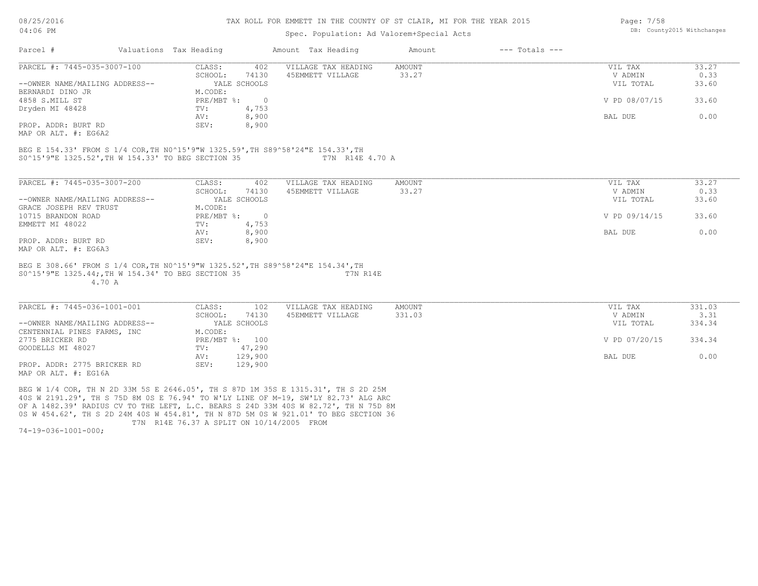TAX ROLL FOR EMMETT IN THE COUNTY OF ST CLAIR, MI FOR THE YEAR 2015

Spec. Population: Ad Valorem+Special Acts

| Parcel # | Valuations | Tax Heading | Amount | Tax Heading | Amount | --- Totals --- | |
|---|---|---|---|---|---|---|---|
| PARCEL #: 7445-035-3007-100 | CLASS: | 402 | VILLAGE TAX HEADING | AMOUNT | | VIL TAX | 33.27 |
| | SCHOOL: | 74130 | 45EMMETT VILLAGE | 33.27 | | V ADMIN | 0.33 |
| --OWNER NAME/MAILING ADDRESS-- | | YALE SCHOOLS | | | | VIL TOTAL | 33.60 |
| BERNARDI DINO JR | M.CODE: | | | | | | |
| 4858 S.MILL ST | PRE/MBT %: | 0 | | | | V PD 08/07/15 | 33.60 |
| Dryden MI 48428 | TV: | 4,753 | | | | | |
| | AV: | 8,900 | | | | BAL DUE | 0.00 |
| PROP. ADDR: BURT RD | SEV: | 8,900 | | | | | |
| MAP OR ALT. #: EG6A2 | | | | | | | |

BEG E 154.33' FROM S 1/4 COR,TH N0^15'9"W 1325.59',TH S89^58'24"E 154.33',TH S0^15'9"E 1325.52',TH W 154.33' TO BEG SECTION 35 T7N R14E 4.70 A

| Parcel # | Valuations | Tax Heading | Amount | Tax Heading | Amount | --- Totals --- | |
|---|---|---|---|---|---|---|---|
| PARCEL #: 7445-035-3007-200 | CLASS: | 402 | VILLAGE TAX HEADING | AMOUNT | | VIL TAX | 33.27 |
| | SCHOOL: | 74130 | 45EMMETT VILLAGE | 33.27 | | V ADMIN | 0.33 |
| --OWNER NAME/MAILING ADDRESS-- | | YALE SCHOOLS | | | | VIL TOTAL | 33.60 |
| GRACE JOSEPH REV TRUST | M.CODE: | | | | | | |
| 10715 BRANDON ROAD | PRE/MBT %: | 0 | | | | V PD 09/14/15 | 33.60 |
| EMMETT MI 48022 | TV: | 4,753 | | | | | |
| | AV: | 8,900 | | | | BAL DUE | 0.00 |
| PROP. ADDR: BURT RD | SEV: | 8,900 | | | | | |
| MAP OR ALT. #: EG6A3 | | | | | | | |

BEG E 308.66' FROM S 1/4 COR,TH N0^15'9"W 1325.52',TH S89^58'24"E 154.34',TH S0^15'9"E 1325.44;,TH W 154.34' TO BEG SECTION 35 T7N R14E 4.70 A

| Parcel # | Valuations | Tax Heading | Amount | Tax Heading | Amount | --- Totals --- | |
|---|---|---|---|---|---|---|---|
| PARCEL #: 7445-036-1001-001 | CLASS: | 102 | VILLAGE TAX HEADING | AMOUNT | | VIL TAX | 331.03 |
| | SCHOOL: | 74130 | 45EMMETT VILLAGE | 331.03 | | V ADMIN | 3.31 |
| --OWNER NAME/MAILING ADDRESS-- | | YALE SCHOOLS | | | | VIL TOTAL | 334.34 |
| CENTENNIAL PINES FARMS, INC | M.CODE: | | | | | | |
| 2775 BRICKER RD | PRE/MBT %: | 100 | | | | V PD 07/20/15 | 334.34 |
| GOODELLS MI 48027 | TV: | 47,290 | | | | | |
| | AV: | 129,900 | | | | BAL DUE | 0.00 |
| PROP. ADDR: 2775 BRICKER RD | SEV: | 129,900 | | | | | |
| MAP OR ALT. #: EG16A | | | | | | | |

BEG W 1/4 COR, TH N 2D 33M 5S E 2646.05', TH S 87D 1M 35S E 1315.31', TH S 2D 25M 40S W 2191.29', TH S 75D 8M 0S E 76.94' TO W'LY LINE OF M-19, SW'LY 82.73' ALG ARC OF A 1482.39' RADIUS CV TO THE LEFT, L.C. BEARS S 24D 33M 40S W 82.72', TH N 75D 8M 0S W 454.62', TH S 2D 24M 40S W 454.81', TH N 87D 5M 0S W 921.01' TO BEG SECTION 36 T7N R14E 76.37 A SPLIT ON 10/14/2005 FROM 74-19-036-1001-000;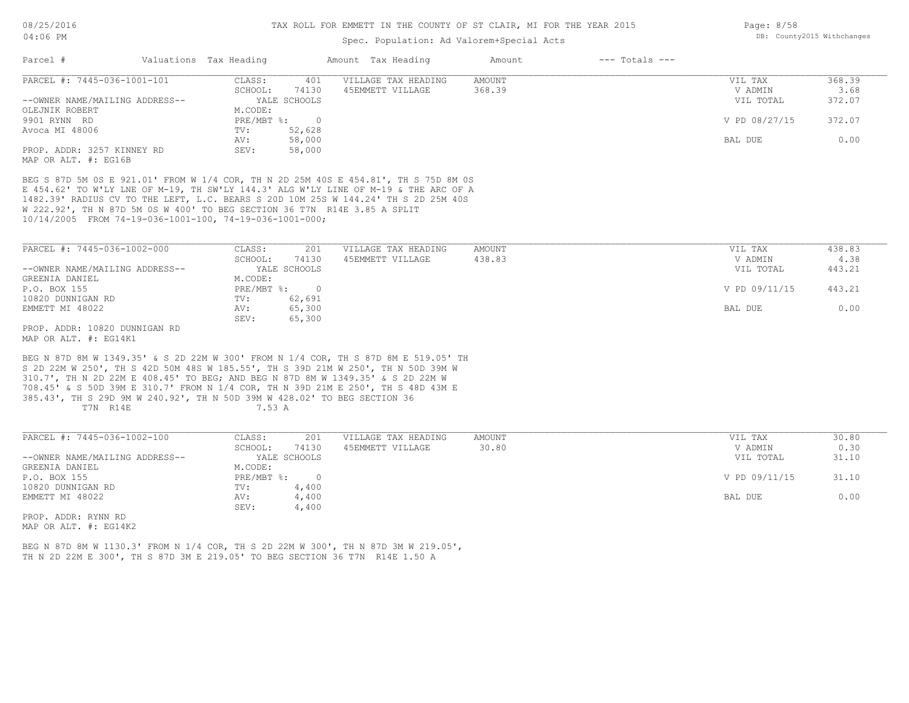# TAX ROLL FOR EMMETT IN THE COUNTY OF ST CLAIR, MI FOR THE YEAR 2015

Spec. Population: Ad Valorem+Special Acts

08/25/2016
04:06 PM

DB: County2015 Withchanges

| Parcel # | Valuations | Tax Heading | Amount | Tax Heading | Amount | --- Totals --- | |
|---|---|---|---|---|---|---|---|

**PARCEL #: 7445-036-1001-101**

| | | | | | |
|---|---|---|---|---|---|
| CLASS: | 401 | VILLAGE TAX HEADING | AMOUNT | VIL TAX | 368.39 |
| SCHOOL: | 74130 | 45EMMETT VILLAGE | 368.39 | V ADMIN | 3.68 |
| YALE SCHOOLS | | | | VIL TOTAL | 372.07 |
| M.CODE: | | | | | |
| PRE/MBT %: | 0 | | | V PD 08/27/15 | 372.07 |
| TV: | 52,628 | | | | |
| AV: | 58,000 | | | BAL DUE | 0.00 |
| SEV: | 58,000 | | | | |

--OWNER NAME/MAILING ADDRESS--
OLEJNIK ROBERT
9901 RYNN RD
Avoca MI 48006

PROP. ADDR: 3257 KINNEY RD
MAP OR ALT. #: EG16B

BEG S 87D 5M 0S E 921.01' FROM W 1/4 COR, TH N 2D 25M 40S E 454.81', TH S 75D 8M 0S E 454.62' TO W'LY LNE OF M-19, TH SW'LY 144.3' ALG W'LY LINE OF M-19 & THE ARC OF A 1482.39' RADIUS CV TO THE LEFT, L.C. BEARS S 20D 10M 25S W 144.24' TH S 2D 25M 40S W 222.92', TH N 87D 5M 0S W 400' TO BEG SECTION 36 T7N R14E 3.85 A SPLIT 10/14/2005 FROM 74-19-036-1001-100, 74-19-036-1001-000;

**PARCEL #: 7445-036-1002-000**

| | | | | | |
|---|---|---|---|---|---|
| CLASS: | 201 | VILLAGE TAX HEADING | AMOUNT | VIL TAX | 438.83 |
| SCHOOL: | 74130 | 45EMMETT VILLAGE | 438.83 | V ADMIN | 4.38 |
| YALE SCHOOLS | | | | VIL TOTAL | 443.21 |
| M.CODE: | | | | | |
| PRE/MBT %: | 0 | | | V PD 09/11/15 | 443.21 |
| TV: | 62,691 | | | | |
| AV: | 65,300 | | | BAL DUE | 0.00 |
| SEV: | 65,300 | | | | |

--OWNER NAME/MAILING ADDRESS--
GREENIA DANIEL
P.O. BOX 155
10820 DUNNIGAN RD
EMMETT MI 48022

PROP. ADDR: 10820 DUNNIGAN RD
MAP OR ALT. #: EG14K1

BEG N 87D 8M W 1349.35' & S 2D 22M W 300' FROM N 1/4 COR, TH S 87D 8M E 519.05' TH S 2D 22M W 250', TH S 42D 50M 48S W 185.55', TH S 39D 21M W 250', TH N 50D 39M W 310.7', TH N 2D 22M E 408.45' TO BEG; AND BEG N 87D 8M W 1349.35' & S 2D 22M W 708.45' & S 50D 39M E 310.7' FROM N 1/4 COR, TH N 39D 21M E 250', TH S 48D 43M E 385.43', TH S 29D 9M W 240.92', TH N 50D 39M W 428.02' TO BEG SECTION 36 T7N R14E 7.53 A

**PARCEL #: 7445-036-1002-100**

| | | | | | |
|---|---|---|---|---|---|
| CLASS: | 201 | VILLAGE TAX HEADING | AMOUNT | VIL TAX | 30.80 |
| SCHOOL: | 74130 | 45EMMETT VILLAGE | 30.80 | V ADMIN | 0.30 |
| YALE SCHOOLS | | | | VIL TOTAL | 31.10 |
| M.CODE: | | | | | |
| PRE/MBT %: | 0 | | | V PD 09/11/15 | 31.10 |
| TV: | 4,400 | | | | |
| AV: | 4,400 | | | BAL DUE | 0.00 |
| SEV: | 4,400 | | | | |

--OWNER NAME/MAILING ADDRESS--
GREENIA DANIEL
P.O. BOX 155
10820 DUNNIGAN RD
EMMETT MI 48022

PROP. ADDR: RYNN RD
MAP OR ALT. #: EG14K2

BEG N 87D 8M W 1130.3' FROM N 1/4 COR, TH S 2D 22M W 300', TH N 87D 3M W 219.05', TH N 2D 22M E 300', TH S 87D 3M E 219.05' TO BEG SECTION 36 T7N R14E 1.50 A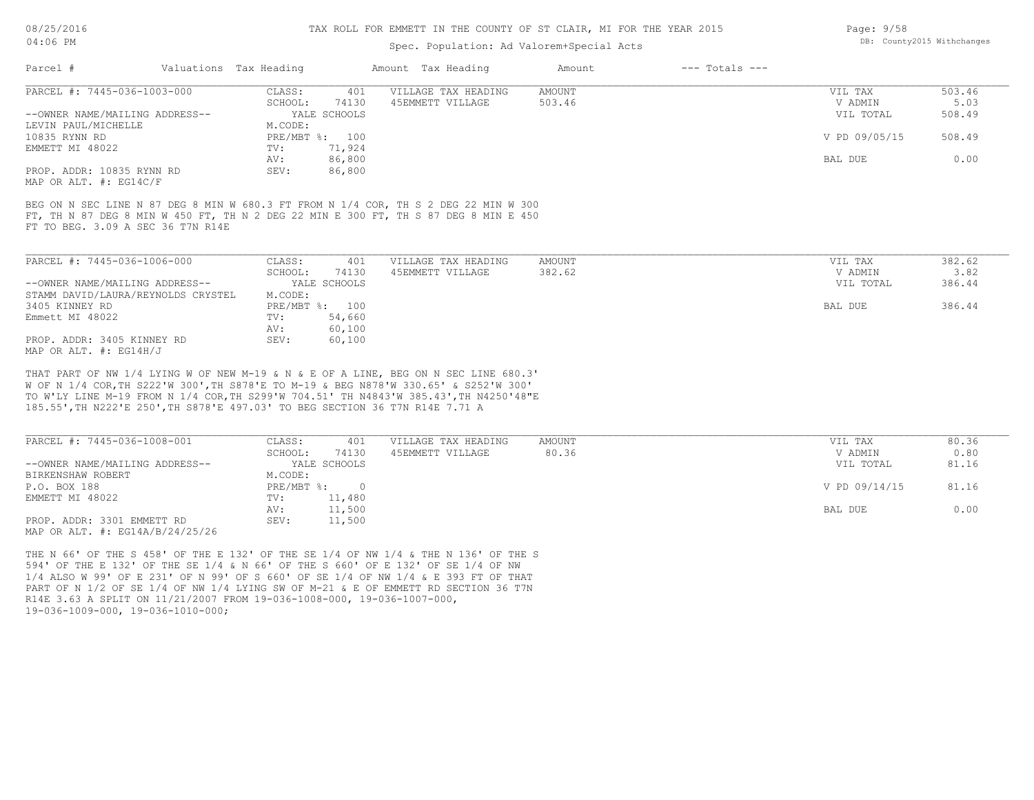TAX ROLL FOR EMMETT IN THE COUNTY OF ST CLAIR, MI FOR THE YEAR 2015

Spec. Population: Ad Valorem+Special Acts

| Parcel # | Valuations | Tax Heading | Amount | Tax Heading | Amount | --- Totals --- | |
|---|---|---|---|---|---|---|---|
| PARCEL #: 7445-036-1003-000 | CLASS: | 401 | VILLAGE TAX HEADING | AMOUNT | | VIL TAX | 503.46 |
| | SCHOOL: | 74130 | 45EMMETT VILLAGE | 503.46 | | V ADMIN | 5.03 |
| --OWNER NAME/MAILING ADDRESS-- | | YALE SCHOOLS | | | | VIL TOTAL | 508.49 |
| LEVIN PAUL/MICHELLE | M.CODE: | | | | | | |
| 10835 RYNN RD | PRE/MBT %: | 100 | | | | V PD 09/05/15 | 508.49 |
| EMMETT MI 48022 | TV: | 71,924 | | | | | |
| | AV: | 86,800 | | | | BAL DUE | 0.00 |
| PROP. ADDR: 10835 RYNN RD | SEV: | 86,800 | | | | | |
| MAP OR ALT. #: EG14C/F | | | | | | | |

BEG ON N SEC LINE N 87 DEG 8 MIN W 680.3 FT FROM N 1/4 COR, TH S 2 DEG 22 MIN W 300 FT, TH N 87 DEG 8 MIN W 450 FT, TH N 2 DEG 22 MIN E 300 FT, TH S 87 DEG 8 MIN E 450 FT TO BEG. 3.09 A SEC 36 T7N R14E

| Parcel # | Valuations | Tax Heading | Amount | Tax Heading | Amount | --- Totals --- | |
|---|---|---|---|---|---|---|---|
| PARCEL #: 7445-036-1006-000 | CLASS: | 401 | VILLAGE TAX HEADING | AMOUNT | | VIL TAX | 382.62 |
| | SCHOOL: | 74130 | 45EMMETT VILLAGE | 382.62 | | V ADMIN | 3.82 |
| --OWNER NAME/MAILING ADDRESS-- | | YALE SCHOOLS | | | | VIL TOTAL | 386.44 |
| STAMM DAVID/LAURA/REYNOLDS CRYSTEL | M.CODE: | | | | | | |
| 3405 KINNEY RD | PRE/MBT %: | 100 | | | | BAL DUE | 386.44 |
| Emmett MI 48022 | TV: | 54,660 | | | | | |
| | AV: | 60,100 | | | | | |
| PROP. ADDR: 3405 KINNEY RD | SEV: | 60,100 | | | | | |
| MAP OR ALT. #: EG14H/J | | | | | | | |

THAT PART OF NW 1/4 LYING W OF NEW M-19 & N & E OF A LINE, BEG ON N SEC LINE 680.3' W OF N 1/4 COR,TH S222'W 300',TH S878'E TO M-19 & BEG N878'W 330.65' & S252'W 300' TO W'LY LINE M-19 FROM N 1/4 COR,TH S299'W 704.51' TH N4843'W 385.43',TH N4250'48"E 185.55',TH N222'E 250',TH S878'E 497.03' TO BEG SECTION 36 T7N R14E 7.71 A

| Parcel # | Valuations | Tax Heading | Amount | Tax Heading | Amount | --- Totals --- | |
|---|---|---|---|---|---|---|---|
| PARCEL #: 7445-036-1008-001 | CLASS: | 401 | VILLAGE TAX HEADING | AMOUNT | | VIL TAX | 80.36 |
| | SCHOOL: | 74130 | 45EMMETT VILLAGE | 80.36 | | V ADMIN | 0.80 |
| --OWNER NAME/MAILING ADDRESS-- | | YALE SCHOOLS | | | | VIL TOTAL | 81.16 |
| BIRKENSHAW ROBERT | M.CODE: | | | | | | |
| P.O. BOX 188 | PRE/MBT %: | 0 | | | | V PD 09/14/15 | 81.16 |
| EMMETT MI 48022 | TV: | 11,480 | | | | | |
| | AV: | 11,500 | | | | BAL DUE | 0.00 |
| PROP. ADDR: 3301 EMMETT RD | SEV: | 11,500 | | | | | |
| MAP OR ALT. #: EG14A/B/24/25/26 | | | | | | | |

THE N 66' OF THE S 458' OF THE E 132' OF THE SE 1/4 OF NW 1/4 & THE N 136' OF THE S 594' OF THE E 132' OF THE SE 1/4 & N 66' OF THE S 660' OF E 132' OF SE 1/4 OF NW 1/4 ALSO W 99' OF E 231' OF N 99' OF S 660' OF SE 1/4 OF NW 1/4 & E 393 FT OF THAT PART OF N 1/2 OF SE 1/4 OF NW 1/4 LYING SW OF M-21 & E OF EMMETT RD SECTION 36 T7N R14E 3.63 A SPLIT ON 11/21/2007 FROM 19-036-1008-000, 19-036-1007-000, 19-036-1009-000, 19-036-1010-000;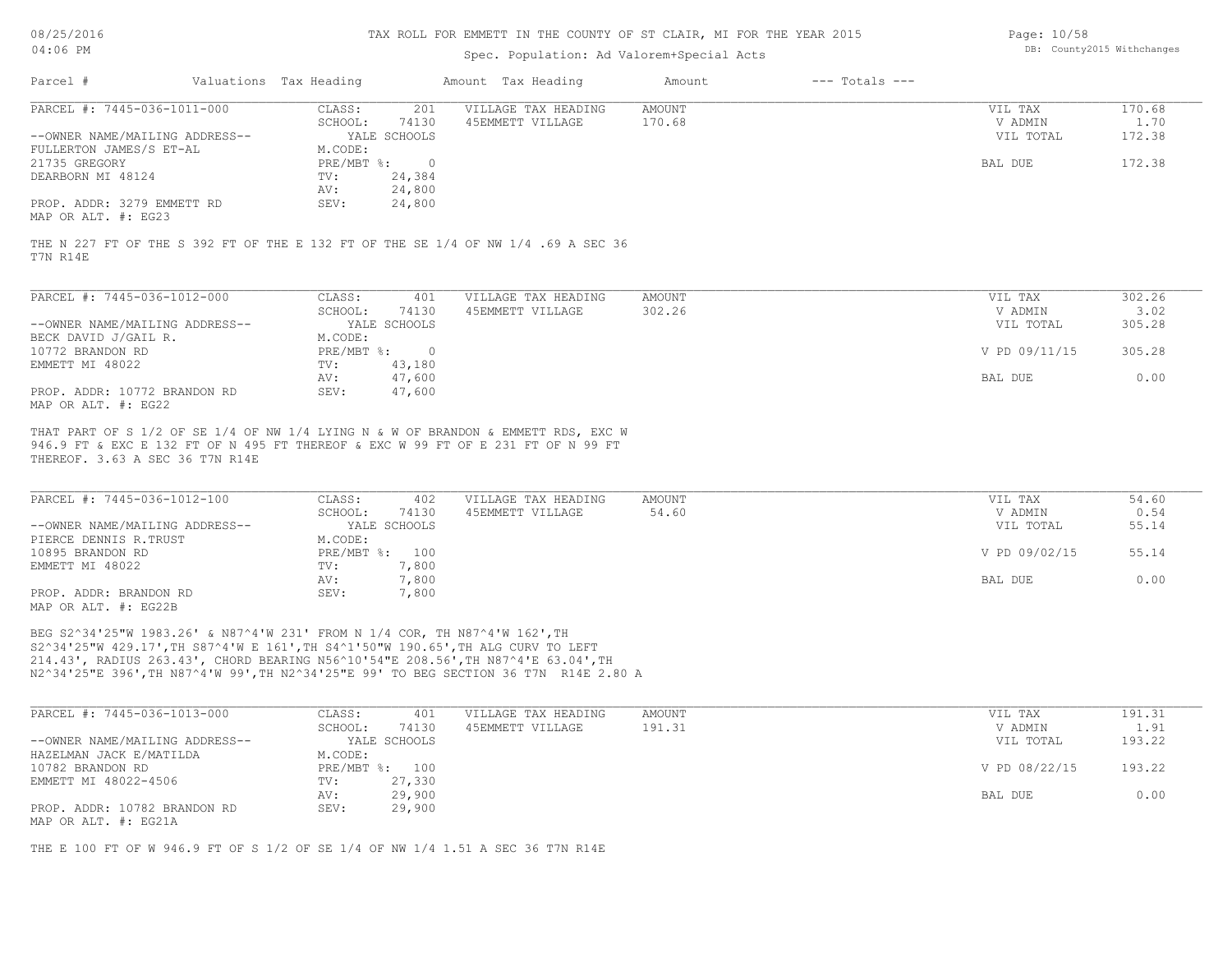# TAX ROLL FOR EMMETT IN THE COUNTY OF ST CLAIR, MI FOR THE YEAR 2015

Spec. Population: Ad Valorem+Special Acts

08/25/2016
04:06 PM

DB: County2015 Withchanges

| Parcel # | Valuations | Tax Heading | Amount | Tax Heading | Amount | --- Totals --- | |
|---|---|---|---|---|---|---|---|

---

**PARCEL #: 7445-036-1011-000**

| | | | | |
|---|---|---|---|---|
| CLASS: 201 | VILLAGE TAX HEADING | AMOUNT | VIL TAX | 170.68 |
| SCHOOL: 74130 | 45EMMETT VILLAGE | 170.68 | V ADMIN | 1.70 |
| YALE SCHOOLS | | | VIL TOTAL | 172.38 |
| M.CODE: | | | | |
| PRE/MBT %: 0 | | | BAL DUE | 172.38 |
| TV: 24,384 | | | | |
| AV: 24,800 | | | | |
| SEV: 24,800 | | | | |

--OWNER NAME/MAILING ADDRESS--
FULLERTON JAMES/S ET-AL
21735 GREGORY
DEARBORN MI 48124

PROP. ADDR: 3279 EMMETT RD
MAP OR ALT. #: EG23

THE N 227 FT OF THE S 392 FT OF THE E 132 FT OF THE SE 1/4 OF NW 1/4 .69 A SEC 36 T7N R14E

---

**PARCEL #: 7445-036-1012-000**

| | | | | |
|---|---|---|---|---|
| CLASS: 401 | VILLAGE TAX HEADING | AMOUNT | VIL TAX | 302.26 |
| SCHOOL: 74130 | 45EMMETT VILLAGE | 302.26 | V ADMIN | 3.02 |
| YALE SCHOOLS | | | VIL TOTAL | 305.28 |
| M.CODE: | | | | |
| PRE/MBT %: 0 | | | V PD 09/11/15 | 305.28 |
| TV: 43,180 | | | | |
| AV: 47,600 | | | BAL DUE | 0.00 |
| SEV: 47,600 | | | | |

--OWNER NAME/MAILING ADDRESS--
BECK DAVID J/GAIL R.
10772 BRANDON RD
EMMETT MI 48022

PROP. ADDR: 10772 BRANDON RD
MAP OR ALT. #: EG22

THAT PART OF S 1/2 OF SE 1/4 OF NW 1/4 LYING N & W OF BRANDON & EMMETT RDS, EXC W 946.9 FT & EXC E 132 FT OF N 495 FT THEREOF & EXC W 99 FT OF E 231 FT OF N 99 FT THEREOF. 3.63 A SEC 36 T7N R14E

---

**PARCEL #: 7445-036-1012-100**

| | | | | |
|---|---|---|---|---|
| CLASS: 402 | VILLAGE TAX HEADING | AMOUNT | VIL TAX | 54.60 |
| SCHOOL: 74130 | 45EMMETT VILLAGE | 54.60 | V ADMIN | 0.54 |
| YALE SCHOOLS | | | VIL TOTAL | 55.14 |
| M.CODE: | | | | |
| PRE/MBT %: 100 | | | V PD 09/02/15 | 55.14 |
| TV: 7,800 | | | | |
| AV: 7,800 | | | BAL DUE | 0.00 |
| SEV: 7,800 | | | | |

--OWNER NAME/MAILING ADDRESS--
PIERCE DENNIS R.TRUST
10895 BRANDON RD
EMMETT MI 48022

PROP. ADDR: BRANDON RD
MAP OR ALT. #: EG22B

BEG S2^34'25"W 1983.26' & N87^4'W 231' FROM N 1/4 COR, TH N87^4'W 162',TH S2^34'25"W 429.17',TH S87^4'W E 161',TH S4^1'50"W 190.65',TH ALG CURV TO LEFT 214.43', RADIUS 263.43', CHORD BEARING N56^10'54"E 208.56',TH N87^4'E 63.04',TH N2^34'25"E 396',TH N87^4'W 99',TH N2^34'25"E 99' TO BEG SECTION 36 T7N R14E 2.80 A

---

**PARCEL #: 7445-036-1013-000**

| | | | | |
|---|---|---|---|---|
| CLASS: 401 | VILLAGE TAX HEADING | AMOUNT | VIL TAX | 191.31 |
| SCHOOL: 74130 | 45EMMETT VILLAGE | 191.31 | V ADMIN | 1.91 |
| YALE SCHOOLS | | | VIL TOTAL | 193.22 |
| M.CODE: | | | | |
| PRE/MBT %: 100 | | | V PD 08/22/15 | 193.22 |
| TV: 27,330 | | | | |
| AV: 29,900 | | | BAL DUE | 0.00 |
| SEV: 29,900 | | | | |

--OWNER NAME/MAILING ADDRESS--
HAZELMAN JACK E/MATILDA
10782 BRANDON RD
EMMETT MI 48022-4506

PROP. ADDR: 10782 BRANDON RD
MAP OR ALT. #: EG21A

THE E 100 FT OF W 946.9 FT OF S 1/2 OF SE 1/4 OF NW 1/4 1.51 A SEC 36 T7N R14E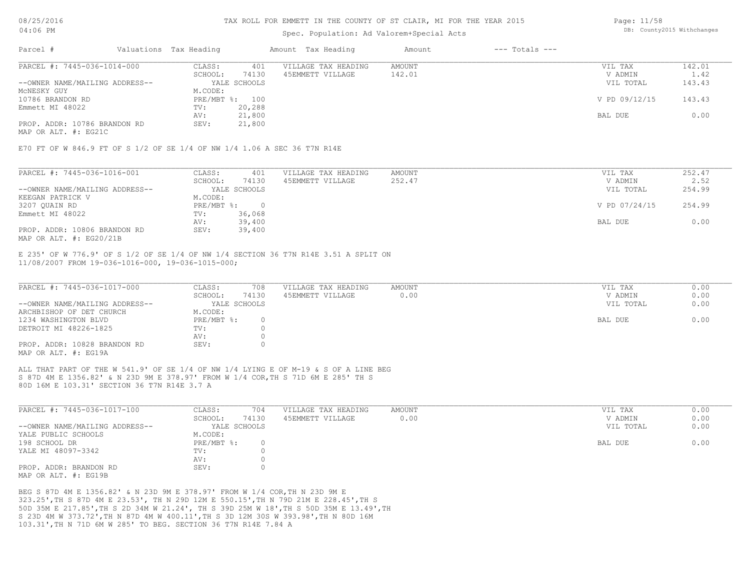# TAX ROLL FOR EMMETT IN THE COUNTY OF ST CLAIR, MI FOR THE YEAR 2015

Spec. Population: Ad Valorem+Special Acts

08/25/2016 04:06 PM — DB: County2015 Withchanges

| Parcel # | Valuations | Tax Heading | Amount | Tax Heading | Amount | --- Totals --- | |
|---|---|---|---|---|---|---|---|
| PARCEL #: 7445-036-1014-000 | CLASS: 401 | VILLAGE TAX HEADING | AMOUNT | | | VIL TAX | 142.01 |
| | SCHOOL: 74130 | 45EMMETT VILLAGE | 142.01 | | | V ADMIN | 1.42 |
| --OWNER NAME/MAILING ADDRESS-- | YALE SCHOOLS | | | | | VIL TOTAL | 143.43 |
| McNESKY GUY | M.CODE: | | | | | | |
| 10786 BRANDON RD | PRE/MBT %: 100 | | | | | V PD 09/12/15 | 143.43 |
| Emmett MI 48022 | TV: 20,288 | | | | | | |
| | AV: 21,800 | | | | | BAL DUE | 0.00 |
| PROP. ADDR: 10786 BRANDON RD | SEV: 21,800 | | | | | | |
| MAP OR ALT. #: EG21C | | | | | | | |

E70 FT OF W 846.9 FT OF S 1/2 OF SE 1/4 OF NW 1/4 1.06 A SEC 36 T7N R14E

| Parcel # | Valuations | Tax Heading | Amount | Tax Heading | Amount | --- Totals --- | |
|---|---|---|---|---|---|---|---|
| PARCEL #: 7445-036-1016-001 | CLASS: 401 | VILLAGE TAX HEADING | AMOUNT | | | VIL TAX | 252.47 |
| | SCHOOL: 74130 | 45EMMETT VILLAGE | 252.47 | | | V ADMIN | 2.52 |
| --OWNER NAME/MAILING ADDRESS-- | YALE SCHOOLS | | | | | VIL TOTAL | 254.99 |
| KEEGAN PATRICK V | M.CODE: | | | | | | |
| 3207 QUAIN RD | PRE/MBT %: 0 | | | | | V PD 07/24/15 | 254.99 |
| Emmett MI 48022 | TV: 36,068 | | | | | | |
| | AV: 39,400 | | | | | BAL DUE | 0.00 |
| PROP. ADDR: 10806 BRANDON RD | SEV: 39,400 | | | | | | |
| MAP OR ALT. #: EG20/21B | | | | | | | |

E 235' OF W 776.9' OF S 1/2 OF SE 1/4 OF NW 1/4 SECTION 36 T7N R14E 3.51 A SPLIT ON 11/08/2007 FROM 19-036-1016-000, 19-036-1015-000;

| Parcel # | Valuations | Tax Heading | Amount | Tax Heading | Amount | --- Totals --- | |
|---|---|---|---|---|---|---|---|
| PARCEL #: 7445-036-1017-000 | CLASS: 708 | VILLAGE TAX HEADING | AMOUNT | | | VIL TAX | 0.00 |
| | SCHOOL: 74130 | 45EMMETT VILLAGE | 0.00 | | | V ADMIN | 0.00 |
| --OWNER NAME/MAILING ADDRESS-- | YALE SCHOOLS | | | | | VIL TOTAL | 0.00 |
| ARCHBISHOP OF DET CHURCH | M.CODE: | | | | | | |
| 1234 WASHINGTON BLVD | PRE/MBT %: 0 | | | | | BAL DUE | 0.00 |
| DETROIT MI 48226-1825 | TV: 0 | | | | | | |
| | AV: 0 | | | | | | |
| PROP. ADDR: 10828 BRANDON RD | SEV: 0 | | | | | | |
| MAP OR ALT. #: EG19A | | | | | | | |

ALL THAT PART OF THE W 541.9' OF SE 1/4 OF NW 1/4 LYING E OF M-19 & S OF A LINE BEG S 87D 4M E 1356.82' & N 23D 9M E 378.97' FROM W 1/4 COR,TH S 71D 6M E 285' TH S 80D 16M E 103.31' SECTION 36 T7N R14E 3.7 A

| Parcel # | Valuations | Tax Heading | Amount | Tax Heading | Amount | --- Totals --- | |
|---|---|---|---|---|---|---|---|
| PARCEL #: 7445-036-1017-100 | CLASS: 704 | VILLAGE TAX HEADING | AMOUNT | | | VIL TAX | 0.00 |
| | SCHOOL: 74130 | 45EMMETT VILLAGE | 0.00 | | | V ADMIN | 0.00 |
| --OWNER NAME/MAILING ADDRESS-- | YALE SCHOOLS | | | | | VIL TOTAL | 0.00 |
| YALE PUBLIC SCHOOLS | M.CODE: | | | | | | |
| 198 SCHOOL DR | PRE/MBT %: 0 | | | | | BAL DUE | 0.00 |
| YALE MI 48097-3342 | TV: 0 | | | | | | |
| | AV: 0 | | | | | | |
| PROP. ADDR: BRANDON RD | SEV: 0 | | | | | | |
| MAP OR ALT. #: EG19B | | | | | | | |

BEG S 87D 4M E 1356.82' & N 23D 9M E 378.97' FROM W 1/4 COR,TH N 23D 9M E 323.25',TH S 87D 4M E 23.53', TH N 29D 12M E 550.15',TH N 79D 21M E 228.45',TH S 50D 35M E 217.85',TH S 2D 34M W 21.24', TH S 39D 25M W 18',TH S 50D 35M E 13.49',TH S 23D 4M W 373.72',TH N 87D 4M W 400.11',TH S 3D 12M 30S W 393.98',TH N 80D 16M 103.31',TH N 71D 6M W 285' TO BEG. SECTION 36 T7N R14E 7.84 A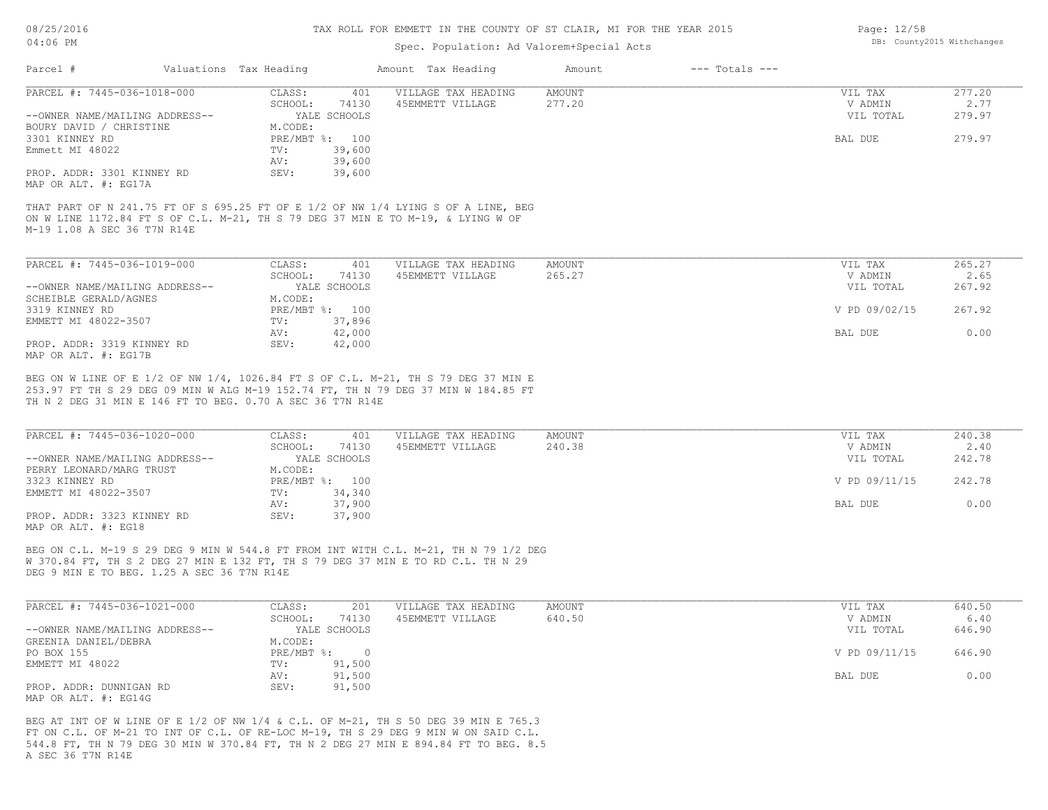TAX ROLL FOR EMMETT IN THE COUNTY OF ST CLAIR, MI FOR THE YEAR 2015

Spec. Population: Ad Valorem+Special Acts

| Parcel # | Valuations | Tax Heading | Amount | Tax Heading | Amount | --- Totals --- | |
|---|---|---|---|---|---|---|---|

PARCEL #: 7445-036-1018-000

| | | | | | |
|---|---|---|---|---|---|
| CLASS: | 401 | VILLAGE TAX HEADING | AMOUNT | VIL TAX | 277.20 |
| SCHOOL: | 74130 | 45EMMETT VILLAGE | 277.20 | V ADMIN | 2.77 |
| YALE SCHOOLS | | | | VIL TOTAL | 279.97 |
| M.CODE: | | | | | |
| PRE/MBT %: | 100 | | | BAL DUE | 279.97 |
| TV: | 39,600 | | | | |
| AV: | 39,600 | | | | |
| SEV: | 39,600 | | | | |

--OWNER NAME/MAILING ADDRESS--
BOURY DAVID / CHRISTINE
3301 KINNEY RD
Emmett MI 48022

PROP. ADDR: 3301 KINNEY RD
MAP OR ALT. #: EG17A

THAT PART OF N 241.75 FT OF S 695.25 FT OF E 1/2 OF NW 1/4 LYING S OF A LINE, BEG ON W LINE 1172.84 FT S OF C.L. M-21, TH S 79 DEG 37 MIN E TO M-19, & LYING W OF M-19 1.08 A SEC 36 T7N R14E

PARCEL #: 7445-036-1019-000

| | | | | | |
|---|---|---|---|---|---|
| CLASS: | 401 | VILLAGE TAX HEADING | AMOUNT | VIL TAX | 265.27 |
| SCHOOL: | 74130 | 45EMMETT VILLAGE | 265.27 | V ADMIN | 2.65 |
| YALE SCHOOLS | | | | VIL TOTAL | 267.92 |
| M.CODE: | | | | | |
| PRE/MBT %: | 100 | | | V PD 09/02/15 | 267.92 |
| TV: | 37,896 | | | | |
| AV: | 42,000 | | | BAL DUE | 0.00 |
| SEV: | 42,000 | | | | |

--OWNER NAME/MAILING ADDRESS--
SCHEIBLE GERALD/AGNES
3319 KINNEY RD
EMMETT MI 48022-3507

PROP. ADDR: 3319 KINNEY RD
MAP OR ALT. #: EG17B

BEG ON W LINE OF E 1/2 OF NW 1/4, 1026.84 FT S OF C.L. M-21, TH S 79 DEG 37 MIN E 253.97 FT TH S 29 DEG 09 MIN W ALG M-19 152.74 FT, TH N 79 DEG 37 MIN W 184.85 FT TH N 2 DEG 31 MIN E 146 FT TO BEG. 0.70 A SEC 36 T7N R14E

PARCEL #: 7445-036-1020-000

| | | | | | |
|---|---|---|---|---|---|
| CLASS: | 401 | VILLAGE TAX HEADING | AMOUNT | VIL TAX | 240.38 |
| SCHOOL: | 74130 | 45EMMETT VILLAGE | 240.38 | V ADMIN | 2.40 |
| YALE SCHOOLS | | | | VIL TOTAL | 242.78 |
| M.CODE: | | | | | |
| PRE/MBT %: | 100 | | | V PD 09/11/15 | 242.78 |
| TV: | 34,340 | | | | |
| AV: | 37,900 | | | BAL DUE | 0.00 |
| SEV: | 37,900 | | | | |

--OWNER NAME/MAILING ADDRESS--
PERRY LEONARD/MARG TRUST
3323 KINNEY RD
EMMETT MI 48022-3507

PROP. ADDR: 3323 KINNEY RD
MAP OR ALT. #: EG18

BEG ON C.L. M-19 S 29 DEG 9 MIN W 544.8 FT FROM INT WITH C.L. M-21, TH N 79 1/2 DEG W 370.84 FT, TH S 2 DEG 27 MIN E 132 FT, TH S 79 DEG 37 MIN E TO RD C.L. TH N 29 DEG 9 MIN E TO BEG. 1.25 A SEC 36 T7N R14E

PARCEL #: 7445-036-1021-000

| | | | | | |
|---|---|---|---|---|---|
| CLASS: | 201 | VILLAGE TAX HEADING | AMOUNT | VIL TAX | 640.50 |
| SCHOOL: | 74130 | 45EMMETT VILLAGE | 640.50 | V ADMIN | 6.40 |
| YALE SCHOOLS | | | | VIL TOTAL | 646.90 |
| M.CODE: | | | | | |
| PRE/MBT %: | 0 | | | V PD 09/11/15 | 646.90 |
| TV: | 91,500 | | | | |
| AV: | 91,500 | | | BAL DUE | 0.00 |
| SEV: | 91,500 | | | | |

--OWNER NAME/MAILING ADDRESS--
GREENIA DANIEL/DEBRA
PO BOX 155
EMMETT MI 48022

PROP. ADDR: DUNNIGAN RD
MAP OR ALT. #: EG14G

BEG AT INT OF W LINE OF E 1/2 OF NW 1/4 & C.L. OF M-21, TH S 50 DEG 39 MIN E 765.3 FT ON C.L. OF M-21 TO INT OF C.L. OF RE-LOC M-19, TH S 29 DEG 9 MIN W ON SAID C.L. 544.8 FT, TH N 79 DEG 30 MIN W 370.84 FT, TH N 2 DEG 27 MIN E 894.84 FT TO BEG. 8.5 A SEC 36 T7N R14E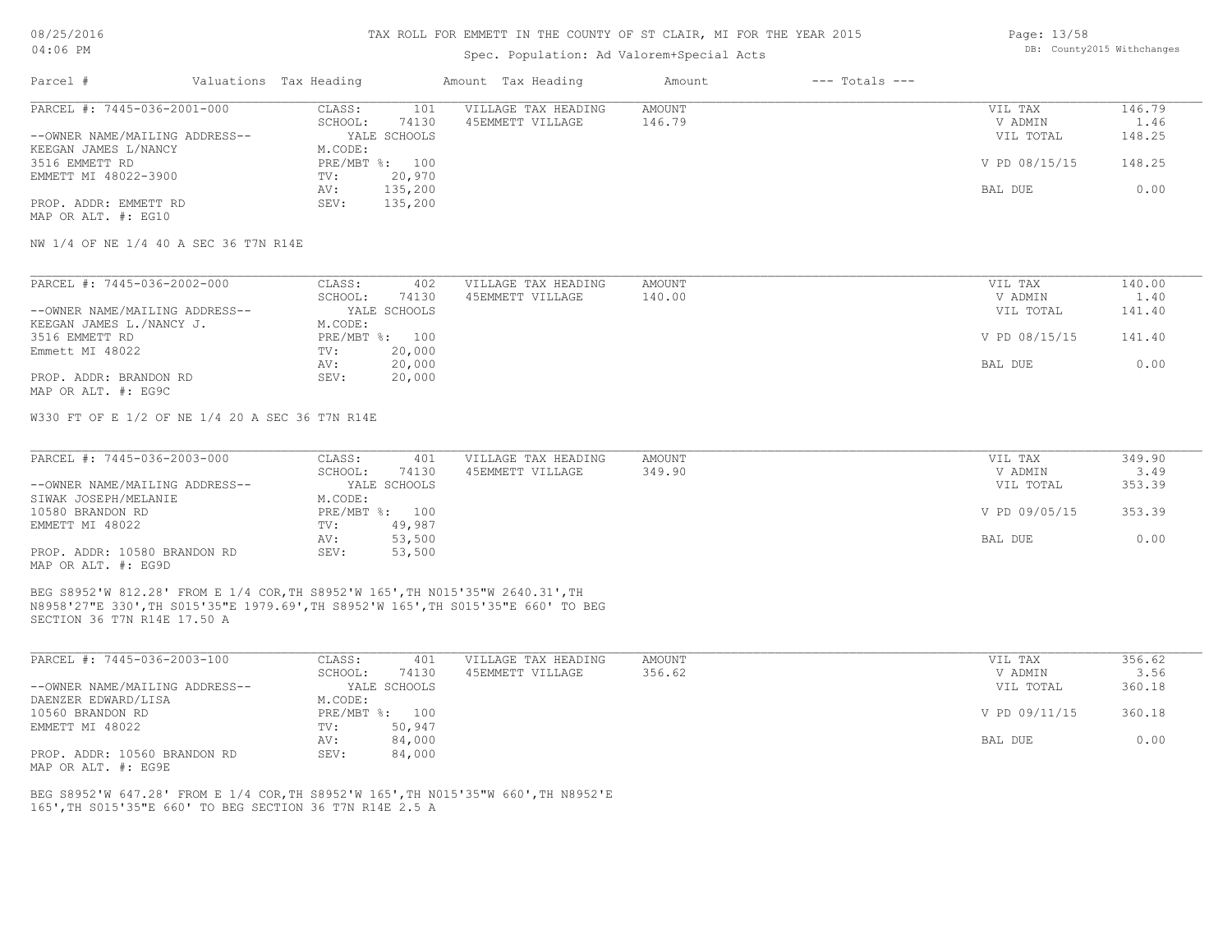# TAX ROLL FOR EMMETT IN THE COUNTY OF ST CLAIR, MI FOR THE YEAR 2015

Spec. Population: Ad Valorem+Special Acts

| Parcel # | Valuations | Tax Heading | Amount | Tax Heading | Amount | --- Totals --- |
|---|---|---|---|---|---|---|

---

**PARCEL #: 7445-036-2001-000**

| | | | | |
|---|---|---|---|---|
| CLASS: 101 | VILLAGE TAX HEADING | AMOUNT | VIL TAX | 146.79 |
| SCHOOL: 74130 | 45EMMETT VILLAGE | 146.79 | V ADMIN | 1.46 |
| YALE SCHOOLS | | | VIL TOTAL | 148.25 |
| M.CODE: | | | | |
| PRE/MBT %: 100 | | | V PD 08/15/15 | 148.25 |
| TV: 20,970 | | | | |
| AV: 135,200 | | | BAL DUE | 0.00 |
| SEV: 135,200 | | | | |

--OWNER NAME/MAILING ADDRESS--
KEEGAN JAMES L/NANCY
3516 EMMETT RD
EMMETT MI 48022-3900

PROP. ADDR: EMMETT RD
MAP OR ALT. #: EG10

NW 1/4 OF NE 1/4 40 A SEC 36 T7N R14E

---

**PARCEL #: 7445-036-2002-000**

| | | | | |
|---|---|---|---|---|
| CLASS: 402 | VILLAGE TAX HEADING | AMOUNT | VIL TAX | 140.00 |
| SCHOOL: 74130 | 45EMMETT VILLAGE | 140.00 | V ADMIN | 1.40 |
| YALE SCHOOLS | | | VIL TOTAL | 141.40 |
| M.CODE: | | | | |
| PRE/MBT %: 100 | | | V PD 08/15/15 | 141.40 |
| TV: 20,000 | | | | |
| AV: 20,000 | | | BAL DUE | 0.00 |
| SEV: 20,000 | | | | |

--OWNER NAME/MAILING ADDRESS--
KEEGAN JAMES L./NANCY J.
3516 EMMETT RD
Emmett MI 48022

PROP. ADDR: BRANDON RD
MAP OR ALT. #: EG9C

W330 FT OF E 1/2 OF NE 1/4 20 A SEC 36 T7N R14E

---

**PARCEL #: 7445-036-2003-000**

| | | | | |
|---|---|---|---|---|
| CLASS: 401 | VILLAGE TAX HEADING | AMOUNT | VIL TAX | 349.90 |
| SCHOOL: 74130 | 45EMMETT VILLAGE | 349.90 | V ADMIN | 3.49 |
| YALE SCHOOLS | | | VIL TOTAL | 353.39 |
| M.CODE: | | | | |
| PRE/MBT %: 100 | | | V PD 09/05/15 | 353.39 |
| TV: 49,987 | | | | |
| AV: 53,500 | | | BAL DUE | 0.00 |
| SEV: 53,500 | | | | |

--OWNER NAME/MAILING ADDRESS--
SIWAK JOSEPH/MELANIE
10580 BRANDON RD
EMMETT MI 48022

PROP. ADDR: 10580 BRANDON RD
MAP OR ALT. #: EG9D

BEG S8952'W 812.28' FROM E 1/4 COR,TH S8952'W 165',TH N015'35"W 2640.31',TH N8958'27"E 330',TH S015'35"E 1979.69',TH S8952'W 165',TH S015'35"E 660' TO BEG SECTION 36 T7N R14E 17.50 A

---

**PARCEL #: 7445-036-2003-100**

| | | | | |
|---|---|---|---|---|
| CLASS: 401 | VILLAGE TAX HEADING | AMOUNT | VIL TAX | 356.62 |
| SCHOOL: 74130 | 45EMMETT VILLAGE | 356.62 | V ADMIN | 3.56 |
| YALE SCHOOLS | | | VIL TOTAL | 360.18 |
| M.CODE: | | | | |
| PRE/MBT %: 100 | | | V PD 09/11/15 | 360.18 |
| TV: 50,947 | | | | |
| AV: 84,000 | | | BAL DUE | 0.00 |
| SEV: 84,000 | | | | |

--OWNER NAME/MAILING ADDRESS--
DAENZER EDWARD/LISA
10560 BRANDON RD
EMMETT MI 48022

PROP. ADDR: 10560 BRANDON RD
MAP OR ALT. #: EG9E

BEG S8952'W 647.28' FROM E 1/4 COR,TH S8952'W 165',TH N015'35"W 660',TH N8952'E 165',TH S015'35"E 660' TO BEG SECTION 36 T7N R14E 2.5 A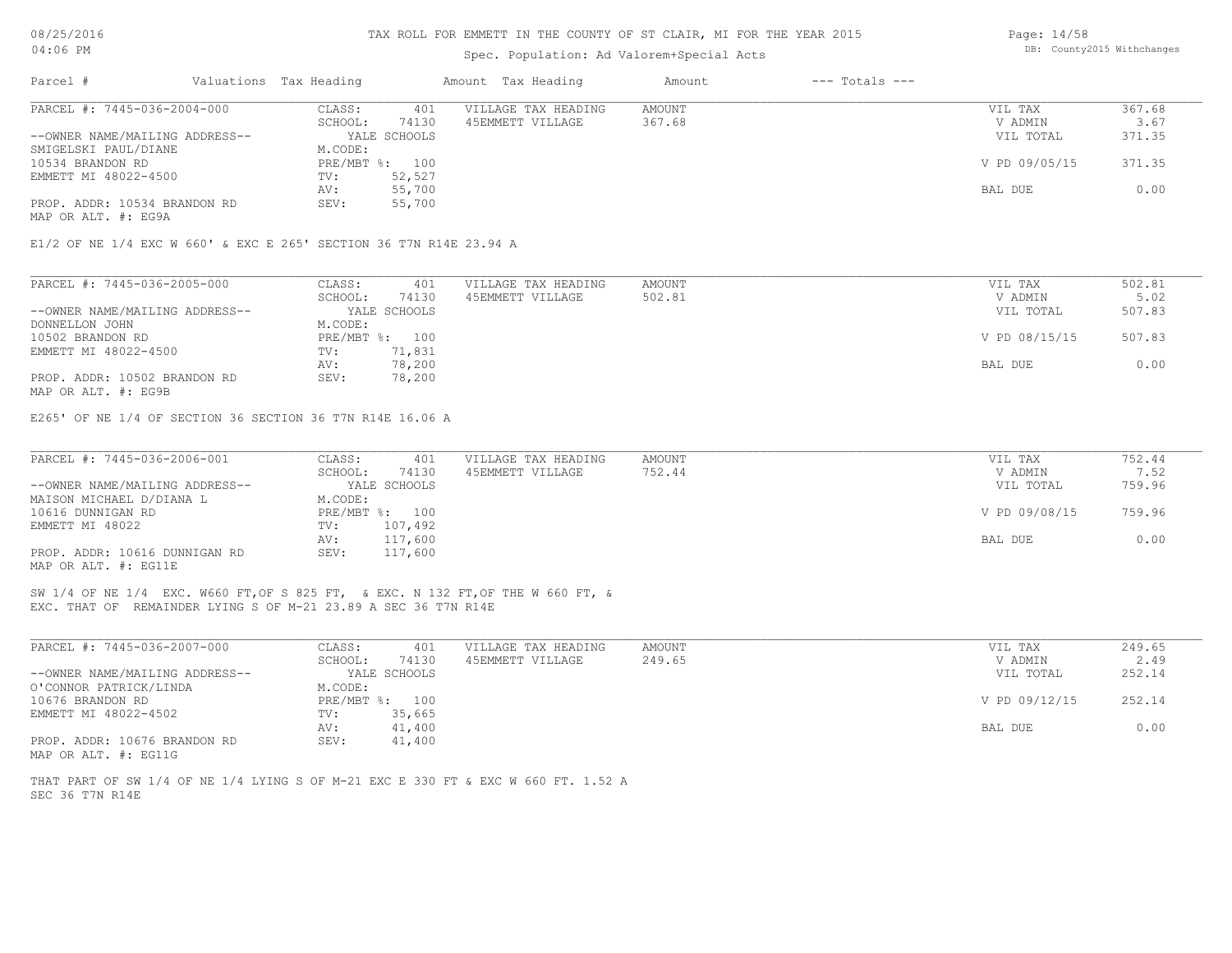# TAX ROLL FOR EMMETT IN THE COUNTY OF ST CLAIR, MI FOR THE YEAR 2015

Spec. Population: Ad Valorem+Special Acts

| Parcel # | Valuations | Tax Heading | Amount | Tax Heading | Amount | --- Totals --- | |
|---|---|---|---|---|---|---|---|

---

PARCEL #: 7445-036-2004-000

| | | | |
|---|---|---|---|
| CLASS: | 401 | VILLAGE TAX HEADING | AMOUNT |
| SCHOOL: | 74130 | 45EMMETT VILLAGE | 367.68 |
| | YALE SCHOOLS | | |
| M.CODE: | | | |
| PRE/MBT %: | 100 | | |
| TV: | 52,527 | | |
| AV: | 55,700 | | |
| SEV: | 55,700 | | |

--OWNER NAME/MAILING ADDRESS--
SMIGELSKI PAUL/DIANE
10534 BRANDON RD
EMMETT MI 48022-4500

PROP. ADDR: 10534 BRANDON RD
MAP OR ALT. #: EG9A

| Totals | |
|---|---|
| VIL TAX | 367.68 |
| V ADMIN | 3.67 |
| VIL TOTAL | 371.35 |
| V PD 09/05/15 | 371.35 |
| BAL DUE | 0.00 |

E1/2 OF NE 1/4 EXC W 660' & EXC E 265' SECTION 36 T7N R14E 23.94 A

---

PARCEL #: 7445-036-2005-000

| | | | |
|---|---|---|---|
| CLASS: | 401 | VILLAGE TAX HEADING | AMOUNT |
| SCHOOL: | 74130 | 45EMMETT VILLAGE | 502.81 |
| | YALE SCHOOLS | | |
| M.CODE: | | | |
| PRE/MBT %: | 100 | | |
| TV: | 71,831 | | |
| AV: | 78,200 | | |
| SEV: | 78,200 | | |

--OWNER NAME/MAILING ADDRESS--
DONNELLON JOHN
10502 BRANDON RD
EMMETT MI 48022-4500

PROP. ADDR: 10502 BRANDON RD
MAP OR ALT. #: EG9B

| Totals | |
|---|---|
| VIL TAX | 502.81 |
| V ADMIN | 5.02 |
| VIL TOTAL | 507.83 |
| V PD 08/15/15 | 507.83 |
| BAL DUE | 0.00 |

E265' OF NE 1/4 OF SECTION 36 SECTION 36 T7N R14E 16.06 A

---

PARCEL #: 7445-036-2006-001

| | | | |
|---|---|---|---|
| CLASS: | 401 | VILLAGE TAX HEADING | AMOUNT |
| SCHOOL: | 74130 | 45EMMETT VILLAGE | 752.44 |
| | YALE SCHOOLS | | |
| M.CODE: | | | |
| PRE/MBT %: | 100 | | |
| TV: | 107,492 | | |
| AV: | 117,600 | | |
| SEV: | 117,600 | | |

--OWNER NAME/MAILING ADDRESS--
MAISON MICHAEL D/DIANA L
10616 DUNNIGAN RD
EMMETT MI 48022

PROP. ADDR: 10616 DUNNIGAN RD
MAP OR ALT. #: EG11E

| Totals | |
|---|---|
| VIL TAX | 752.44 |
| V ADMIN | 7.52 |
| VIL TOTAL | 759.96 |
| V PD 09/08/15 | 759.96 |
| BAL DUE | 0.00 |

SW 1/4 OF NE 1/4 EXC. W660 FT,OF S 825 FT, & EXC. N 132 FT,OF THE W 660 FT, &
EXC. THAT OF REMAINDER LYING S OF M-21 23.89 A SEC 36 T7N R14E

---

PARCEL #: 7445-036-2007-000

| | | | |
|---|---|---|---|
| CLASS: | 401 | VILLAGE TAX HEADING | AMOUNT |
| SCHOOL: | 74130 | 45EMMETT VILLAGE | 249.65 |
| | YALE SCHOOLS | | |
| M.CODE: | | | |
| PRE/MBT %: | 100 | | |
| TV: | 35,665 | | |
| AV: | 41,400 | | |
| SEV: | 41,400 | | |

--OWNER NAME/MAILING ADDRESS--
O'CONNOR PATRICK/LINDA
10676 BRANDON RD
EMMETT MI 48022-4502

PROP. ADDR: 10676 BRANDON RD
MAP OR ALT. #: EG11G

| Totals | |
|---|---|
| VIL TAX | 249.65 |
| V ADMIN | 2.49 |
| VIL TOTAL | 252.14 |
| V PD 09/12/15 | 252.14 |
| BAL DUE | 0.00 |

THAT PART OF SW 1/4 OF NE 1/4 LYING S OF M-21 EXC E 330 FT & EXC W 660 FT. 1.52 A
SEC 36 T7N R14E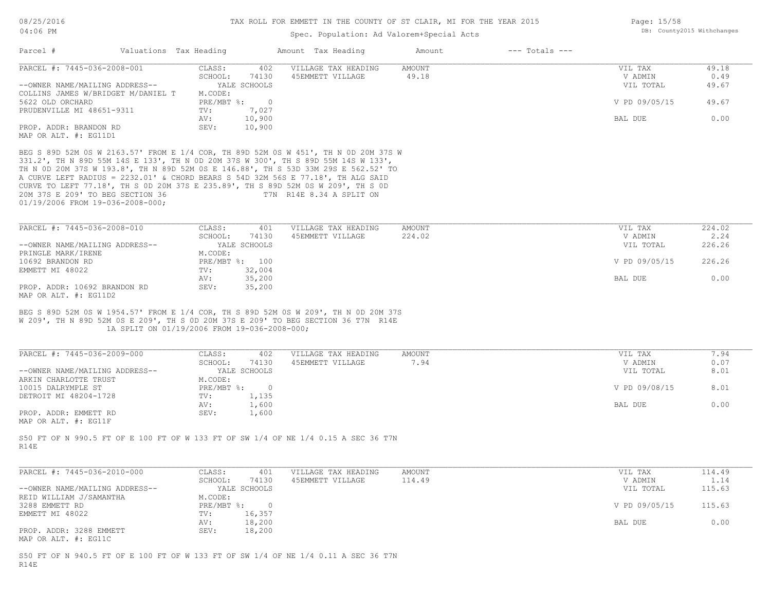TAX ROLL FOR EMMETT IN THE COUNTY OF ST CLAIR, MI FOR THE YEAR 2015

Spec. Population: Ad Valorem+Special Acts

| Parcel # | Valuations | Tax Heading | Amount | Tax Heading | Amount | --- Totals --- | |
|---|---|---|---|---|---|---|---|

---

PARCEL #: 7445-036-2008-001

| | | | | | |
|---|---|---|---|---|---|
| CLASS: | 402 | VILLAGE TAX HEADING | AMOUNT | VIL TAX | 49.18 |
| SCHOOL: | 74130 | 45EMMETT VILLAGE | 49.18 | V ADMIN | 0.49 |
| YALE SCHOOLS | | | | VIL TOTAL | 49.67 |
| M.CODE: | | | | | |
| PRE/MBT %: | 0 | | | V PD 09/05/15 | 49.67 |
| TV: | 7,027 | | | | |
| AV: | 10,900 | | | BAL DUE | 0.00 |
| SEV: | 10,900 | | | | |

--OWNER NAME/MAILING ADDRESS--
COLLINS JAMES W/BRIDGET M/DANIEL T
5622 OLD ORCHARD
PRUDENVILLE MI 48651-9311

PROP. ADDR: BRANDON RD
MAP OR ALT. #: EG11D1

BEG S 89D 52M 0S W 2163.57' FROM E 1/4 COR, TH 89D 52M 0S W 451', TH N 0D 20M 37S W 331.2', TH N 89D 55M 14S E 133', TH N 0D 20M 37S W 300', TH S 89D 55M 14S W 133', TH N 0D 20M 37S W 193.8', TH N 89D 52M 0S E 146.88', TH S 53D 33M 29S E 562.52' TO A CURVE LEFT RADIUS = 2232.01' & CHORD BEARS S 54D 32M 56S E 77.18', TH ALG SAID CURVE TO LEFT 77.18', TH S 0D 20M 37S E 235.89', TH S 89D 52M 0S W 209', TH S 0D 20M 37S E 209' TO BEG SECTION 36 T7N R14E 8.34 A SPLIT ON 01/19/2006 FROM 19-036-2008-000;

---

PARCEL #: 7445-036-2008-010

| | | | | | |
|---|---|---|---|---|---|
| CLASS: | 401 | VILLAGE TAX HEADING | AMOUNT | VIL TAX | 224.02 |
| SCHOOL: | 74130 | 45EMMETT VILLAGE | 224.02 | V ADMIN | 2.24 |
| YALE SCHOOLS | | | | VIL TOTAL | 226.26 |
| M.CODE: | | | | | |
| PRE/MBT %: | 100 | | | V PD 09/05/15 | 226.26 |
| TV: | 32,004 | | | | |
| AV: | 35,200 | | | BAL DUE | 0.00 |
| SEV: | 35,200 | | | | |

--OWNER NAME/MAILING ADDRESS--
PRINGLE MARK/IRENE
10692 BRANDON RD
EMMETT MI 48022

PROP. ADDR: 10692 BRANDON RD
MAP OR ALT. #: EG11D2

BEG S 89D 52M 0S W 1954.57' FROM E 1/4 COR, TH S 89D 52M 0S W 209', TH N 0D 20M 37S W 209', TH N 89D 52M 0S E 209', TH S 0D 20M 37S E 209' TO BEG SECTION 36 T7N R14E 1A SPLIT ON 01/19/2006 FROM 19-036-2008-000;

---

PARCEL #: 7445-036-2009-000

| | | | | | |
|---|---|---|---|---|---|
| CLASS: | 402 | VILLAGE TAX HEADING | AMOUNT | VIL TAX | 7.94 |
| SCHOOL: | 74130 | 45EMMETT VILLAGE | 7.94 | V ADMIN | 0.07 |
| YALE SCHOOLS | | | | VIL TOTAL | 8.01 |
| M.CODE: | | | | | |
| PRE/MBT %: | 0 | | | V PD 09/08/15 | 8.01 |
| TV: | 1,135 | | | | |
| AV: | 1,600 | | | BAL DUE | 0.00 |
| SEV: | 1,600 | | | | |

--OWNER NAME/MAILING ADDRESS--
ARKIN CHARLOTTE TRUST
10015 DALRYMPLE ST
DETROIT MI 48204-1728

PROP. ADDR: EMMETT RD
MAP OR ALT. #: EG11F

S50 FT OF N 990.5 FT OF E 100 FT OF W 133 FT OF SW 1/4 OF NE 1/4 0.15 A SEC 36 T7N R14E

---

PARCEL #: 7445-036-2010-000

| | | | | | |
|---|---|---|---|---|---|
| CLASS: | 401 | VILLAGE TAX HEADING | AMOUNT | VIL TAX | 114.49 |
| SCHOOL: | 74130 | 45EMMETT VILLAGE | 114.49 | V ADMIN | 1.14 |
| YALE SCHOOLS | | | | VIL TOTAL | 115.63 |
| M.CODE: | | | | | |
| PRE/MBT %: | 0 | | | V PD 09/05/15 | 115.63 |
| TV: | 16,357 | | | | |
| AV: | 18,200 | | | BAL DUE | 0.00 |
| SEV: | 18,200 | | | | |

--OWNER NAME/MAILING ADDRESS--
REID WILLIAM J/SAMANTHA
3288 EMMETT RD
EMMETT MI 48022

PROP. ADDR: 3288 EMMETT
MAP OR ALT. #: EG11C

S50 FT OF N 940.5 FT OF E 100 FT OF W 133 FT OF SW 1/4 OF NE 1/4 0.11 A SEC 36 T7N R14E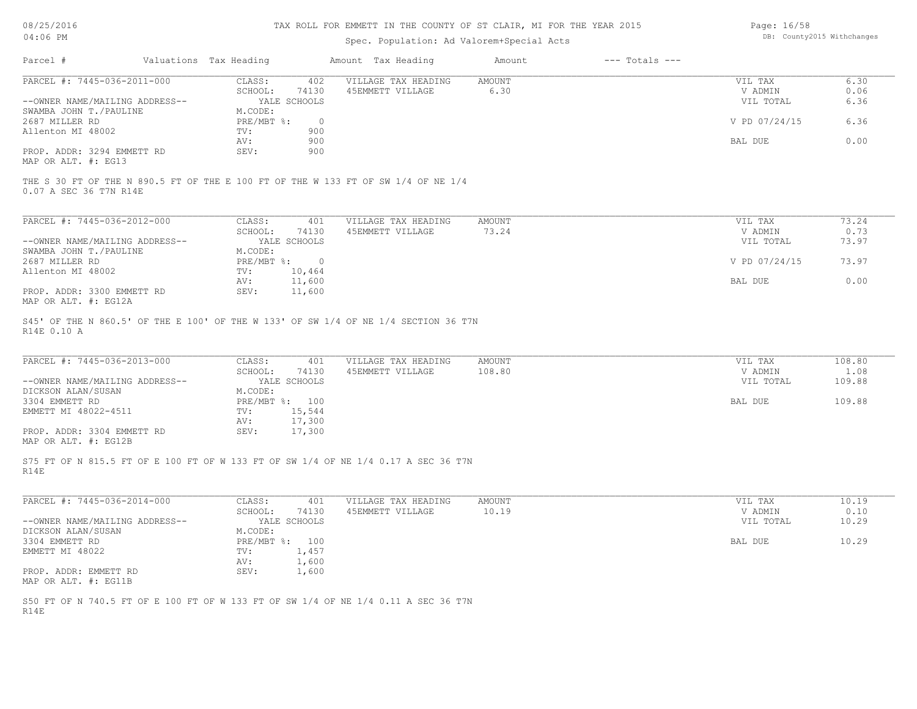# TAX ROLL FOR EMMETT IN THE COUNTY OF ST CLAIR, MI FOR THE YEAR 2015

Spec. Population: Ad Valorem+Special Acts

| Parcel # | Valuations | Tax Heading | Amount | Tax Heading | Amount | --- Totals --- | |
|---|---|---|---|---|---|---|---|

---

**PARCEL #: 7445-036-2011-000**

| | | | | | |
|---|---|---|---|---|---|
| CLASS: | 402 | VILLAGE TAX HEADING | AMOUNT | VIL TAX | 6.30 |
| SCHOOL: | 74130 | 45EMMETT VILLAGE | 6.30 | V ADMIN | 0.06 |
| YALE SCHOOLS | | | | VIL TOTAL | 6.36 |
| M.CODE: | | | | | |
| PRE/MBT %: | 0 | | | V PD 07/24/15 | 6.36 |
| TV: | 900 | | | | |
| AV: | 900 | | | BAL DUE | 0.00 |
| SEV: | 900 | | | | |

--OWNER NAME/MAILING ADDRESS--
SWAMBA JOHN T./PAULINE
2687 MILLER RD
Allenton MI 48002

PROP. ADDR: 3294 EMMETT RD
MAP OR ALT. #: EG13

THE S 30 FT OF THE N 890.5 FT OF THE E 100 FT OF THE W 133 FT OF SW 1/4 OF NE 1/4
0.07 A SEC 36 T7N R14E

---

**PARCEL #: 7445-036-2012-000**

| | | | | | |
|---|---|---|---|---|---|
| CLASS: | 401 | VILLAGE TAX HEADING | AMOUNT | VIL TAX | 73.24 |
| SCHOOL: | 74130 | 45EMMETT VILLAGE | 73.24 | V ADMIN | 0.73 |
| YALE SCHOOLS | | | | VIL TOTAL | 73.97 |
| M.CODE: | | | | | |
| PRE/MBT %: | 0 | | | V PD 07/24/15 | 73.97 |
| TV: | 10,464 | | | | |
| AV: | 11,600 | | | BAL DUE | 0.00 |
| SEV: | 11,600 | | | | |

--OWNER NAME/MAILING ADDRESS--
SWAMBA JOHN T./PAULINE
2687 MILLER RD
Allenton MI 48002

PROP. ADDR: 3300 EMMETT RD
MAP OR ALT. #: EG12A

S45' OF THE N 860.5' OF THE E 100' OF THE W 133' OF SW 1/4 OF NE 1/4 SECTION 36 T7N
R14E 0.10 A

---

**PARCEL #: 7445-036-2013-000**

| | | | | | |
|---|---|---|---|---|---|
| CLASS: | 401 | VILLAGE TAX HEADING | AMOUNT | VIL TAX | 108.80 |
| SCHOOL: | 74130 | 45EMMETT VILLAGE | 108.80 | V ADMIN | 1.08 |
| YALE SCHOOLS | | | | VIL TOTAL | 109.88 |
| M.CODE: | | | | | |
| PRE/MBT %: | 100 | | | BAL DUE | 109.88 |
| TV: | 15,544 | | | | |
| AV: | 17,300 | | | | |
| SEV: | 17,300 | | | | |

--OWNER NAME/MAILING ADDRESS--
DICKSON ALAN/SUSAN
3304 EMMETT RD
EMMETT MI 48022-4511

PROP. ADDR: 3304 EMMETT RD
MAP OR ALT. #: EG12B

S75 FT OF N 815.5 FT OF E 100 FT OF W 133 FT OF SW 1/4 OF NE 1/4 0.17 A SEC 36 T7N
R14E

---

**PARCEL #: 7445-036-2014-000**

| | | | | | |
|---|---|---|---|---|---|
| CLASS: | 401 | VILLAGE TAX HEADING | AMOUNT | VIL TAX | 10.19 |
| SCHOOL: | 74130 | 45EMMETT VILLAGE | 10.19 | V ADMIN | 0.10 |
| YALE SCHOOLS | | | | VIL TOTAL | 10.29 |
| M.CODE: | | | | | |
| PRE/MBT %: | 100 | | | BAL DUE | 10.29 |
| TV: | 1,457 | | | | |
| AV: | 1,600 | | | | |
| SEV: | 1,600 | | | | |

--OWNER NAME/MAILING ADDRESS--
DICKSON ALAN/SUSAN
3304 EMMETT RD
EMMETT MI 48022

PROP. ADDR: EMMETT RD
MAP OR ALT. #: EG11B

S50 FT OF N 740.5 FT OF E 100 FT OF W 133 FT OF SW 1/4 OF NE 1/4 0.11 A SEC 36 T7N
R14E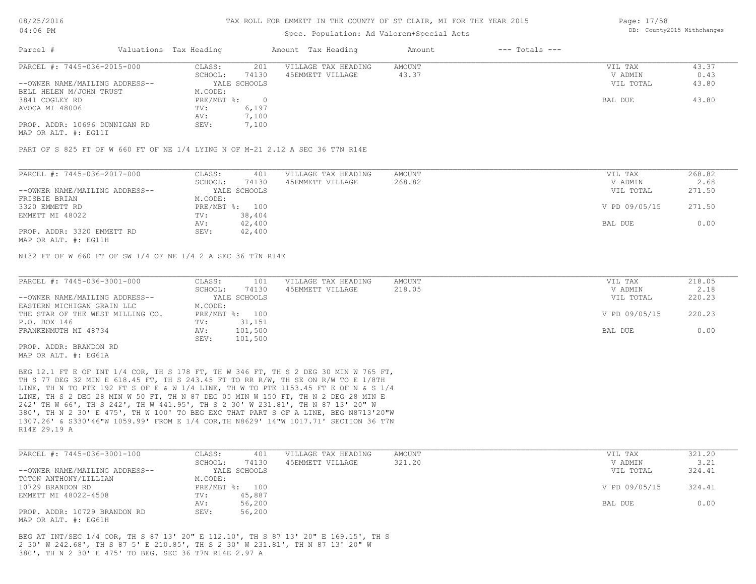TAX ROLL FOR EMMETT IN THE COUNTY OF ST CLAIR, MI FOR THE YEAR 2015

Spec. Population: Ad Valorem+Special Acts

08/25/2016
04:06 PM

DB: County2015 Withchanges

| Parcel # | Valuations | Tax Heading | Amount | Tax Heading | Amount | --- Totals --- | |
|---|---|---|---|---|---|---|---|

**PARCEL #: 7445-036-2015-000**

| | | | | |
|---|---|---|---|---|
| CLASS: 201 | VILLAGE TAX HEADING | AMOUNT | VIL TAX | 43.37 |
| SCHOOL: 74130 | 45EMMETT VILLAGE | 43.37 | V ADMIN | 0.43 |
| YALE SCHOOLS | | | VIL TOTAL | 43.80 |
| M.CODE: | | | | |
| PRE/MBT %: 0 | | | BAL DUE | 43.80 |
| TV: 6,197 | | | | |
| AV: 7,100 | | | | |
| SEV: 7,100 | | | | |

--OWNER NAME/MAILING ADDRESS--
BELL HELEN M/JOHN TRUST
3841 COGLEY RD
AVOCA MI 48006

PROP. ADDR: 10696 DUNNIGAN RD
MAP OR ALT. #: EG11I

PART OF S 825 FT OF W 660 FT OF NE 1/4 LYING N OF M-21 2.12 A SEC 36 T7N R14E

**PARCEL #: 7445-036-2017-000**

| | | | | |
|---|---|---|---|---|
| CLASS: 401 | VILLAGE TAX HEADING | AMOUNT | VIL TAX | 268.82 |
| SCHOOL: 74130 | 45EMMETT VILLAGE | 268.82 | V ADMIN | 2.68 |
| YALE SCHOOLS | | | VIL TOTAL | 271.50 |
| M.CODE: | | | | |
| PRE/MBT %: 100 | | | V PD 09/05/15 | 271.50 |
| TV: 38,404 | | | | |
| AV: 42,400 | | | BAL DUE | 0.00 |
| SEV: 42,400 | | | | |

--OWNER NAME/MAILING ADDRESS--
FRISBIE BRIAN
3320 EMMETT RD
EMMETT MI 48022

PROP. ADDR: 3320 EMMETT RD
MAP OR ALT. #: EG11H

N132 FT OF W 660 FT OF SW 1/4 OF NE 1/4 2 A SEC 36 T7N R14E

**PARCEL #: 7445-036-3001-000**

| | | | | |
|---|---|---|---|---|
| CLASS: 101 | VILLAGE TAX HEADING | AMOUNT | VIL TAX | 218.05 |
| SCHOOL: 74130 | 45EMMETT VILLAGE | 218.05 | V ADMIN | 2.18 |
| YALE SCHOOLS | | | VIL TOTAL | 220.23 |
| M.CODE: | | | | |
| PRE/MBT %: 100 | | | V PD 09/05/15 | 220.23 |
| TV: 31,151 | | | | |
| AV: 101,500 | | | BAL DUE | 0.00 |
| SEV: 101,500 | | | | |

--OWNER NAME/MAILING ADDRESS--
EASTERN MICHIGAN GRAIN LLC
THE STAR OF THE WEST MILLING CO.
P.O. BOX 146
FRANKENMUTH MI 48734

PROP. ADDR: BRANDON RD
MAP OR ALT. #: EG61A

BEG 12.1 FT E OF INT 1/4 COR, TH S 178 FT, TH W 346 FT, TH S 2 DEG 30 MIN W 765 FT, TH S 77 DEG 32 MIN E 618.45 FT, TH S 243.45 FT TO RR R/W, TH SE ON R/W TO E 1/8TH LINE, TH N TO PTE 192 FT S OF E & W 1/4 LINE, TH W TO PTE 1153.45 FT E OF N & S 1/4 LINE, TH S 2 DEG 28 MIN W 50 FT, TH N 87 DEG 05 MIN W 150 FT, TH N 2 DEG 28 MIN E 242' TH W 66', TH S 242', TH W 441.95', TH S 2 30' W 231.81', TH N 87 13' 20" W 380', TH N 2 30' E 475', TH W 100' TO BEG EXC THAT PART S OF A LINE, BEG N8713'20"W 1307.26' & S330'46"W 1059.99' FROM E 1/4 COR,TH N8629' 14"W 1017.71' SECTION 36 T7N R14E 29.19 A

**PARCEL #: 7445-036-3001-100**

| | | | | |
|---|---|---|---|---|
| CLASS: 401 | VILLAGE TAX HEADING | AMOUNT | VIL TAX | 321.20 |
| SCHOOL: 74130 | 45EMMETT VILLAGE | 321.20 | V ADMIN | 3.21 |
| YALE SCHOOLS | | | VIL TOTAL | 324.41 |
| M.CODE: | | | | |
| PRE/MBT %: 100 | | | V PD 09/05/15 | 324.41 |
| TV: 45,887 | | | | |
| AV: 56,200 | | | BAL DUE | 0.00 |
| SEV: 56,200 | | | | |

--OWNER NAME/MAILING ADDRESS--
TOTON ANTHONY/LILLIAN
10729 BRANDON RD
EMMETT MI 48022-4508

PROP. ADDR: 10729 BRANDON RD
MAP OR ALT. #: EG61H

BEG AT INT/SEC 1/4 COR, TH S 87 13' 20" E 112.10', TH S 87 13' 20" E 169.15', TH S 2 30' W 242.68', TH S 87 5' E 210.85', TH S 2 30' W 231.81', TH N 87 13' 20" W 380', TH N 2 30' E 475' TO BEG. SEC 36 T7N R14E 2.97 A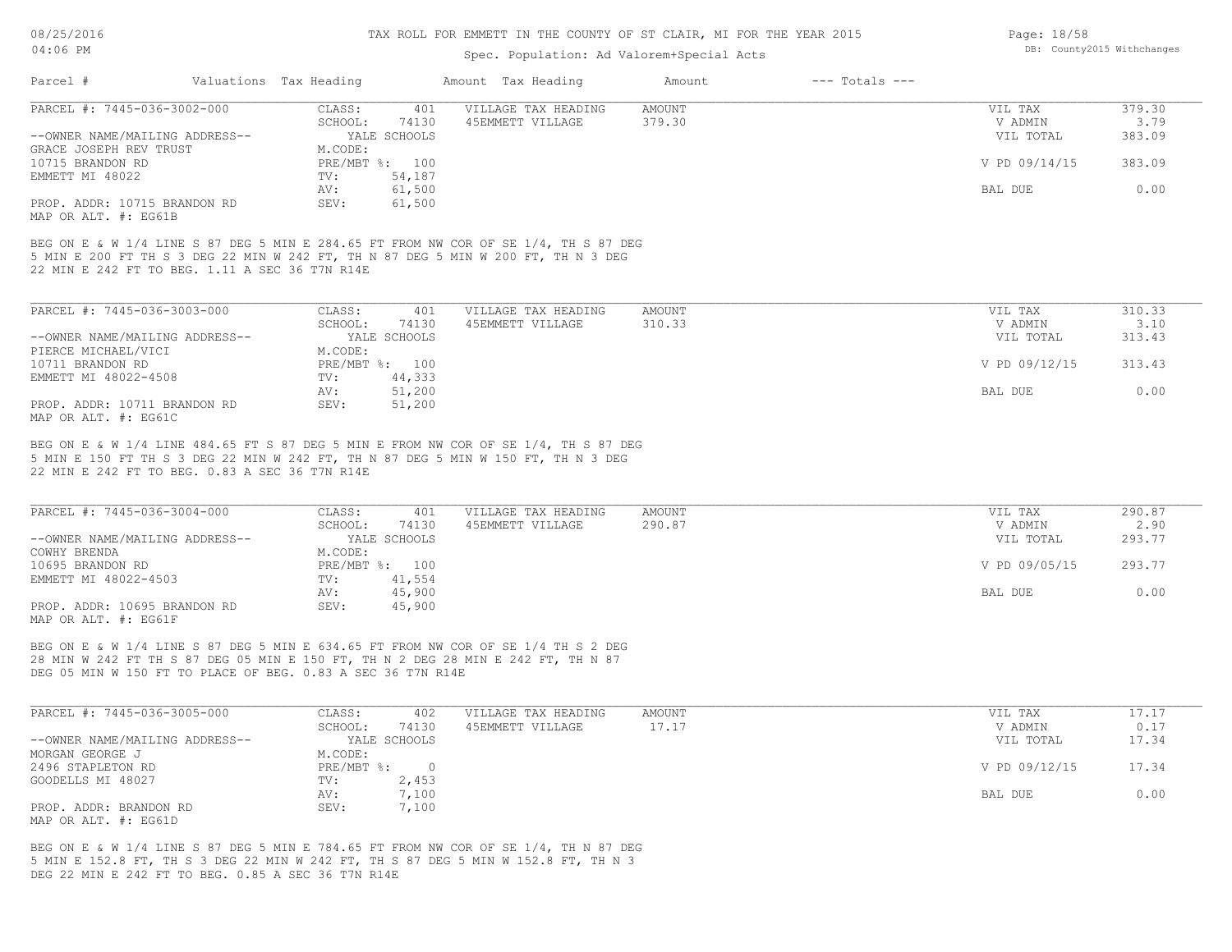TAX ROLL FOR EMMETT IN THE COUNTY OF ST CLAIR, MI FOR THE YEAR 2015

Spec. Population: Ad Valorem+Special Acts

| Parcel # | Valuations | Tax Heading | Amount | Tax Heading | Amount | --- Totals --- |
|---|---|---|---|---|---|---|

---

**PARCEL #: 7445-036-3002-000**

| | | | | |
|---|---|---|---|---|
| CLASS: 401 | VILLAGE TAX HEADING | AMOUNT | VIL TAX | 379.30 |
| SCHOOL: 74130 | 45EMMETT VILLAGE | 379.30 | V ADMIN | 3.79 |
| YALE SCHOOLS | | | VIL TOTAL | 383.09 |
| M.CODE: | | | | |
| PRE/MBT %: 100 | | | V PD 09/14/15 | 383.09 |
| TV: 54,187 | | | | |
| AV: 61,500 | | | BAL DUE | 0.00 |
| SEV: 61,500 | | | | |

--OWNER NAME/MAILING ADDRESS--
GRACE JOSEPH REV TRUST
10715 BRANDON RD
EMMETT MI 48022

PROP. ADDR: 10715 BRANDON RD
MAP OR ALT. #: EG61B

BEG ON E & W 1/4 LINE S 87 DEG 5 MIN E 284.65 FT FROM NW COR OF SE 1/4, TH S 87 DEG 5 MIN E 200 FT TH S 3 DEG 22 MIN W 242 FT, TH N 87 DEG 5 MIN W 200 FT, TH N 3 DEG 22 MIN E 242 FT TO BEG. 1.11 A SEC 36 T7N R14E

---

**PARCEL #: 7445-036-3003-000**

| | | | | |
|---|---|---|---|---|
| CLASS: 401 | VILLAGE TAX HEADING | AMOUNT | VIL TAX | 310.33 |
| SCHOOL: 74130 | 45EMMETT VILLAGE | 310.33 | V ADMIN | 3.10 |
| YALE SCHOOLS | | | VIL TOTAL | 313.43 |
| M.CODE: | | | | |
| PRE/MBT %: 100 | | | V PD 09/12/15 | 313.43 |
| TV: 44,333 | | | | |
| AV: 51,200 | | | BAL DUE | 0.00 |
| SEV: 51,200 | | | | |

--OWNER NAME/MAILING ADDRESS--
PIERCE MICHAEL/VICI
10711 BRANDON RD
EMMETT MI 48022-4508

PROP. ADDR: 10711 BRANDON RD
MAP OR ALT. #: EG61C

BEG ON E & W 1/4 LINE 484.65 FT S 87 DEG 5 MIN E FROM NW COR OF SE 1/4, TH S 87 DEG 5 MIN E 150 FT TH S 3 DEG 22 MIN W 242 FT, TH N 87 DEG 5 MIN W 150 FT, TH N 3 DEG 22 MIN E 242 FT TO BEG. 0.83 A SEC 36 T7N R14E

---

**PARCEL #: 7445-036-3004-000**

| | | | | |
|---|---|---|---|---|
| CLASS: 401 | VILLAGE TAX HEADING | AMOUNT | VIL TAX | 290.87 |
| SCHOOL: 74130 | 45EMMETT VILLAGE | 290.87 | V ADMIN | 2.90 |
| YALE SCHOOLS | | | VIL TOTAL | 293.77 |
| M.CODE: | | | | |
| PRE/MBT %: 100 | | | V PD 09/05/15 | 293.77 |
| TV: 41,554 | | | | |
| AV: 45,900 | | | BAL DUE | 0.00 |
| SEV: 45,900 | | | | |

--OWNER NAME/MAILING ADDRESS--
COWHY BRENDA
10695 BRANDON RD
EMMETT MI 48022-4503

PROP. ADDR: 10695 BRANDON RD
MAP OR ALT. #: EG61F

BEG ON E & W 1/4 LINE S 87 DEG 5 MIN E 634.65 FT FROM NW COR OF SE 1/4 TH S 2 DEG 28 MIN W 242 FT TH S 87 DEG 05 MIN E 150 FT, TH N 2 DEG 28 MIN E 242 FT, TH N 87 DEG 05 MIN W 150 FT TO PLACE OF BEG. 0.83 A SEC 36 T7N R14E

---

**PARCEL #: 7445-036-3005-000**

| | | | | |
|---|---|---|---|---|
| CLASS: 402 | VILLAGE TAX HEADING | AMOUNT | VIL TAX | 17.17 |
| SCHOOL: 74130 | 45EMMETT VILLAGE | 17.17 | V ADMIN | 0.17 |
| YALE SCHOOLS | | | VIL TOTAL | 17.34 |
| M.CODE: | | | | |
| PRE/MBT %: 0 | | | V PD 09/12/15 | 17.34 |
| TV: 2,453 | | | | |
| AV: 7,100 | | | BAL DUE | 0.00 |
| SEV: 7,100 | | | | |

--OWNER NAME/MAILING ADDRESS--
MORGAN GEORGE J
2496 STAPLETON RD
GOODELLS MI 48027

PROP. ADDR: BRANDON RD
MAP OR ALT. #: EG61D

BEG ON E & W 1/4 LINE S 87 DEG 5 MIN E 784.65 FT FROM NW COR OF SE 1/4, TH N 87 DEG 5 MIN E 152.8 FT, TH S 3 DEG 22 MIN W 242 FT, TH S 87 DEG 5 MIN W 152.8 FT, TH N 3 DEG 22 MIN E 242 FT TO BEG. 0.85 A SEC 36 T7N R14E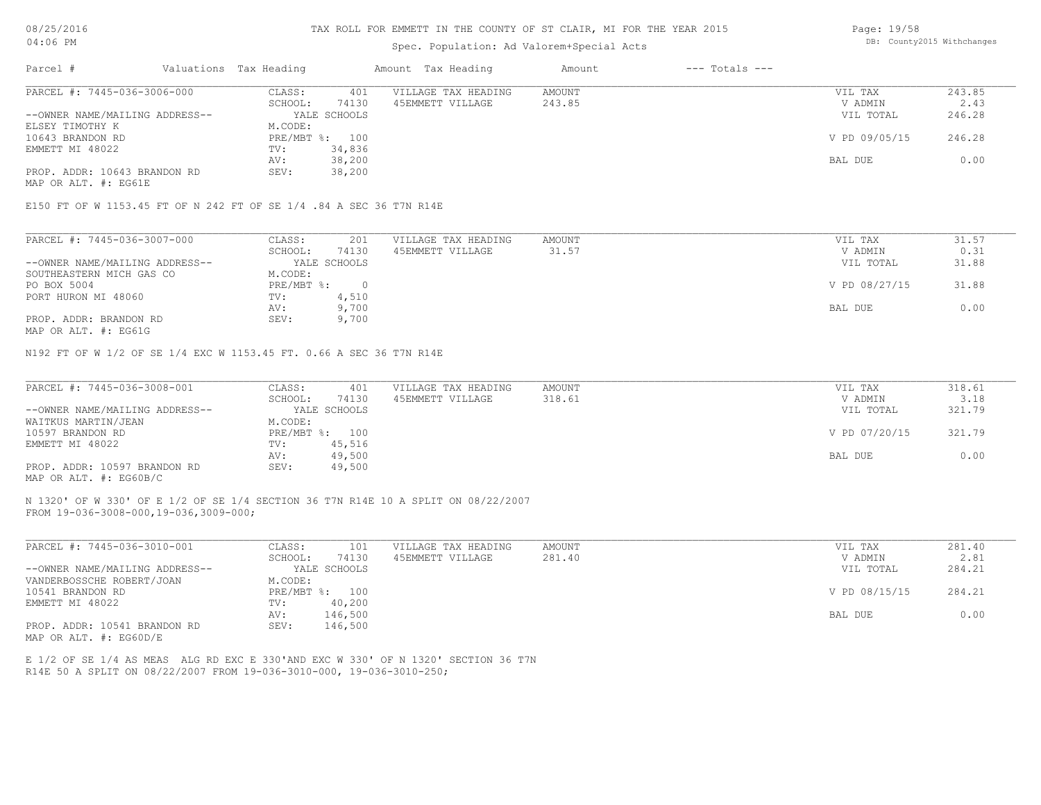# TAX ROLL FOR EMMETT IN THE COUNTY OF ST CLAIR, MI FOR THE YEAR 2015

Spec. Population: Ad Valorem+Special Acts

| Parcel # | Valuations | Tax Heading | Amount | Tax Heading | Amount | --- Totals --- | |
|---|---|---|---|---|---|---|---|
| PARCEL #: 7445-036-3006-000 | CLASS: | 401 | VILLAGE TAX HEADING | AMOUNT | | VIL TAX | 243.85 |
| | SCHOOL: | 74130 | 45EMMETT VILLAGE | 243.85 | | V ADMIN | 2.43 |
| --OWNER NAME/MAILING ADDRESS-- | | YALE SCHOOLS | | | | VIL TOTAL | 246.28 |
| ELSEY TIMOTHY K | M.CODE: | | | | | | |
| 10643 BRANDON RD | PRE/MBT %: | 100 | | | | V PD 09/05/15 | 246.28 |
| EMMETT MI 48022 | TV: | 34,836 | | | | | |
| | AV: | 38,200 | | | | BAL DUE | 0.00 |
| PROP. ADDR: 10643 BRANDON RD | SEV: | 38,200 | | | | | |
| MAP OR ALT. #: EG61E | | | | | | | |

E150 FT OF W 1153.45 FT OF N 242 FT OF SE 1/4 .84 A SEC 36 T7N R14E

| Parcel # | Valuations | Tax Heading | Amount | Tax Heading | Amount | --- Totals --- | |
|---|---|---|---|---|---|---|---|
| PARCEL #: 7445-036-3007-000 | CLASS: | 201 | VILLAGE TAX HEADING | AMOUNT | | VIL TAX | 31.57 |
| | SCHOOL: | 74130 | 45EMMETT VILLAGE | 31.57 | | V ADMIN | 0.31 |
| --OWNER NAME/MAILING ADDRESS-- | | YALE SCHOOLS | | | | VIL TOTAL | 31.88 |
| SOUTHEASTERN MICH GAS CO | M.CODE: | | | | | | |
| PO BOX 5004 | PRE/MBT %: | 0 | | | | V PD 08/27/15 | 31.88 |
| PORT HURON MI 48060 | TV: | 4,510 | | | | | |
| | AV: | 9,700 | | | | BAL DUE | 0.00 |
| PROP. ADDR: BRANDON RD | SEV: | 9,700 | | | | | |
| MAP OR ALT. #: EG61G | | | | | | | |

N192 FT OF W 1/2 OF SE 1/4 EXC W 1153.45 FT. 0.66 A SEC 36 T7N R14E

| Parcel # | Valuations | Tax Heading | Amount | Tax Heading | Amount | --- Totals --- | |
|---|---|---|---|---|---|---|---|
| PARCEL #: 7445-036-3008-001 | CLASS: | 401 | VILLAGE TAX HEADING | AMOUNT | | VIL TAX | 318.61 |
| | SCHOOL: | 74130 | 45EMMETT VILLAGE | 318.61 | | V ADMIN | 3.18 |
| --OWNER NAME/MAILING ADDRESS-- | | YALE SCHOOLS | | | | VIL TOTAL | 321.79 |
| WAITKUS MARTIN/JEAN | M.CODE: | | | | | | |
| 10597 BRANDON RD | PRE/MBT %: | 100 | | | | V PD 07/20/15 | 321.79 |
| EMMETT MI 48022 | TV: | 45,516 | | | | | |
| | AV: | 49,500 | | | | BAL DUE | 0.00 |
| PROP. ADDR: 10597 BRANDON RD | SEV: | 49,500 | | | | | |
| MAP OR ALT. #: EG60B/C | | | | | | | |

N 1320' OF W 330' OF E 1/2 OF SE 1/4 SECTION 36 T7N R14E 10 A SPLIT ON 08/22/2007
FROM 19-036-3008-000,19-036,3009-000;

| Parcel # | Valuations | Tax Heading | Amount | Tax Heading | Amount | --- Totals --- | |
|---|---|---|---|---|---|---|---|
| PARCEL #: 7445-036-3010-001 | CLASS: | 101 | VILLAGE TAX HEADING | AMOUNT | | VIL TAX | 281.40 |
| | SCHOOL: | 74130 | 45EMMETT VILLAGE | 281.40 | | V ADMIN | 2.81 |
| --OWNER NAME/MAILING ADDRESS-- | | YALE SCHOOLS | | | | VIL TOTAL | 284.21 |
| VANDERBOSSCHE ROBERT/JOAN | M.CODE: | | | | | | |
| 10541 BRANDON RD | PRE/MBT %: | 100 | | | | V PD 08/15/15 | 284.21 |
| EMMETT MI 48022 | TV: | 40,200 | | | | | |
| | AV: | 146,500 | | | | BAL DUE | 0.00 |
| PROP. ADDR: 10541 BRANDON RD | SEV: | 146,500 | | | | | |
| MAP OR ALT. #: EG60D/E | | | | | | | |

E 1/2 OF SE 1/4 AS MEAS ALG RD EXC E 330'AND EXC W 330' OF N 1320' SECTION 36 T7N
R14E 50 A SPLIT ON 08/22/2007 FROM 19-036-3010-000, 19-036-3010-250;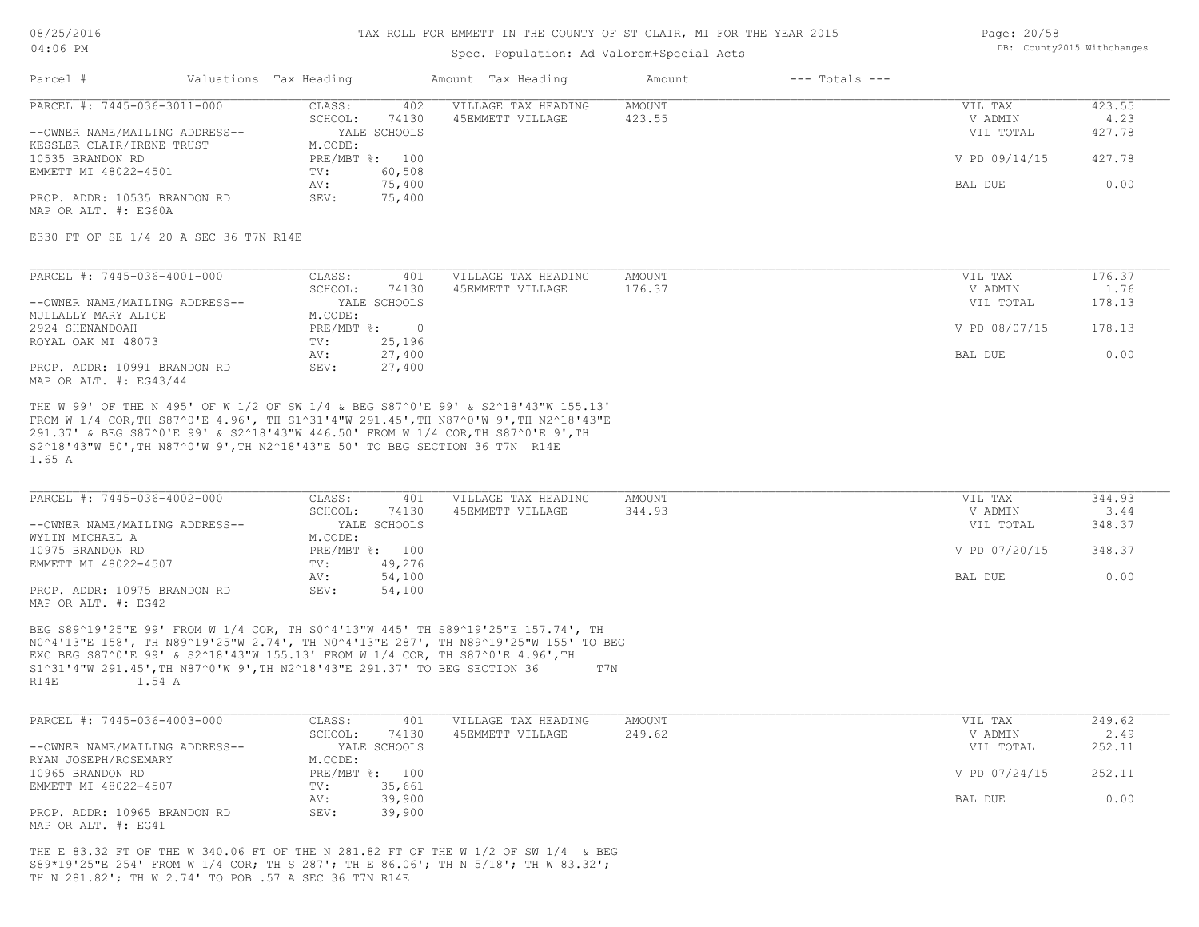TAX ROLL FOR EMMETT IN THE COUNTY OF ST CLAIR, MI FOR THE YEAR 2015

Spec. Population: Ad Valorem+Special Acts

DB: County2015 Withchanges

| Parcel # | Valuations | Tax Heading | Amount | Tax Heading | Amount | --- Totals --- |
|---|---|---|---|---|---|---|

---

**PARCEL #: 7445-036-3011-000**

| | | | | | |
|---|---|---|---|---|---|
| CLASS: | 402 | VILLAGE TAX HEADING | AMOUNT | VIL TAX | 423.55 |
| SCHOOL: | 74130 | 45EMMETT VILLAGE | 423.55 | V ADMIN | 4.23 |
| | YALE SCHOOLS | | | VIL TOTAL | 427.78 |
| M.CODE: | | | | | |
| PRE/MBT %: | 100 | | | V PD 09/14/15 | 427.78 |
| TV: | 60,508 | | | | |
| AV: | 75,400 | | | BAL DUE | 0.00 |
| SEV: | 75,400 | | | | |

--OWNER NAME/MAILING ADDRESS--
KESSLER CLAIR/IRENE TRUST
10535 BRANDON RD
EMMETT MI 48022-4501

PROP. ADDR: 10535 BRANDON RD
MAP OR ALT. #: EG60A

E330 FT OF SE 1/4 20 A SEC 36 T7N R14E

---

**PARCEL #: 7445-036-4001-000**

| | | | | | |
|---|---|---|---|---|---|
| CLASS: | 401 | VILLAGE TAX HEADING | AMOUNT | VIL TAX | 176.37 |
| SCHOOL: | 74130 | 45EMMETT VILLAGE | 176.37 | V ADMIN | 1.76 |
| | YALE SCHOOLS | | | VIL TOTAL | 178.13 |
| M.CODE: | | | | | |
| PRE/MBT %: | 0 | | | V PD 08/07/15 | 178.13 |
| TV: | 25,196 | | | | |
| AV: | 27,400 | | | BAL DUE | 0.00 |
| SEV: | 27,400 | | | | |

--OWNER NAME/MAILING ADDRESS--
MULLALLY MARY ALICE
2924 SHENANDOAH
ROYAL OAK MI 48073

PROP. ADDR: 10991 BRANDON RD
MAP OR ALT. #: EG43/44

THE W 99' OF THE N 495' OF W 1/2 OF SW 1/4 & BEG S87^0'E 99' & S2^18'43"W 155.13' FROM W 1/4 COR,TH S87^0'E 4.96', TH S1^31'4"W 291.45',TH N87^0'W 9',TH N2^18'43"E 291.37' & BEG S87^0'E 99' & S2^18'43"W 446.50' FROM W 1/4 COR,TH S87^0'E 9',TH S2^18'43"W 50',TH N87^0'W 9',TH N2^18'43"E 50' TO BEG SECTION 36 T7N R14E 1.65 A

---

**PARCEL #: 7445-036-4002-000**

| | | | | | |
|---|---|---|---|---|---|
| CLASS: | 401 | VILLAGE TAX HEADING | AMOUNT | VIL TAX | 344.93 |
| SCHOOL: | 74130 | 45EMMETT VILLAGE | 344.93 | V ADMIN | 3.44 |
| | YALE SCHOOLS | | | VIL TOTAL | 348.37 |
| M.CODE: | | | | | |
| PRE/MBT %: | 100 | | | V PD 07/20/15 | 348.37 |
| TV: | 49,276 | | | | |
| AV: | 54,100 | | | BAL DUE | 0.00 |
| SEV: | 54,100 | | | | |

--OWNER NAME/MAILING ADDRESS--
WYLIN MICHAEL A
10975 BRANDON RD
EMMETT MI 48022-4507

PROP. ADDR: 10975 BRANDON RD
MAP OR ALT. #: EG42

BEG S89^19'25"E 99' FROM W 1/4 COR, TH S0^4'13"W 445' TH S89^19'25"E 157.74', TH N0^4'13"E 158', TH N89^19'25"W 2.74', TH N0^4'13"E 287', TH N89^19'25"W 155' TO BEG EXC BEG S87^0'E 99' & S2^18'43"W 155.13' FROM W 1/4 COR, TH S87^0'E 4.96',TH S1^31'4"W 291.45',TH N87^0'W 9',TH N2^18'43"E 291.37' TO BEG SECTION 36 T7N R14E 1.54 A

---

**PARCEL #: 7445-036-4003-000**

| | | | | | |
|---|---|---|---|---|---|
| CLASS: | 401 | VILLAGE TAX HEADING | AMOUNT | VIL TAX | 249.62 |
| SCHOOL: | 74130 | 45EMMETT VILLAGE | 249.62 | V ADMIN | 2.49 |
| | YALE SCHOOLS | | | VIL TOTAL | 252.11 |
| M.CODE: | | | | | |
| PRE/MBT %: | 100 | | | V PD 07/24/15 | 252.11 |
| TV: | 35,661 | | | | |
| AV: | 39,900 | | | BAL DUE | 0.00 |
| SEV: | 39,900 | | | | |

--OWNER NAME/MAILING ADDRESS--
RYAN JOSEPH/ROSEMARY
10965 BRANDON RD
EMMETT MI 48022-4507

PROP. ADDR: 10965 BRANDON RD
MAP OR ALT. #: EG41

THE E 83.32 FT OF THE W 340.06 FT OF THE N 281.82 FT OF THE W 1/2 OF SW 1/4 & BEG S89*19'25"E 254' FROM W 1/4 COR; TH S 287'; TH E 86.06'; TH N 5/18'; TH W 83.32'; TH N 281.82'; TH W 2.74' TO POB .57 A SEC 36 T7N R14E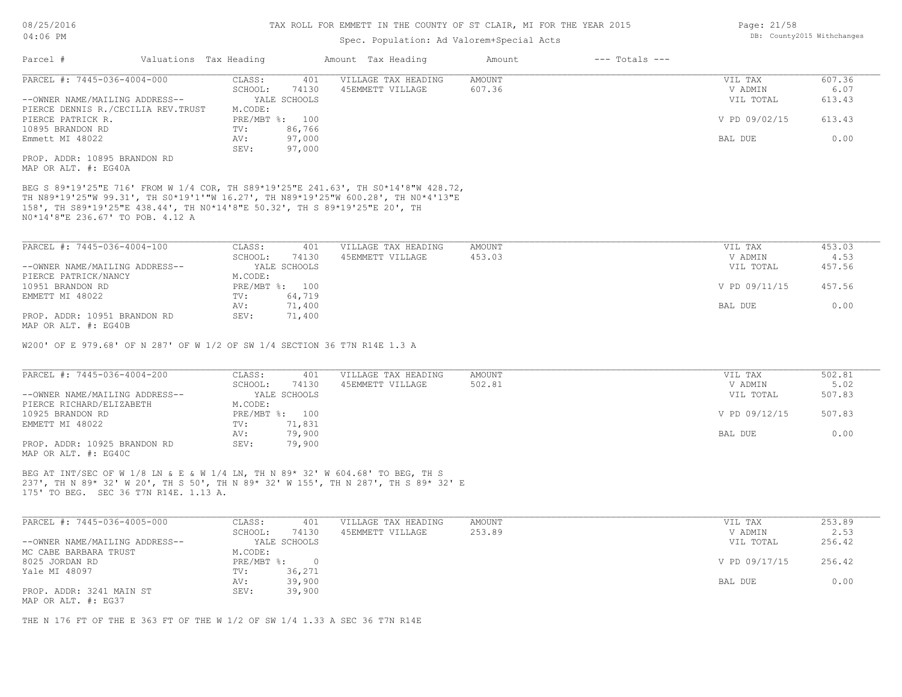# TAX ROLL FOR EMMETT IN THE COUNTY OF ST CLAIR, MI FOR THE YEAR 2015

Spec. Population: Ad Valorem+Special Acts

| Parcel # | Valuations | Tax Heading | Amount | Tax Heading | Amount | --- Totals --- | |
|---|---|---|---|---|---|---|---|
| PARCEL #: 7445-036-4004-000 | CLASS: | 401 | VILLAGE TAX HEADING | AMOUNT | | VIL TAX | 607.36 |
| | SCHOOL: | 74130 | 45EMMETT VILLAGE | 607.36 | | V ADMIN | 6.07 |
| --OWNER NAME/MAILING ADDRESS-- | | YALE SCHOOLS | | | | VIL TOTAL | 613.43 |
| PIERCE DENNIS R./CECILIA REV.TRUST | M.CODE: | | | | | | |
| PIERCE PATRICK R. | PRE/MBT %: | 100 | | | | V PD 09/02/15 | 613.43 |
| 10895 BRANDON RD | TV: | 86,766 | | | | | |
| Emmett MI 48022 | AV: | 97,000 | | | | BAL DUE | 0.00 |
| | SEV: | 97,000 | | | | | |

PROP. ADDR: 10895 BRANDON RD
MAP OR ALT. #: EG40A

BEG S 89*19'25"E 716' FROM W 1/4 COR, TH S89*19'25"E 241.63', TH S0*14'8"W 428.72, TH N89*19'25"W 99.31', TH S0*19'1'"W 16.27', TH N89*19'25"W 600.28', TH N0*4'13"E 158', TH S89*19'25"E 438.44', TH N0*14'8"E 50.32', TH S 89*19'25"E 20', TH N0*14'8"E 236.67' TO POB. 4.12 A

| Parcel # | Valuations | Tax Heading | Amount | Tax Heading | Amount | --- Totals --- | |
|---|---|---|---|---|---|---|---|
| PARCEL #: 7445-036-4004-100 | CLASS: | 401 | VILLAGE TAX HEADING | AMOUNT | | VIL TAX | 453.03 |
| | SCHOOL: | 74130 | 45EMMETT VILLAGE | 453.03 | | V ADMIN | 4.53 |
| --OWNER NAME/MAILING ADDRESS-- | | YALE SCHOOLS | | | | VIL TOTAL | 457.56 |
| PIERCE PATRICK/NANCY | M.CODE: | | | | | | |
| 10951 BRANDON RD | PRE/MBT %: | 100 | | | | V PD 09/11/15 | 457.56 |
| EMMETT MI 48022 | TV: | 64,719 | | | | | |
| | AV: | 71,400 | | | | BAL DUE | 0.00 |
| PROP. ADDR: 10951 BRANDON RD | SEV: | 71,400 | | | | | |

MAP OR ALT. #: EG40B

W200' OF E 979.68' OF N 287' OF W 1/2 OF SW 1/4 SECTION 36 T7N R14E 1.3 A

| Parcel # | Valuations | Tax Heading | Amount | Tax Heading | Amount | --- Totals --- | |
|---|---|---|---|---|---|---|---|
| PARCEL #: 7445-036-4004-200 | CLASS: | 401 | VILLAGE TAX HEADING | AMOUNT | | VIL TAX | 502.81 |
| | SCHOOL: | 74130 | 45EMMETT VILLAGE | 502.81 | | V ADMIN | 5.02 |
| --OWNER NAME/MAILING ADDRESS-- | | YALE SCHOOLS | | | | VIL TOTAL | 507.83 |
| PIERCE RICHARD/ELIZABETH | M.CODE: | | | | | | |
| 10925 BRANDON RD | PRE/MBT %: | 100 | | | | V PD 09/12/15 | 507.83 |
| EMMETT MI 48022 | TV: | 71,831 | | | | | |
| | AV: | 79,900 | | | | BAL DUE | 0.00 |
| PROP. ADDR: 10925 BRANDON RD | SEV: | 79,900 | | | | | |

MAP OR ALT. #: EG40C

BEG AT INT/SEC OF W 1/8 LN & E & W 1/4 LN, TH N 89* 32' W 604.68' TO BEG, TH S 237', TH N 89* 32' W 20', TH S 50', TH N 89* 32' W 155', TH N 287', TH S 89* 32' E 175' TO BEG. SEC 36 T7N R14E. 1.13 A.

| Parcel # | Valuations | Tax Heading | Amount | Tax Heading | Amount | --- Totals --- | |
|---|---|---|---|---|---|---|---|
| PARCEL #: 7445-036-4005-000 | CLASS: | 401 | VILLAGE TAX HEADING | AMOUNT | | VIL TAX | 253.89 |
| | SCHOOL: | 74130 | 45EMMETT VILLAGE | 253.89 | | V ADMIN | 2.53 |
| --OWNER NAME/MAILING ADDRESS-- | | YALE SCHOOLS | | | | VIL TOTAL | 256.42 |
| MC CABE BARBARA TRUST | M.CODE: | | | | | | |
| 8025 JORDAN RD | PRE/MBT %: | 0 | | | | V PD 09/17/15 | 256.42 |
| Yale MI 48097 | TV: | 36,271 | | | | | |
| | AV: | 39,900 | | | | BAL DUE | 0.00 |
| PROP. ADDR: 3241 MAIN ST | SEV: | 39,900 | | | | | |

MAP OR ALT. #: EG37

THE N 176 FT OF THE E 363 FT OF THE W 1/2 OF SW 1/4 1.33 A SEC 36 T7N R14E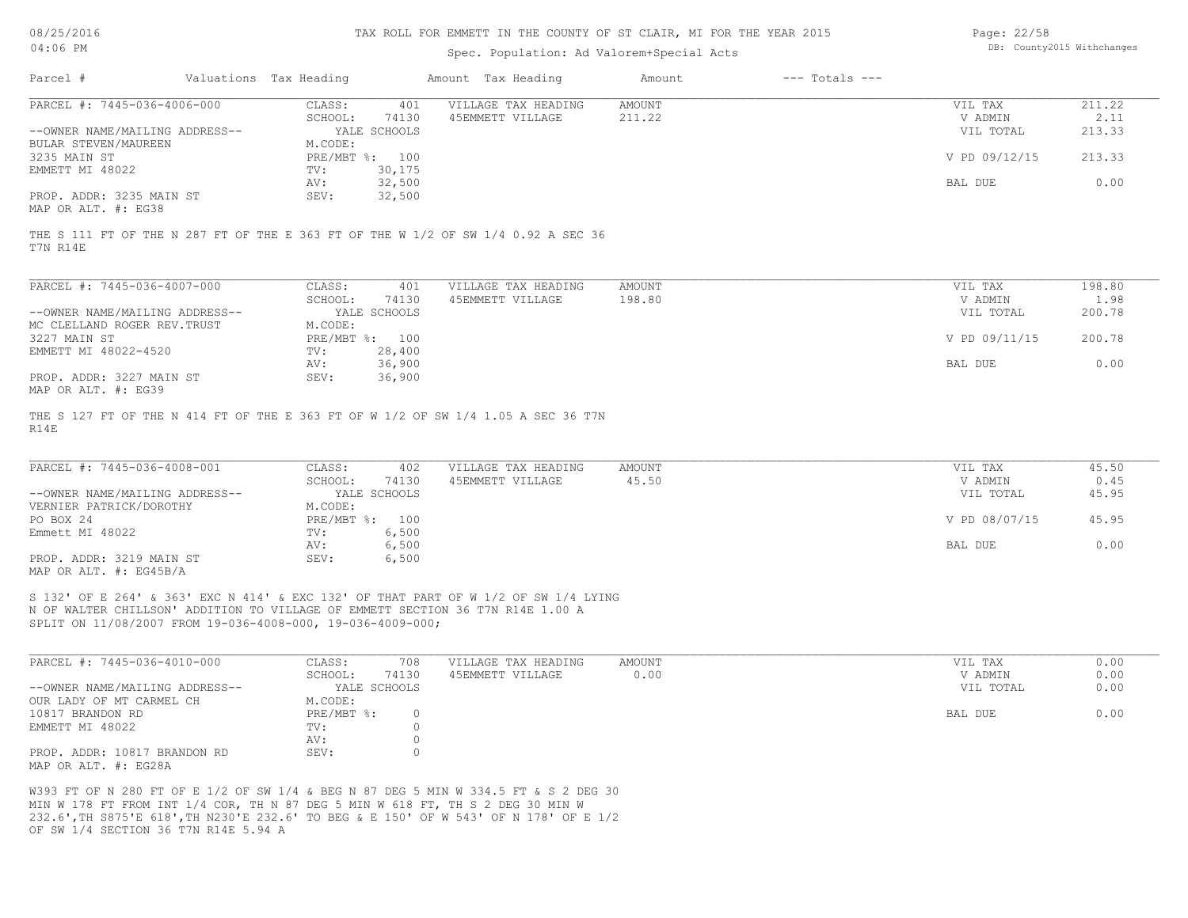TAX ROLL FOR EMMETT IN THE COUNTY OF ST CLAIR, MI FOR THE YEAR 2015

Spec. Population: Ad Valorem+Special Acts

| Parcel # | Valuations | Tax Heading | Amount | Tax Heading | Amount | --- Totals --- | |
|---|---|---|---|---|---|---|---|

**PARCEL #: 7445-036-4006-000**

| | | | | | | |
|---|---|---|---|---|---|---|
| CLASS: | 401 | VILLAGE TAX HEADING | AMOUNT | | VIL TAX | 211.22 |
| SCHOOL: | 74130 | 45EMMETT VILLAGE | 211.22 | | V ADMIN | 2.11 |
| | YALE SCHOOLS | | | | VIL TOTAL | 213.33 |
| M.CODE: | | | | | | |
| PRE/MBT %: | 100 | | | | V PD 09/12/15 | 213.33 |
| TV: | 30,175 | | | | | |
| AV: | 32,500 | | | | BAL DUE | 0.00 |
| SEV: | 32,500 | | | | | |

--OWNER NAME/MAILING ADDRESS--
BULAR STEVEN/MAUREEN
3235 MAIN ST
EMMETT MI 48022

PROP. ADDR: 3235 MAIN ST
MAP OR ALT. #: EG38

THE S 111 FT OF THE N 287 FT OF THE E 363 FT OF THE W 1/2 OF SW 1/4 0.92 A SEC 36 T7N R14E

**PARCEL #: 7445-036-4007-000**

| | | | | | | |
|---|---|---|---|---|---|---|
| CLASS: | 401 | VILLAGE TAX HEADING | AMOUNT | | VIL TAX | 198.80 |
| SCHOOL: | 74130 | 45EMMETT VILLAGE | 198.80 | | V ADMIN | 1.98 |
| | YALE SCHOOLS | | | | VIL TOTAL | 200.78 |
| M.CODE: | | | | | | |
| PRE/MBT %: | 100 | | | | V PD 09/11/15 | 200.78 |
| TV: | 28,400 | | | | | |
| AV: | 36,900 | | | | BAL DUE | 0.00 |
| SEV: | 36,900 | | | | | |

--OWNER NAME/MAILING ADDRESS--
MC CLELLAND ROGER REV.TRUST
3227 MAIN ST
EMMETT MI 48022-4520

PROP. ADDR: 3227 MAIN ST
MAP OR ALT. #: EG39

THE S 127 FT OF THE N 414 FT OF THE E 363 FT OF W 1/2 OF SW 1/4 1.05 A SEC 36 T7N R14E

**PARCEL #: 7445-036-4008-001**

| | | | | | | |
|---|---|---|---|---|---|---|
| CLASS: | 402 | VILLAGE TAX HEADING | AMOUNT | | VIL TAX | 45.50 |
| SCHOOL: | 74130 | 45EMMETT VILLAGE | 45.50 | | V ADMIN | 0.45 |
| | YALE SCHOOLS | | | | VIL TOTAL | 45.95 |
| M.CODE: | | | | | | |
| PRE/MBT %: | 100 | | | | V PD 08/07/15 | 45.95 |
| TV: | 6,500 | | | | | |
| AV: | 6,500 | | | | BAL DUE | 0.00 |
| SEV: | 6,500 | | | | | |

--OWNER NAME/MAILING ADDRESS--
VERNIER PATRICK/DOROTHY
PO BOX 24
Emmett MI 48022

PROP. ADDR: 3219 MAIN ST
MAP OR ALT. #: EG45B/A

S 132' OF E 264' & 363' EXC N 414' & EXC 132' OF THAT PART OF W 1/2 OF SW 1/4 LYING N OF WALTER CHILLSON' ADDITION TO VILLAGE OF EMMETT SECTION 36 T7N R14E 1.00 A
SPLIT ON 11/08/2007 FROM 19-036-4008-000, 19-036-4009-000;

**PARCEL #: 7445-036-4010-000**

| | | | | | | |
|---|---|---|---|---|---|---|
| CLASS: | 708 | VILLAGE TAX HEADING | AMOUNT | | VIL TAX | 0.00 |
| SCHOOL: | 74130 | 45EMMETT VILLAGE | 0.00 | | V ADMIN | 0.00 |
| | YALE SCHOOLS | | | | VIL TOTAL | 0.00 |
| M.CODE: | | | | | | |
| PRE/MBT %: | 0 | | | | BAL DUE | 0.00 |
| TV: | 0 | | | | | |
| AV: | 0 | | | | | |
| SEV: | 0 | | | | | |

--OWNER NAME/MAILING ADDRESS--
OUR LADY OF MT CARMEL CH
10817 BRANDON RD
EMMETT MI 48022

PROP. ADDR: 10817 BRANDON RD
MAP OR ALT. #: EG28A

W393 FT OF N 280 FT OF E 1/2 OF SW 1/4 & BEG N 87 DEG 5 MIN W 334.5 FT & S 2 DEG 30 MIN W 178 FT FROM INT 1/4 COR, TH N 87 DEG 5 MIN W 618 FT, TH S 2 DEG 30 MIN W 232.6',TH S875'E 618',TH N230'E 232.6' TO BEG & E 150' OF W 543' OF N 178' OF E 1/2 OF SW 1/4 SECTION 36 T7N R14E 5.94 A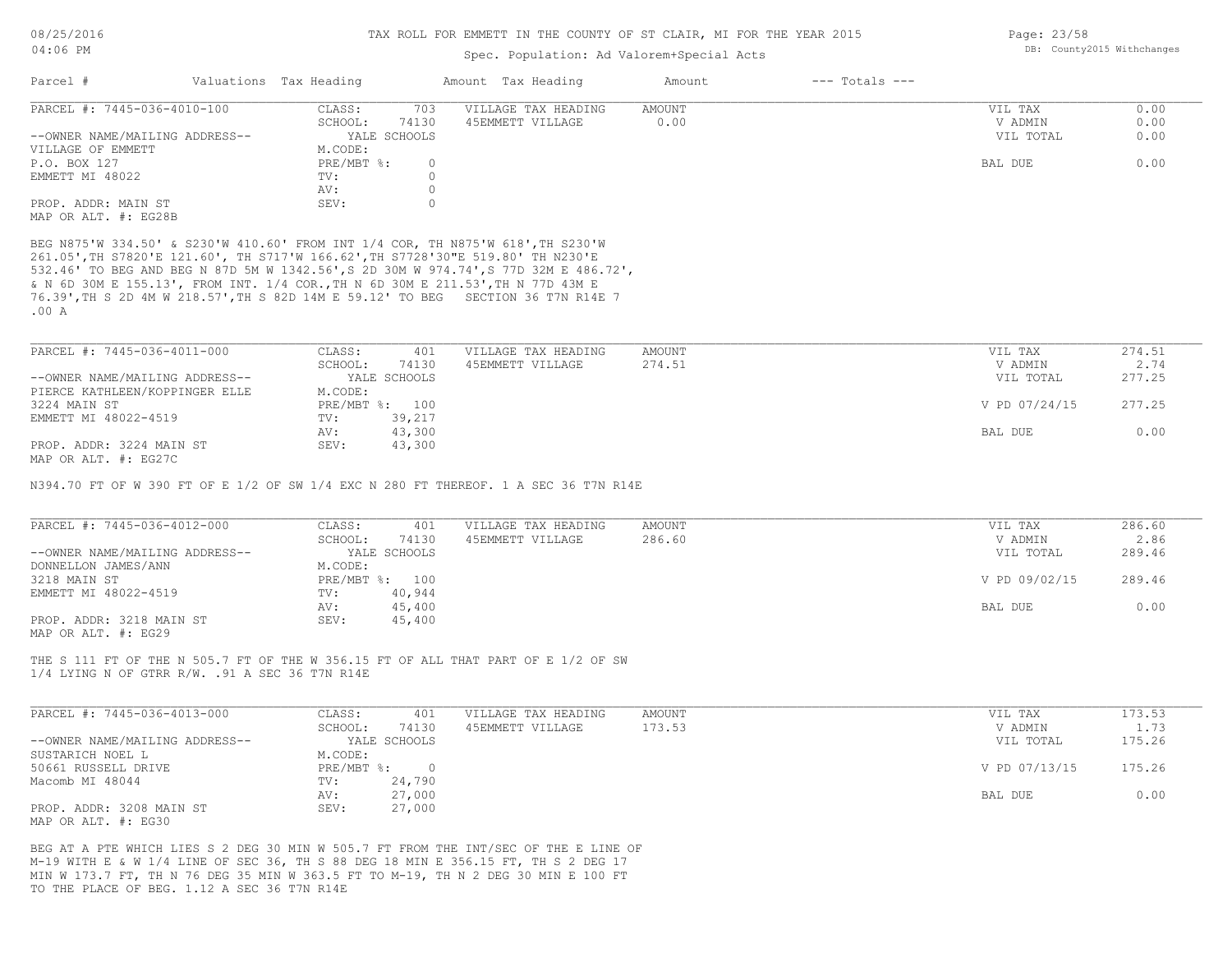TAX ROLL FOR EMMETT IN THE COUNTY OF ST CLAIR, MI FOR THE YEAR 2015

Spec. Population: Ad Valorem+Special Acts

| Parcel # | Valuations | Tax Heading | Amount | Tax Heading | Amount | --- Totals --- | |
|---|---|---|---|---|---|---|---|

**PARCEL #: 7445-036-4010-100**

| | | | | | |
|---|---|---|---|---|---|
| CLASS: | 703 | VILLAGE TAX HEADING | AMOUNT | VIL TAX | 0.00 |
| SCHOOL: | 74130 | 45EMMETT VILLAGE | 0.00 | V ADMIN | 0.00 |
| | YALE SCHOOLS | | | VIL TOTAL | 0.00 |
| M.CODE: | | | | | |
| PRE/MBT %: | 0 | | | BAL DUE | 0.00 |
| TV: | 0 | | | | |
| AV: | 0 | | | | |
| SEV: | 0 | | | | |

--OWNER NAME/MAILING ADDRESS--
VILLAGE OF EMMETT
P.O. BOX 127
EMMETT MI 48022

PROP. ADDR: MAIN ST
MAP OR ALT. #: EG28B

BEG N875'W 334.50' & S230'W 410.60' FROM INT 1/4 COR, TH N875'W 618',TH S230'W 261.05',TH S7820'E 121.60', TH S717'W 166.62',TH S7728'30"E 519.80' TH N230'E 532.46' TO BEG AND BEG N 87D 5M W 1342.56',S 2D 30M W 974.74',S 77D 32M E 486.72', & N 6D 30M E 155.13', FROM INT. 1/4 COR.,TH N 6D 30M E 211.53',TH N 77D 43M E 76.39',TH S 2D 4M W 218.57',TH S 82D 14M E 59.12' TO BEG SECTION 36 T7N R14E 7 .00 A

**PARCEL #: 7445-036-4011-000**

| | | | | | |
|---|---|---|---|---|---|
| CLASS: | 401 | VILLAGE TAX HEADING | AMOUNT | VIL TAX | 274.51 |
| SCHOOL: | 74130 | 45EMMETT VILLAGE | 274.51 | V ADMIN | 2.74 |
| | YALE SCHOOLS | | | VIL TOTAL | 277.25 |
| M.CODE: | | | | | |
| PRE/MBT %: | 100 | | | V PD 07/24/15 | 277.25 |
| TV: | 39,217 | | | | |
| AV: | 43,300 | | | BAL DUE | 0.00 |
| SEV: | 43,300 | | | | |

--OWNER NAME/MAILING ADDRESS--
PIERCE KATHLEEN/KOPPINGER ELLE
3224 MAIN ST
EMMETT MI 48022-4519

PROP. ADDR: 3224 MAIN ST
MAP OR ALT. #: EG27C

N394.70 FT OF W 390 FT OF E 1/2 OF SW 1/4 EXC N 280 FT THEREOF. 1 A SEC 36 T7N R14E

**PARCEL #: 7445-036-4012-000**

| | | | | | |
|---|---|---|---|---|---|
| CLASS: | 401 | VILLAGE TAX HEADING | AMOUNT | VIL TAX | 286.60 |
| SCHOOL: | 74130 | 45EMMETT VILLAGE | 286.60 | V ADMIN | 2.86 |
| | YALE SCHOOLS | | | VIL TOTAL | 289.46 |
| M.CODE: | | | | | |
| PRE/MBT %: | 100 | | | V PD 09/02/15 | 289.46 |
| TV: | 40,944 | | | | |
| AV: | 45,400 | | | BAL DUE | 0.00 |
| SEV: | 45,400 | | | | |

--OWNER NAME/MAILING ADDRESS--
DONNELLON JAMES/ANN
3218 MAIN ST
EMMETT MI 48022-4519

PROP. ADDR: 3218 MAIN ST
MAP OR ALT. #: EG29

THE S 111 FT OF THE N 505.7 FT OF THE W 356.15 FT OF ALL THAT PART OF E 1/2 OF SW 1/4 LYING N OF GTRR R/W. .91 A SEC 36 T7N R14E

**PARCEL #: 7445-036-4013-000**

| | | | | | |
|---|---|---|---|---|---|
| CLASS: | 401 | VILLAGE TAX HEADING | AMOUNT | VIL TAX | 173.53 |
| SCHOOL: | 74130 | 45EMMETT VILLAGE | 173.53 | V ADMIN | 1.73 |
| | YALE SCHOOLS | | | VIL TOTAL | 175.26 |
| M.CODE: | | | | | |
| PRE/MBT %: | 0 | | | V PD 07/13/15 | 175.26 |
| TV: | 24,790 | | | | |
| AV: | 27,000 | | | BAL DUE | 0.00 |
| SEV: | 27,000 | | | | |

--OWNER NAME/MAILING ADDRESS--
SUSTARICH NOEL L
50661 RUSSELL DRIVE
Macomb MI 48044

PROP. ADDR: 3208 MAIN ST
MAP OR ALT. #: EG30

BEG AT A PTE WHICH LIES S 2 DEG 30 MIN W 505.7 FT FROM THE INT/SEC OF THE E LINE OF M-19 WITH E & W 1/4 LINE OF SEC 36, TH S 88 DEG 18 MIN E 356.15 FT, TH S 2 DEG 17 MIN W 173.7 FT, TH N 76 DEG 35 MIN W 363.5 FT TO M-19, TH N 2 DEG 30 MIN E 100 FT TO THE PLACE OF BEG. 1.12 A SEC 36 T7N R14E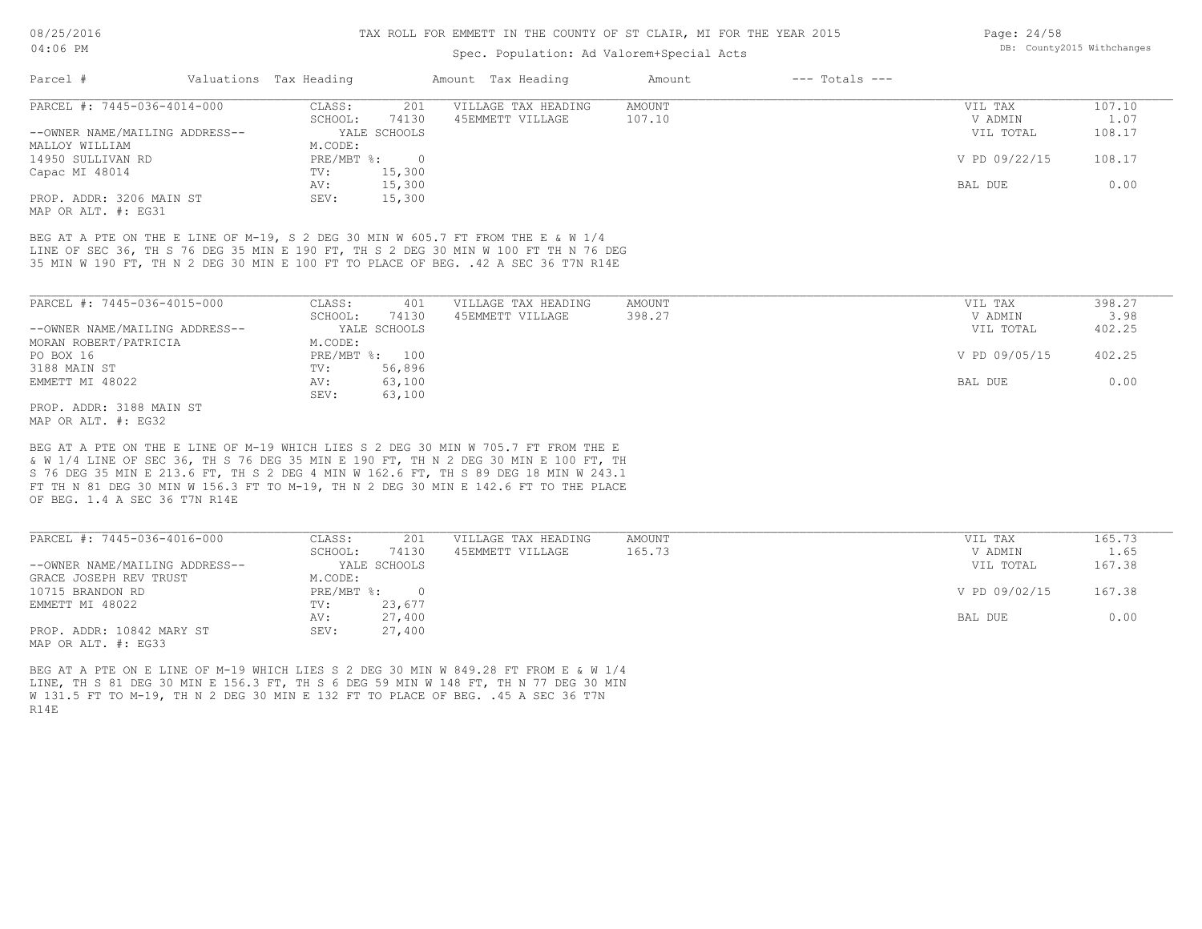TAX ROLL FOR EMMETT IN THE COUNTY OF ST CLAIR, MI FOR THE YEAR 2015

Spec. Population: Ad Valorem+Special Acts

| Parcel # | Valuations | Tax Heading | Amount | Tax Heading | Amount | --- Totals --- | |
|---|---|---|---|---|---|---|---|
| PARCEL #: 7445-036-4014-000 | CLASS: | 201 | VILLAGE TAX HEADING | AMOUNT | | VIL TAX | 107.10 |
| | SCHOOL: | 74130 | 45EMMETT VILLAGE | 107.10 | | V ADMIN | 1.07 |
| --OWNER NAME/MAILING ADDRESS-- | | YALE SCHOOLS | | | | VIL TOTAL | 108.17 |
| MALLOY WILLIAM | M.CODE: | | | | | | |
| 14950 SULLIVAN RD | PRE/MBT %: | 0 | | | | V PD 09/22/15 | 108.17 |
| Capac MI 48014 | TV: | 15,300 | | | | | |
| | AV: | 15,300 | | | | BAL DUE | 0.00 |
| PROP. ADDR: 3206 MAIN ST | SEV: | 15,300 | | | | | |
| MAP OR ALT. #: EG31 | | | | | | | |

BEG AT A PTE ON THE E LINE OF M-19, S 2 DEG 30 MIN W 605.7 FT FROM THE E & W 1/4 LINE OF SEC 36, TH S 76 DEG 35 MIN E 190 FT, TH S 2 DEG 30 MIN W 100 FT TH N 76 DEG 35 MIN W 190 FT, TH N 2 DEG 30 MIN E 100 FT TO PLACE OF BEG. .42 A SEC 36 T7N R14E

| Parcel # | Valuations | Tax Heading | Amount | Tax Heading | Amount | --- Totals --- | |
|---|---|---|---|---|---|---|---|
| PARCEL #: 7445-036-4015-000 | CLASS: | 401 | VILLAGE TAX HEADING | AMOUNT | | VIL TAX | 398.27 |
| | SCHOOL: | 74130 | 45EMMETT VILLAGE | 398.27 | | V ADMIN | 3.98 |
| --OWNER NAME/MAILING ADDRESS-- | | YALE SCHOOLS | | | | VIL TOTAL | 402.25 |
| MORAN ROBERT/PATRICIA | M.CODE: | | | | | | |
| PO BOX 16 | PRE/MBT %: | 100 | | | | V PD 09/05/15 | 402.25 |
| 3188 MAIN ST | TV: | 56,896 | | | | | |
| EMMETT MI 48022 | AV: | 63,100 | | | | BAL DUE | 0.00 |
| | SEV: | 63,100 | | | | | |
| PROP. ADDR: 3188 MAIN ST | | | | | | | |
| MAP OR ALT. #: EG32 | | | | | | | |

BEG AT A PTE ON THE E LINE OF M-19 WHICH LIES S 2 DEG 30 MIN W 705.7 FT FROM THE E & W 1/4 LINE OF SEC 36, TH S 76 DEG 35 MIN E 190 FT, TH N 2 DEG 30 MIN E 100 FT, TH S 76 DEG 35 MIN E 213.6 FT, TH S 2 DEG 4 MIN W 162.6 FT, TH S 89 DEG 18 MIN W 243.1 FT TH N 81 DEG 30 MIN W 156.3 FT TO M-19, TH N 2 DEG 30 MIN E 142.6 FT TO THE PLACE OF BEG. 1.4 A SEC 36 T7N R14E

| Parcel # | Valuations | Tax Heading | Amount | Tax Heading | Amount | --- Totals --- | |
|---|---|---|---|---|---|---|---|
| PARCEL #: 7445-036-4016-000 | CLASS: | 201 | VILLAGE TAX HEADING | AMOUNT | | VIL TAX | 165.73 |
| | SCHOOL: | 74130 | 45EMMETT VILLAGE | 165.73 | | V ADMIN | 1.65 |
| --OWNER NAME/MAILING ADDRESS-- | | YALE SCHOOLS | | | | VIL TOTAL | 167.38 |
| GRACE JOSEPH REV TRUST | M.CODE: | | | | | | |
| 10715 BRANDON RD | PRE/MBT %: | 0 | | | | V PD 09/02/15 | 167.38 |
| EMMETT MI 48022 | TV: | 23,677 | | | | | |
| | AV: | 27,400 | | | | BAL DUE | 0.00 |
| PROP. ADDR: 10842 MARY ST | SEV: | 27,400 | | | | | |
| MAP OR ALT. #: EG33 | | | | | | | |

BEG AT A PTE ON E LINE OF M-19 WHICH LIES S 2 DEG 30 MIN W 849.28 FT FROM E & W 1/4 LINE, TH S 81 DEG 30 MIN E 156.3 FT, TH S 6 DEG 59 MIN W 148 FT, TH N 77 DEG 30 MIN W 131.5 FT TO M-19, TH N 2 DEG 30 MIN E 132 FT TO PLACE OF BEG. .45 A SEC 36 T7N R14E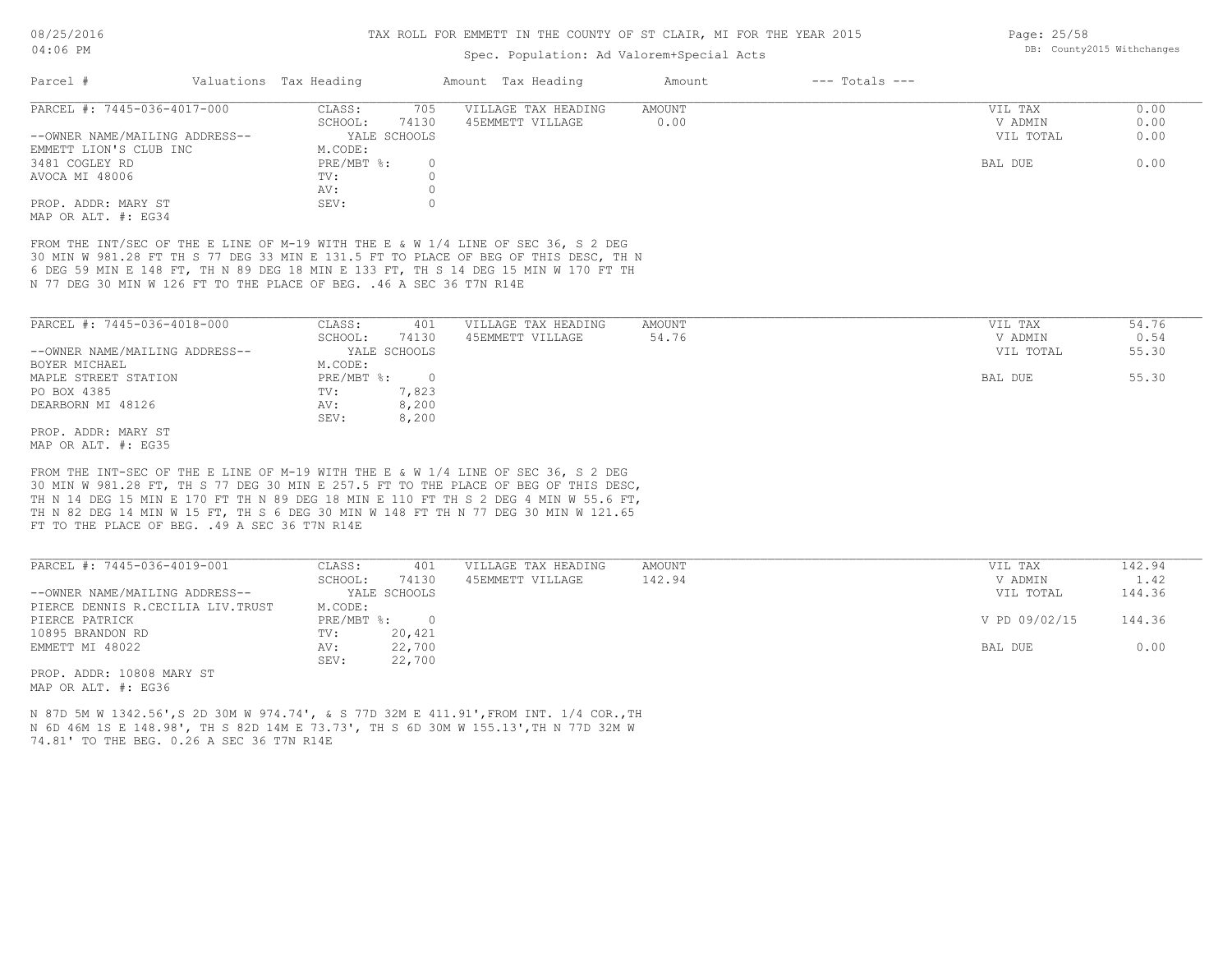| Parcel # | Valuations | Tax Heading | Amount | Tax Heading | Amount | --- Totals --- | |
|---|---|---|---|---|---|---|---|
| PARCEL #: 7445-036-4017-000 | CLASS: | 705 | VILLAGE TAX HEADING | AMOUNT | | VIL TAX | 0.00 |
| | SCHOOL: | 74130 | 45EMMETT VILLAGE | 0.00 | | V ADMIN | 0.00 |
| --OWNER NAME/MAILING ADDRESS-- | | YALE SCHOOLS | | | | VIL TOTAL | 0.00 |
| EMMETT LION'S CLUB INC | M.CODE: | | | | | | |
| 3481 COGLEY RD | PRE/MBT %: | 0 | | | | BAL DUE | 0.00 |
| AVOCA MI 48006 | TV: | 0 | | | | | |
| | AV: | 0 | | | | | |
| PROP. ADDR: MARY ST | SEV: | 0 | | | | | |
| MAP OR ALT. #: EG34 | | | | | | | |

FROM THE INT/SEC OF THE E LINE OF M-19 WITH THE E & W 1/4 LINE OF SEC 36, S 2 DEG 30 MIN W 981.28 FT TH S 77 DEG 33 MIN E 131.5 FT TO PLACE OF BEG OF THIS DESC, TH N 6 DEG 59 MIN E 148 FT, TH N 89 DEG 18 MIN E 133 FT, TH S 14 DEG 15 MIN W 170 FT TH N 77 DEG 30 MIN W 126 FT TO THE PLACE OF BEG. .46 A SEC 36 T7N R14E

| Parcel # | Valuations | Tax Heading | Amount | Tax Heading | Amount | --- Totals --- | |
|---|---|---|---|---|---|---|---|
| PARCEL #: 7445-036-4018-000 | CLASS: | 401 | VILLAGE TAX HEADING | AMOUNT | | VIL TAX | 54.76 |
| | SCHOOL: | 74130 | 45EMMETT VILLAGE | 54.76 | | V ADMIN | 0.54 |
| --OWNER NAME/MAILING ADDRESS-- | | YALE SCHOOLS | | | | VIL TOTAL | 55.30 |
| BOYER MICHAEL | M.CODE: | | | | | | |
| MAPLE STREET STATION | PRE/MBT %: | 0 | | | | BAL DUE | 55.30 |
| PO BOX 4385 | TV: | 7,823 | | | | | |
| DEARBORN MI 48126 | AV: | 8,200 | | | | | |
| | SEV: | 8,200 | | | | | |
| PROP. ADDR: MARY ST | | | | | | | |
| MAP OR ALT. #: EG35 | | | | | | | |

FROM THE INT-SEC OF THE E LINE OF M-19 WITH THE E & W 1/4 LINE OF SEC 36, S 2 DEG 30 MIN W 981.28 FT, TH S 77 DEG 30 MIN E 257.5 FT TO THE PLACE OF BEG OF THIS DESC, TH N 14 DEG 15 MIN E 170 FT TH N 89 DEG 18 MIN E 110 FT TH S 2 DEG 4 MIN W 55.6 FT, TH N 82 DEG 14 MIN W 15 FT, TH S 6 DEG 30 MIN W 148 FT TH N 77 DEG 30 MIN W 121.65 FT TO THE PLACE OF BEG. .49 A SEC 36 T7N R14E

| Parcel # | Valuations | Tax Heading | Amount | Tax Heading | Amount | --- Totals --- | |
|---|---|---|---|---|---|---|---|
| PARCEL #: 7445-036-4019-001 | CLASS: | 401 | VILLAGE TAX HEADING | AMOUNT | | VIL TAX | 142.94 |
| | SCHOOL: | 74130 | 45EMMETT VILLAGE | 142.94 | | V ADMIN | 1.42 |
| --OWNER NAME/MAILING ADDRESS-- | | YALE SCHOOLS | | | | VIL TOTAL | 144.36 |
| PIERCE DENNIS R.CECILIA LIV.TRUST | M.CODE: | | | | | | |
| PIERCE PATRICK | PRE/MBT %: | 0 | | | | V PD 09/02/15 | 144.36 |
| 10895 BRANDON RD | TV: | 20,421 | | | | | |
| EMMETT MI 48022 | AV: | 22,700 | | | | BAL DUE | 0.00 |
| | SEV: | 22,700 | | | | | |
| PROP. ADDR: 10808 MARY ST | | | | | | | |
| MAP OR ALT. #: EG36 | | | | | | | |

N 87D 5M W 1342.56',S 2D 30M W 974.74', & S 77D 32M E 411.91',FROM INT. 1/4 COR.,TH N 6D 46M 1S E 148.98', TH S 82D 14M E 73.73', TH S 6D 30M W 155.13',TH N 77D 32M W 74.81' TO THE BEG. 0.26 A SEC 36 T7N R14E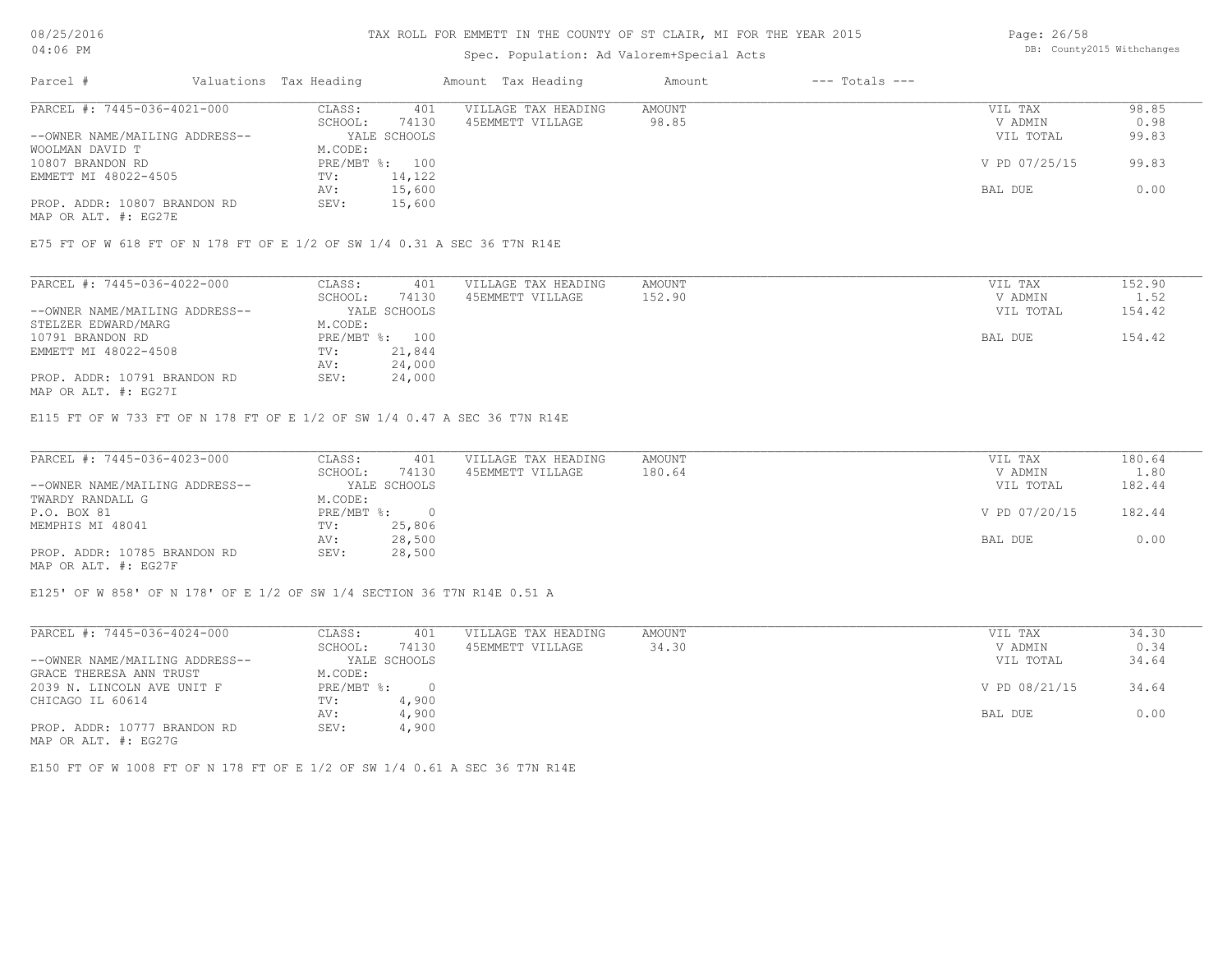# TAX ROLL FOR EMMETT IN THE COUNTY OF ST CLAIR, MI FOR THE YEAR 2015

Spec. Population: Ad Valorem+Special Acts

| Parcel # | Valuations | Tax Heading | Amount | Tax Heading | Amount | --- Totals --- | |
|---|---|---|---|---|---|---|---|
| PARCEL #: 7445-036-4021-000 | CLASS: | 401 | VILLAGE TAX HEADING | AMOUNT | | VIL TAX | 98.85 |
| | SCHOOL: | 74130 | 45EMMETT VILLAGE | 98.85 | | V ADMIN | 0.98 |
| --OWNER NAME/MAILING ADDRESS-- | | YALE SCHOOLS | | | | VIL TOTAL | 99.83 |
| WOOLMAN DAVID T | M.CODE: | | | | | | |
| 10807 BRANDON RD | PRE/MBT %: | 100 | | | | V PD 07/25/15 | 99.83 |
| EMMETT MI 48022-4505 | TV: | 14,122 | | | | | |
| | AV: | 15,600 | | | | BAL DUE | 0.00 |
| PROP. ADDR: 10807 BRANDON RD | SEV: | 15,600 | | | | | |
| MAP OR ALT. #: EG27E | | | | | | | |

E75 FT OF W 618 FT OF N 178 FT OF E 1/2 OF SW 1/4 0.31 A SEC 36 T7N R14E

| Parcel # | Valuations | Tax Heading | Amount | Tax Heading | Amount | --- Totals --- | |
|---|---|---|---|---|---|---|---|
| PARCEL #: 7445-036-4022-000 | CLASS: | 401 | VILLAGE TAX HEADING | AMOUNT | | VIL TAX | 152.90 |
| | SCHOOL: | 74130 | 45EMMETT VILLAGE | 152.90 | | V ADMIN | 1.52 |
| --OWNER NAME/MAILING ADDRESS-- | | YALE SCHOOLS | | | | VIL TOTAL | 154.42 |
| STELZER EDWARD/MARG | M.CODE: | | | | | | |
| 10791 BRANDON RD | PRE/MBT %: | 100 | | | | BAL DUE | 154.42 |
| EMMETT MI 48022-4508 | TV: | 21,844 | | | | | |
| | AV: | 24,000 | | | | | |
| PROP. ADDR: 10791 BRANDON RD | SEV: | 24,000 | | | | | |
| MAP OR ALT. #: EG27I | | | | | | | |

E115 FT OF W 733 FT OF N 178 FT OF E 1/2 OF SW 1/4 0.47 A SEC 36 T7N R14E

| Parcel # | Valuations | Tax Heading | Amount | Tax Heading | Amount | --- Totals --- | |
|---|---|---|---|---|---|---|---|
| PARCEL #: 7445-036-4023-000 | CLASS: | 401 | VILLAGE TAX HEADING | AMOUNT | | VIL TAX | 180.64 |
| | SCHOOL: | 74130 | 45EMMETT VILLAGE | 180.64 | | V ADMIN | 1.80 |
| --OWNER NAME/MAILING ADDRESS-- | | YALE SCHOOLS | | | | VIL TOTAL | 182.44 |
| TWARDY RANDALL G | M.CODE: | | | | | | |
| P.O. BOX 81 | PRE/MBT %: | 0 | | | | V PD 07/20/15 | 182.44 |
| MEMPHIS MI 48041 | TV: | 25,806 | | | | | |
| | AV: | 28,500 | | | | BAL DUE | 0.00 |
| PROP. ADDR: 10785 BRANDON RD | SEV: | 28,500 | | | | | |
| MAP OR ALT. #: EG27F | | | | | | | |

E125' OF W 858' OF N 178' OF E 1/2 OF SW 1/4 SECTION 36 T7N R14E 0.51 A

| Parcel # | Valuations | Tax Heading | Amount | Tax Heading | Amount | --- Totals --- | |
|---|---|---|---|---|---|---|---|
| PARCEL #: 7445-036-4024-000 | CLASS: | 401 | VILLAGE TAX HEADING | AMOUNT | | VIL TAX | 34.30 |
| | SCHOOL: | 74130 | 45EMMETT VILLAGE | 34.30 | | V ADMIN | 0.34 |
| --OWNER NAME/MAILING ADDRESS-- | | YALE SCHOOLS | | | | VIL TOTAL | 34.64 |
| GRACE THERESA ANN TRUST | M.CODE: | | | | | | |
| 2039 N. LINCOLN AVE UNIT F | PRE/MBT %: | 0 | | | | V PD 08/21/15 | 34.64 |
| CHICAGO IL 60614 | TV: | 4,900 | | | | | |
| | AV: | 4,900 | | | | BAL DUE | 0.00 |
| PROP. ADDR: 10777 BRANDON RD | SEV: | 4,900 | | | | | |
| MAP OR ALT. #: EG27G | | | | | | | |

E150 FT OF W 1008 FT OF N 178 FT OF E 1/2 OF SW 1/4 0.61 A SEC 36 T7N R14E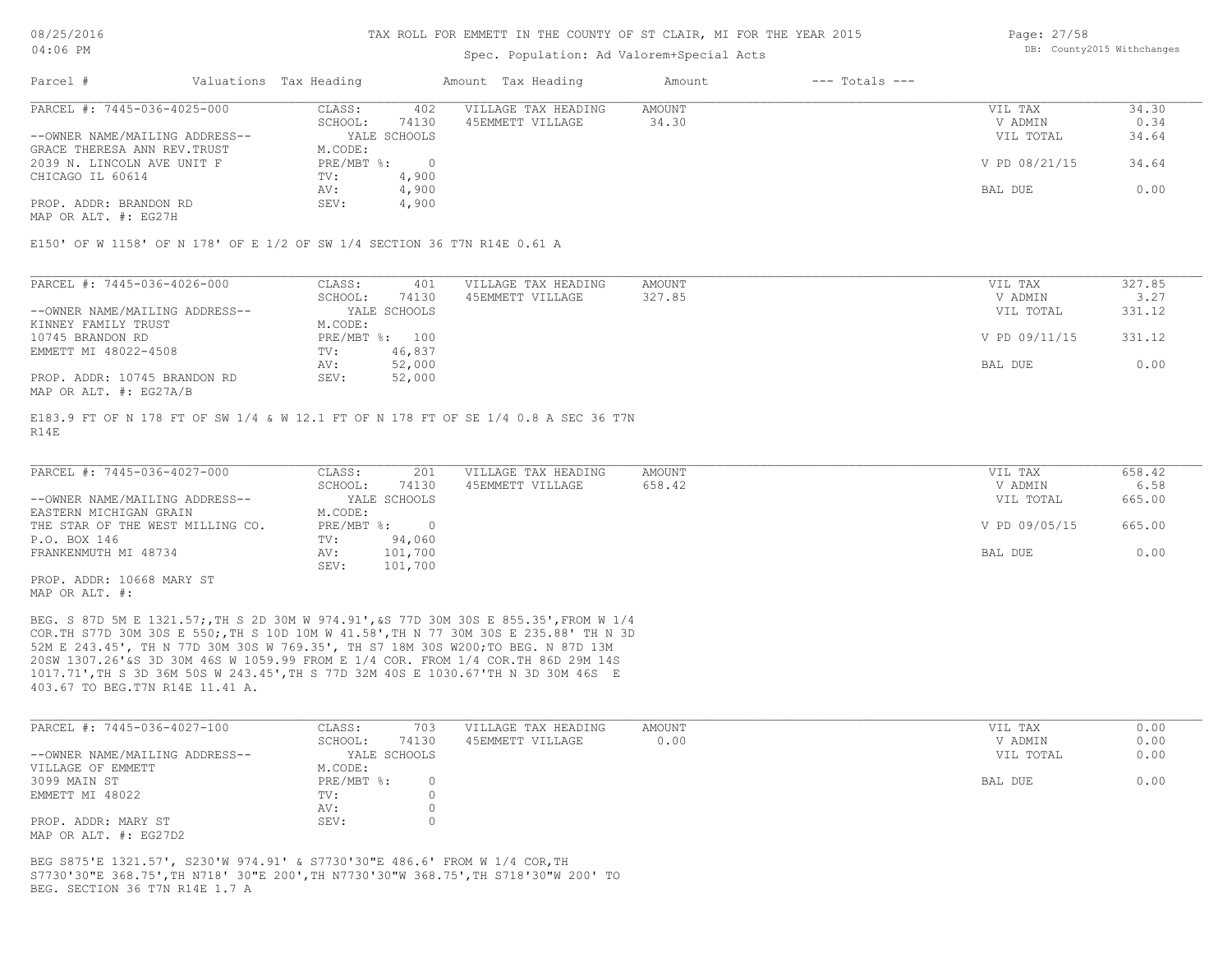TAX ROLL FOR EMMETT IN THE COUNTY OF ST CLAIR, MI FOR THE YEAR 2015

Spec. Population: Ad Valorem+Special Acts

| Parcel # | Valuations | Tax Heading | Amount | Tax Heading | Amount | --- Totals --- |
|---|---|---|---|---|---|---|

---

**PARCEL #: 7445-036-4025-000**

| | | | |
|---|---|---|---|
| CLASS: | 402 | VILLAGE TAX HEADING | AMOUNT |
| SCHOOL: | 74130 | 45EMMETT VILLAGE | 34.30 |
| | YALE SCHOOLS | | |
| M.CODE: | | | |
| PRE/MBT %: | 0 | | |
| TV: | 4,900 | | |
| AV: | 4,900 | | |
| SEV: | 4,900 | | |

--OWNER NAME/MAILING ADDRESS--
GRACE THERESA ANN REV.TRUST
2039 N. LINCOLN AVE UNIT F
CHICAGO IL 60614

PROP. ADDR: BRANDON RD
MAP OR ALT. #: EG27H

| Totals | |
|---|---|
| VIL TAX | 34.30 |
| V ADMIN | 0.34 |
| VIL TOTAL | 34.64 |
| V PD 08/21/15 | 34.64 |
| BAL DUE | 0.00 |

E150' OF W 1158' OF N 178' OF E 1/2 OF SW 1/4 SECTION 36 T7N R14E 0.61 A

---

**PARCEL #: 7445-036-4026-000**

| | | | |
|---|---|---|---|
| CLASS: | 401 | VILLAGE TAX HEADING | AMOUNT |
| SCHOOL: | 74130 | 45EMMETT VILLAGE | 327.85 |
| | YALE SCHOOLS | | |
| M.CODE: | | | |
| PRE/MBT %: | 100 | | |
| TV: | 46,837 | | |
| AV: | 52,000 | | |
| SEV: | 52,000 | | |

--OWNER NAME/MAILING ADDRESS--
KINNEY FAMILY TRUST
10745 BRANDON RD
EMMETT MI 48022-4508

PROP. ADDR: 10745 BRANDON RD
MAP OR ALT. #: EG27A/B

| Totals | |
|---|---|
| VIL TAX | 327.85 |
| V ADMIN | 3.27 |
| VIL TOTAL | 331.12 |
| V PD 09/11/15 | 331.12 |
| BAL DUE | 0.00 |

E183.9 FT OF N 178 FT OF SW 1/4 & W 12.1 FT OF N 178 FT OF SE 1/4 0.8 A SEC 36 T7N R14E

---

**PARCEL #: 7445-036-4027-000**

| | | | |
|---|---|---|---|
| CLASS: | 201 | VILLAGE TAX HEADING | AMOUNT |
| SCHOOL: | 74130 | 45EMMETT VILLAGE | 658.42 |
| | YALE SCHOOLS | | |
| M.CODE: | | | |
| PRE/MBT %: | 0 | | |
| TV: | 94,060 | | |
| AV: | 101,700 | | |
| SEV: | 101,700 | | |

--OWNER NAME/MAILING ADDRESS--
EASTERN MICHIGAN GRAIN
THE STAR OF THE WEST MILLING CO.
P.O. BOX 146
FRANKENMUTH MI 48734

PROP. ADDR: 10668 MARY ST
MAP OR ALT. #:

| Totals | |
|---|---|
| VIL TAX | 658.42 |
| V ADMIN | 6.58 |
| VIL TOTAL | 665.00 |
| V PD 09/05/15 | 665.00 |
| BAL DUE | 0.00 |

BEG. S 87D 5M E 1321.57;,TH S 2D 30M W 974.91',&S 77D 30M 30S E 855.35',FROM W 1/4 COR.TH S77D 30M 30S E 550;,TH S 10D 10M W 41.58',TH N 77 30M 30S E 235.88' TH N 3D 52M E 243.45', TH N 77D 30M 30S W 769.35', TH S7 18M 30S W200;TO BEG. N 87D 13M 20SW 1307.26'&S 3D 30M 46S W 1059.99 FROM E 1/4 COR. FROM 1/4 COR.TH 86D 29M 14S 1017.71',TH S 3D 36M 50S W 243.45',TH S 77D 32M 40S E 1030.67'TH N 3D 30M 46S E 403.67 TO BEG.T7N R14E 11.41 A.

---

**PARCEL #: 7445-036-4027-100**

| | | | |
|---|---|---|---|
| CLASS: | 703 | VILLAGE TAX HEADING | AMOUNT |
| SCHOOL: | 74130 | 45EMMETT VILLAGE | 0.00 |
| | YALE SCHOOLS | | |
| M.CODE: | | | |
| PRE/MBT %: | 0 | | |
| TV: | 0 | | |
| AV: | 0 | | |
| SEV: | 0 | | |

--OWNER NAME/MAILING ADDRESS--
VILLAGE OF EMMETT
3099 MAIN ST
EMMETT MI 48022

PROP. ADDR: MARY ST
MAP OR ALT. #: EG27D2

| Totals | |
|---|---|
| VIL TAX | 0.00 |
| V ADMIN | 0.00 |
| VIL TOTAL | 0.00 |
| BAL DUE | 0.00 |

BEG S875'E 1321.57', S230'W 974.91' & S7730'30"E 486.6' FROM W 1/4 COR,TH S7730'30"E 368.75',TH N718' 30"E 200',TH N7730'30"W 368.75',TH S718'30"W 200' TO BEG. SECTION 36 T7N R14E 1.7 A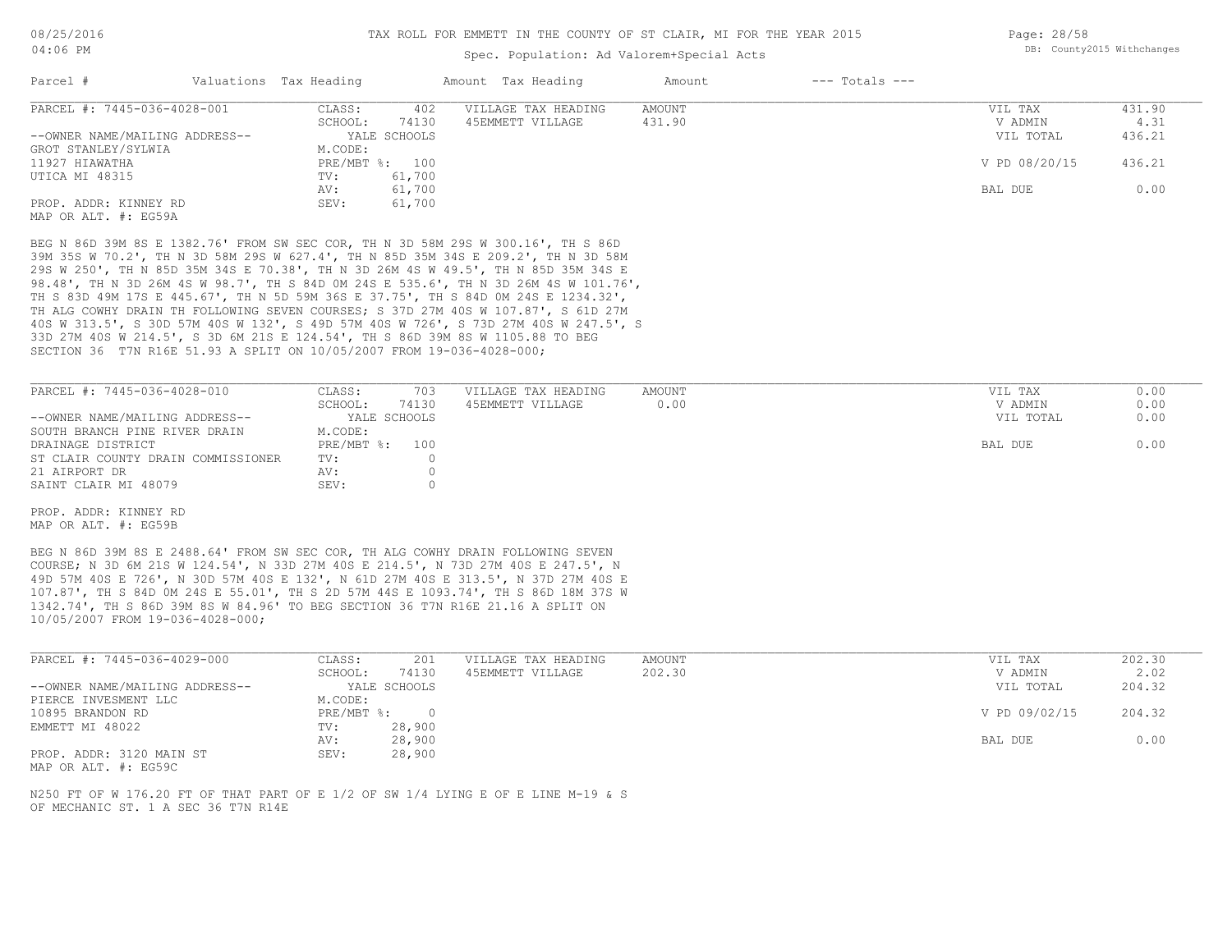TAX ROLL FOR EMMETT IN THE COUNTY OF ST CLAIR, MI FOR THE YEAR 2015

Spec. Population: Ad Valorem+Special Acts

| Parcel # | Valuations | Tax Heading | Amount | Tax Heading | Amount | --- Totals --- | |
|---|---|---|---|---|---|---|---|

## PARCEL #: 7445-036-4028-001

| | | | | | |
|---|---|---|---|---|---|
| CLASS: | 402 | VILLAGE TAX HEADING | AMOUNT | VIL TAX | 431.90 |
| SCHOOL: | 74130 | 45EMMETT VILLAGE | 431.90 | V ADMIN | 4.31 |
| | YALE SCHOOLS | | | VIL TOTAL | 436.21 |
| M.CODE: | | | | | |
| PRE/MBT %: | 100 | | | V PD 08/20/15 | 436.21 |
| TV: | 61,700 | | | | |
| AV: | 61,700 | | | BAL DUE | 0.00 |
| SEV: | 61,700 | | | | |

--OWNER NAME/MAILING ADDRESS--
GROT STANLEY/SYLWIA
11927 HIAWATHA
UTICA MI 48315

PROP. ADDR: KINNEY RD
MAP OR ALT. #: EG59A

BEG N 86D 39M 8S E 1382.76' FROM SW SEC COR, TH N 3D 58M 29S W 300.16', TH S 86D 39M 35S W 70.2', TH N 3D 58M 29S W 627.4', TH N 85D 35M 34S E 209.2', TH N 3D 58M 29S W 250', TH N 85D 35M 34S E 70.38', TH N 3D 26M 4S W 49.5', TH N 85D 35M 34S E 98.48', TH N 3D 26M 4S W 98.7', TH S 84D 0M 24S E 535.6', TH N 3D 26M 4S W 101.76', TH S 83D 49M 17S E 445.67', TH N 5D 59M 36S E 37.75', TH S 84D 0M 24S E 1234.32', TH ALG COWHY DRAIN TH FOLLOWING SEVEN COURSES; S 37D 27M 40S W 107.87', S 61D 27M 40S W 313.5', S 30D 57M 40S W 132', S 49D 57M 40S W 726', S 73D 27M 40S W 247.5', S 33D 27M 40S W 214.5', S 3D 6M 21S E 124.54', TH S 86D 39M 8S W 1105.88 TO BEG SECTION 36 T7N R16E 51.93 A SPLIT ON 10/05/2007 FROM 19-036-4028-000;

## PARCEL #: 7445-036-4028-010

| | | | | | |
|---|---|---|---|---|---|
| CLASS: | 703 | VILLAGE TAX HEADING | AMOUNT | VIL TAX | 0.00 |
| SCHOOL: | 74130 | 45EMMETT VILLAGE | 0.00 | V ADMIN | 0.00 |
| | YALE SCHOOLS | | | VIL TOTAL | 0.00 |
| M.CODE: | | | | | |
| PRE/MBT %: | 100 | | | BAL DUE | 0.00 |
| TV: | 0 | | | | |
| AV: | 0 | | | | |
| SEV: | 0 | | | | |

--OWNER NAME/MAILING ADDRESS--
SOUTH BRANCH PINE RIVER DRAIN
DRAINAGE DISTRICT
ST CLAIR COUNTY DRAIN COMMISSIONER
21 AIRPORT DR
SAINT CLAIR MI 48079

PROP. ADDR: KINNEY RD
MAP OR ALT. #: EG59B

BEG N 86D 39M 8S E 2488.64' FROM SW SEC COR, TH ALG COWHY DRAIN FOLLOWING SEVEN COURSE; N 3D 6M 21S W 124.54', N 33D 27M 40S E 214.5', N 73D 27M 40S E 247.5', N 49D 57M 40S E 726', N 30D 57M 40S E 132', N 61D 27M 40S E 313.5', N 37D 27M 40S E 107.87', TH S 84D 0M 24S E 55.01', TH S 2D 57M 44S E 1093.74', TH S 86D 18M 37S W 1342.74', TH S 86D 39M 8S W 84.96' TO BEG SECTION 36 T7N R16E 21.16 A SPLIT ON 10/05/2007 FROM 19-036-4028-000;

## PARCEL #: 7445-036-4029-000

| | | | | | |
|---|---|---|---|---|---|
| CLASS: | 201 | VILLAGE TAX HEADING | AMOUNT | VIL TAX | 202.30 |
| SCHOOL: | 74130 | 45EMMETT VILLAGE | 202.30 | V ADMIN | 2.02 |
| | YALE SCHOOLS | | | VIL TOTAL | 204.32 |
| M.CODE: | | | | | |
| PRE/MBT %: | 0 | | | V PD 09/02/15 | 204.32 |
| TV: | 28,900 | | | | |
| AV: | 28,900 | | | BAL DUE | 0.00 |
| SEV: | 28,900 | | | | |

--OWNER NAME/MAILING ADDRESS--
PIERCE INVESMENT LLC
10895 BRANDON RD
EMMETT MI 48022

PROP. ADDR: 3120 MAIN ST
MAP OR ALT. #: EG59C

N250 FT OF W 176.20 FT OF THAT PART OF E 1/2 OF SW 1/4 LYING E OF E LINE M-19 & S OF MECHANIC ST. 1 A SEC 36 T7N R14E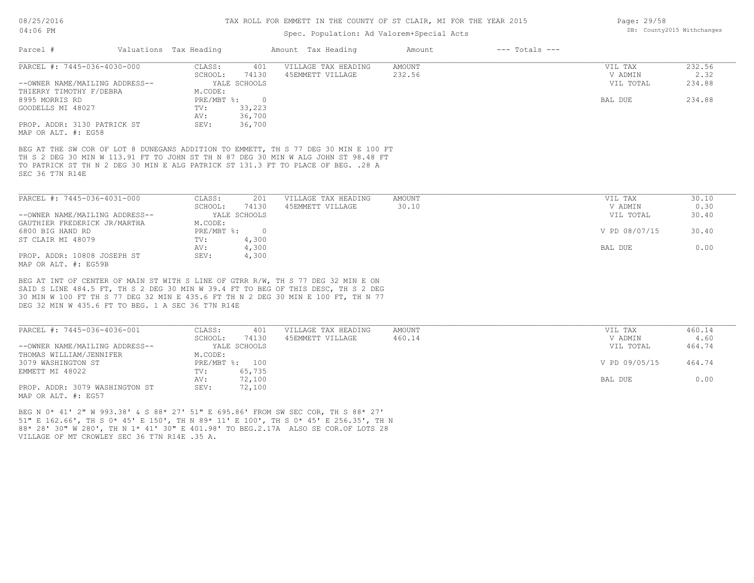TAX ROLL FOR EMMETT IN THE COUNTY OF ST CLAIR, MI FOR THE YEAR 2015

Spec. Population: Ad Valorem+Special Acts

| Parcel # | Valuations | Tax Heading | Amount | Tax Heading | Amount | --- Totals --- | |
|---|---|---|---|---|---|---|---|
| PARCEL #: 7445-036-4030-000 | CLASS: | 401 | VILLAGE TAX HEADING | AMOUNT | | VIL TAX | 232.56 |
| | SCHOOL: | 74130 | 45EMMETT VILLAGE | 232.56 | | V ADMIN | 2.32 |
| --OWNER NAME/MAILING ADDRESS-- | | YALE SCHOOLS | | | | VIL TOTAL | 234.88 |
| THIERRY TIMOTHY F/DEBRA | M.CODE: | | | | | | |
| 8995 MORRIS RD | PRE/MBT %: | 0 | | | | BAL DUE | 234.88 |
| GOODELLS MI 48027 | TV: | 33,223 | | | | | |
| | AV: | 36,700 | | | | | |
| PROP. ADDR: 3130 PATRICK ST | SEV: | 36,700 | | | | | |
| MAP OR ALT. #: EG58 | | | | | | | |

BEG AT THE SW COR OF LOT 8 DUNEGANS ADDITION TO EMMETT, TH S 77 DEG 30 MIN E 100 FT TH S 2 DEG 30 MIN W 113.91 FT TO JOHN ST TH N 87 DEG 30 MIN W ALG JOHN ST 98.48 FT TO PATRICK ST TH N 2 DEG 30 MIN E ALG PATRICK ST 131.3 FT TO PLACE OF BEG. .28 A SEC 36 T7N R14E

| Parcel # | Valuations | Tax Heading | Amount | Tax Heading | Amount | --- Totals --- | |
|---|---|---|---|---|---|---|---|
| PARCEL #: 7445-036-4031-000 | CLASS: | 201 | VILLAGE TAX HEADING | AMOUNT | | VIL TAX | 30.10 |
| | SCHOOL: | 74130 | 45EMMETT VILLAGE | 30.10 | | V ADMIN | 0.30 |
| --OWNER NAME/MAILING ADDRESS-- | | YALE SCHOOLS | | | | VIL TOTAL | 30.40 |
| GAUTHIER FREDERICK JR/MARTHA | M.CODE: | | | | | | |
| 6800 BIG HAND RD | PRE/MBT %: | 0 | | | | V PD 08/07/15 | 30.40 |
| ST CLAIR MI 48079 | TV: | 4,300 | | | | | |
| | AV: | 4,300 | | | | BAL DUE | 0.00 |
| PROP. ADDR: 10808 JOSEPH ST | SEV: | 4,300 | | | | | |
| MAP OR ALT. #: EG59B | | | | | | | |

BEG AT INT OF CENTER OF MAIN ST WITH S LINE OF GTRR R/W, TH S 77 DEG 32 MIN E ON SAID S LINE 484.5 FT, TH S 2 DEG 30 MIN W 39.4 FT TO BEG OF THIS DESC, TH S 2 DEG 30 MIN W 100 FT TH S 77 DEG 32 MIN E 435.6 FT TH N 2 DEG 30 MIN E 100 FT, TH N 77 DEG 32 MIN W 435.6 FT TO BEG. 1 A SEC 36 T7N R14E

| Parcel # | Valuations | Tax Heading | Amount | Tax Heading | Amount | --- Totals --- | |
|---|---|---|---|---|---|---|---|
| PARCEL #: 7445-036-4036-001 | CLASS: | 401 | VILLAGE TAX HEADING | AMOUNT | | VIL TAX | 460.14 |
| | SCHOOL: | 74130 | 45EMMETT VILLAGE | 460.14 | | V ADMIN | 4.60 |
| --OWNER NAME/MAILING ADDRESS-- | | YALE SCHOOLS | | | | VIL TOTAL | 464.74 |
| THOMAS WILLIAM/JENNIFER | M.CODE: | | | | | | |
| 3079 WASHINGTON ST | PRE/MBT %: | 100 | | | | V PD 09/05/15 | 464.74 |
| EMMETT MI 48022 | TV: | 65,735 | | | | | |
| | AV: | 72,100 | | | | BAL DUE | 0.00 |
| PROP. ADDR: 3079 WASHINGTON ST | SEV: | 72,100 | | | | | |
| MAP OR ALT. #: EG57 | | | | | | | |

BEG N 0* 41' 2" W 993.38' & S 88* 27' 51" E 695.86' FROM SW SEC COR, TH S 88* 27' 51" E 162.66', TH S 0* 45' E 150', TH N 89* 11' E 100', TH S 0* 45' E 256.35', TH N 88* 28' 30" W 280', TH N 1* 41' 30" E 401.98' TO BEG.2.17A ALSO SE COR.OF LOTS 28 VILLAGE OF MT CROWLEY SEC 36 T7N R14E .35 A.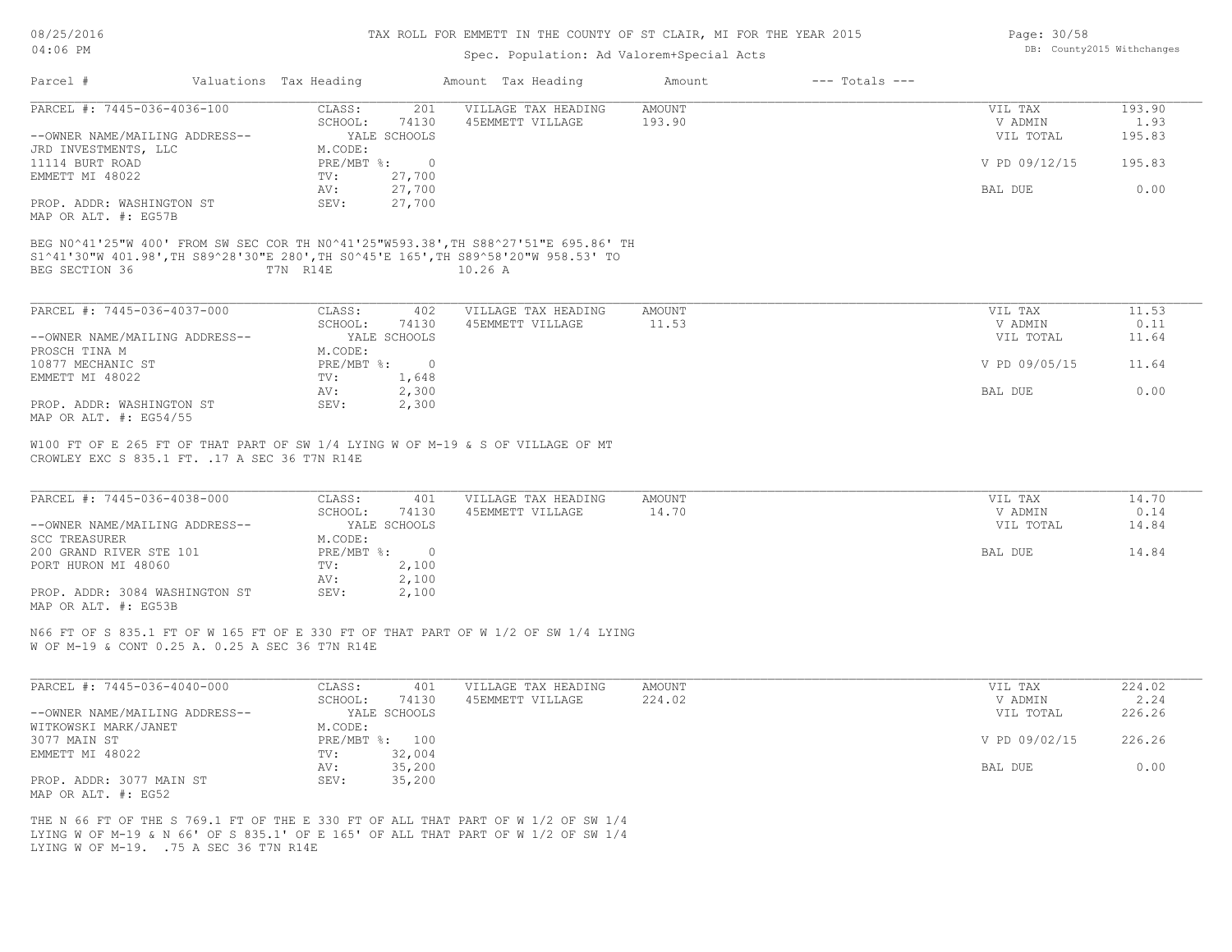# TAX ROLL FOR EMMETT IN THE COUNTY OF ST CLAIR, MI FOR THE YEAR 2015

Spec. Population: Ad Valorem+Special Acts

DB: County2015 Withchanges

| Parcel # | Valuations | Tax Heading | Amount | Tax Heading | Amount | --- Totals --- | |
|---|---|---|---|---|---|---|---|

---

**PARCEL #: 7445-036-4036-100**

| | | | | | |
|---|---|---|---|---|---|
| CLASS: | 201 | VILLAGE TAX HEADING | AMOUNT | VIL TAX | 193.90 |
| SCHOOL: | 74130 | 45EMMETT VILLAGE | 193.90 | V ADMIN | 1.93 |
| YALE SCHOOLS | | | | VIL TOTAL | 195.83 |
| M.CODE: | | | | | |
| PRE/MBT %: | 0 | | | V PD 09/12/15 | 195.83 |
| TV: | 27,700 | | | | |
| AV: | 27,700 | | | BAL DUE | 0.00 |
| SEV: | 27,700 | | | | |

--OWNER NAME/MAILING ADDRESS--
JRD INVESTMENTS, LLC
11114 BURT ROAD
EMMETT MI 48022

PROP. ADDR: WASHINGTON ST
MAP OR ALT. #: EG57B

BEG N0^41'25"W 400' FROM SW SEC COR TH N0^41'25"W593.38',TH S88^27'51"E 695.86' TH S1^41'30"W 401.98',TH S89^28'30"E 280',TH S0^45'E 165',TH S89^58'20"W 958.53' TO BEG SECTION 36 T7N R14E 10.26 A

---

**PARCEL #: 7445-036-4037-000**

| | | | | | |
|---|---|---|---|---|---|
| CLASS: | 402 | VILLAGE TAX HEADING | AMOUNT | VIL TAX | 11.53 |
| SCHOOL: | 74130 | 45EMMETT VILLAGE | 11.53 | V ADMIN | 0.11 |
| YALE SCHOOLS | | | | VIL TOTAL | 11.64 |
| M.CODE: | | | | | |
| PRE/MBT %: | 0 | | | V PD 09/05/15 | 11.64 |
| TV: | 1,648 | | | | |
| AV: | 2,300 | | | BAL DUE | 0.00 |
| SEV: | 2,300 | | | | |

--OWNER NAME/MAILING ADDRESS--
PROSCH TINA M
10877 MECHANIC ST
EMMETT MI 48022

PROP. ADDR: WASHINGTON ST
MAP OR ALT. #: EG54/55

W100 FT OF E 265 FT OF THAT PART OF SW 1/4 LYING W OF M-19 & S OF VILLAGE OF MT CROWLEY EXC S 835.1 FT. .17 A SEC 36 T7N R14E

---

**PARCEL #: 7445-036-4038-000**

| | | | | | |
|---|---|---|---|---|---|
| CLASS: | 401 | VILLAGE TAX HEADING | AMOUNT | VIL TAX | 14.70 |
| SCHOOL: | 74130 | 45EMMETT VILLAGE | 14.70 | V ADMIN | 0.14 |
| YALE SCHOOLS | | | | VIL TOTAL | 14.84 |
| M.CODE: | | | | | |
| PRE/MBT %: | 0 | | | BAL DUE | 14.84 |
| TV: | 2,100 | | | | |
| AV: | 2,100 | | | | |
| SEV: | 2,100 | | | | |

--OWNER NAME/MAILING ADDRESS--
SCC TREASURER
200 GRAND RIVER STE 101
PORT HURON MI 48060

PROP. ADDR: 3084 WASHINGTON ST
MAP OR ALT. #: EG53B

N66 FT OF S 835.1 FT OF W 165 FT OF E 330 FT OF THAT PART OF W 1/2 OF SW 1/4 LYING W OF M-19 & CONT 0.25 A. 0.25 A SEC 36 T7N R14E

---

**PARCEL #: 7445-036-4040-000**

| | | | | | |
|---|---|---|---|---|---|
| CLASS: | 401 | VILLAGE TAX HEADING | AMOUNT | VIL TAX | 224.02 |
| SCHOOL: | 74130 | 45EMMETT VILLAGE | 224.02 | V ADMIN | 2.24 |
| YALE SCHOOLS | | | | VIL TOTAL | 226.26 |
| M.CODE: | | | | | |
| PRE/MBT %: | 100 | | | V PD 09/02/15 | 226.26 |
| TV: | 32,004 | | | | |
| AV: | 35,200 | | | BAL DUE | 0.00 |
| SEV: | 35,200 | | | | |

--OWNER NAME/MAILING ADDRESS--
WITKOWSKI MARK/JANET
3077 MAIN ST
EMMETT MI 48022

PROP. ADDR: 3077 MAIN ST
MAP OR ALT. #: EG52

THE N 66 FT OF THE S 769.1 FT OF THE E 330 FT OF ALL THAT PART OF W 1/2 OF SW 1/4 LYING W OF M-19 & N 66' OF S 835.1' OF E 165' OF ALL THAT PART OF W 1/2 OF SW 1/4 LYING W OF M-19. .75 A SEC 36 T7N R14E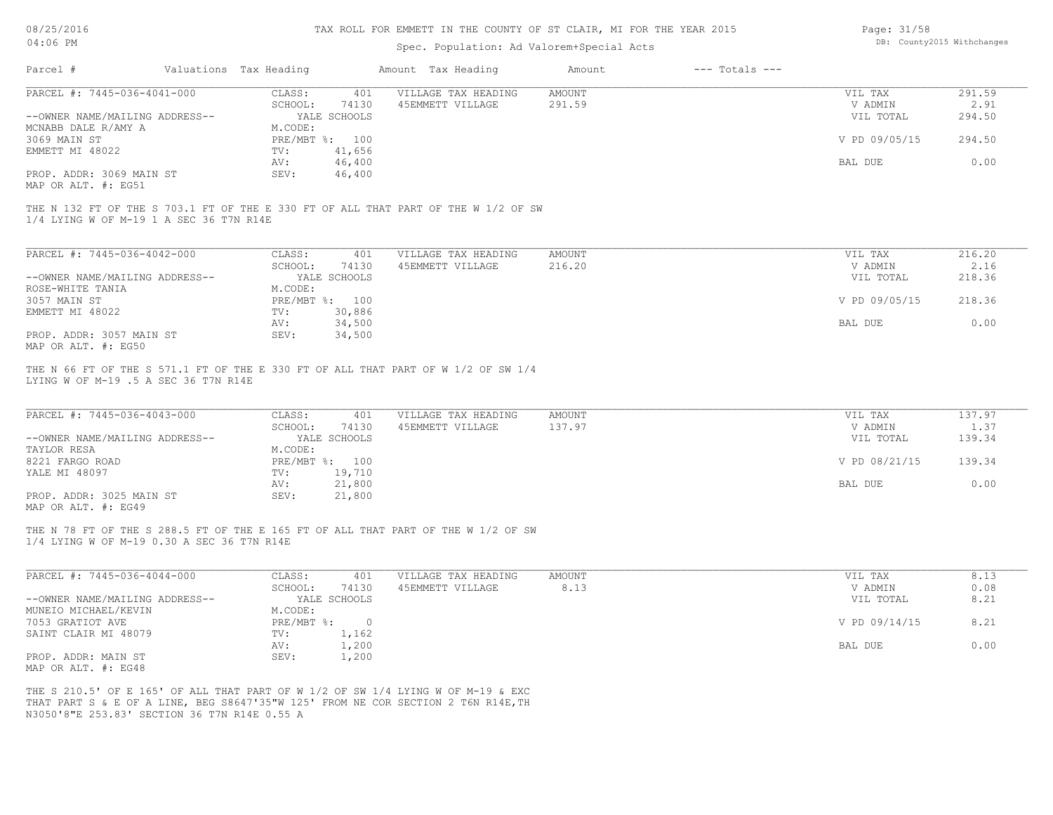TAX ROLL FOR EMMETT IN THE COUNTY OF ST CLAIR, MI FOR THE YEAR 2015

Spec. Population: Ad Valorem+Special Acts

| Parcel # | Valuations | Tax Heading | Amount | Tax Heading | Amount | --- Totals --- | |
|---|---|---|---|---|---|---|---|
| PARCEL #: 7445-036-4041-000 | CLASS: | 401 | VILLAGE TAX HEADING | AMOUNT | | VIL TAX | 291.59 |
| | SCHOOL: | 74130 | 45EMMETT VILLAGE | 291.59 | | V ADMIN | 2.91 |
| --OWNER NAME/MAILING ADDRESS-- | | YALE SCHOOLS | | | | VIL TOTAL | 294.50 |
| MCNABB DALE R/AMY A | M.CODE: | | | | | | |
| 3069 MAIN ST | PRE/MBT %: | 100 | | | | V PD 09/05/15 | 294.50 |
| EMMETT MI 48022 | TV: | 41,656 | | | | | |
| | AV: | 46,400 | | | | BAL DUE | 0.00 |
| PROP. ADDR: 3069 MAIN ST | SEV: | 46,400 | | | | | |
| MAP OR ALT. #: EG51 | | | | | | | |

THE N 132 FT OF THE S 703.1 FT OF THE E 330 FT OF ALL THAT PART OF THE W 1/2 OF SW 1/4 LYING W OF M-19 1 A SEC 36 T7N R14E

| Parcel # | Valuations | Tax Heading | Amount | Tax Heading | Amount | --- Totals --- | |
|---|---|---|---|---|---|---|---|
| PARCEL #: 7445-036-4042-000 | CLASS: | 401 | VILLAGE TAX HEADING | AMOUNT | | VIL TAX | 216.20 |
| | SCHOOL: | 74130 | 45EMMETT VILLAGE | 216.20 | | V ADMIN | 2.16 |
| --OWNER NAME/MAILING ADDRESS-- | | YALE SCHOOLS | | | | VIL TOTAL | 218.36 |
| ROSE-WHITE TANIA | M.CODE: | | | | | | |
| 3057 MAIN ST | PRE/MBT %: | 100 | | | | V PD 09/05/15 | 218.36 |
| EMMETT MI 48022 | TV: | 30,886 | | | | | |
| | AV: | 34,500 | | | | BAL DUE | 0.00 |
| PROP. ADDR: 3057 MAIN ST | SEV: | 34,500 | | | | | |
| MAP OR ALT. #: EG50 | | | | | | | |

THE N 66 FT OF THE S 571.1 FT OF THE E 330 FT OF ALL THAT PART OF W 1/2 OF SW 1/4 LYING W OF M-19 .5 A SEC 36 T7N R14E

| Parcel # | Valuations | Tax Heading | Amount | Tax Heading | Amount | --- Totals --- | |
|---|---|---|---|---|---|---|---|
| PARCEL #: 7445-036-4043-000 | CLASS: | 401 | VILLAGE TAX HEADING | AMOUNT | | VIL TAX | 137.97 |
| | SCHOOL: | 74130 | 45EMMETT VILLAGE | 137.97 | | V ADMIN | 1.37 |
| --OWNER NAME/MAILING ADDRESS-- | | YALE SCHOOLS | | | | VIL TOTAL | 139.34 |
| TAYLOR RESA | M.CODE: | | | | | | |
| 8221 FARGO ROAD | PRE/MBT %: | 100 | | | | V PD 08/21/15 | 139.34 |
| YALE MI 48097 | TV: | 19,710 | | | | | |
| | AV: | 21,800 | | | | BAL DUE | 0.00 |
| PROP. ADDR: 3025 MAIN ST | SEV: | 21,800 | | | | | |
| MAP OR ALT. #: EG49 | | | | | | | |

THE N 78 FT OF THE S 288.5 FT OF THE E 165 FT OF ALL THAT PART OF THE W 1/2 OF SW 1/4 LYING W OF M-19 0.30 A SEC 36 T7N R14E

| Parcel # | Valuations | Tax Heading | Amount | Tax Heading | Amount | --- Totals --- | |
|---|---|---|---|---|---|---|---|
| PARCEL #: 7445-036-4044-000 | CLASS: | 401 | VILLAGE TAX HEADING | AMOUNT | | VIL TAX | 8.13 |
| | SCHOOL: | 74130 | 45EMMETT VILLAGE | 8.13 | | V ADMIN | 0.08 |
| --OWNER NAME/MAILING ADDRESS-- | | YALE SCHOOLS | | | | VIL TOTAL | 8.21 |
| MUNEIO MICHAEL/KEVIN | M.CODE: | | | | | | |
| 7053 GRATIOT AVE | PRE/MBT %: | 0 | | | | V PD 09/14/15 | 8.21 |
| SAINT CLAIR MI 48079 | TV: | 1,162 | | | | | |
| | AV: | 1,200 | | | | BAL DUE | 0.00 |
| PROP. ADDR: MAIN ST | SEV: | 1,200 | | | | | |
| MAP OR ALT. #: EG48 | | | | | | | |

THE S 210.5' OF E 165' OF ALL THAT PART OF W 1/2 OF SW 1/4 LYING W OF M-19 & EXC THAT PART S & E OF A LINE, BEG S8647'35"W 125' FROM NE COR SECTION 2 T6N R14E,TH N3050'8"E 253.83' SECTION 36 T7N R14E 0.55 A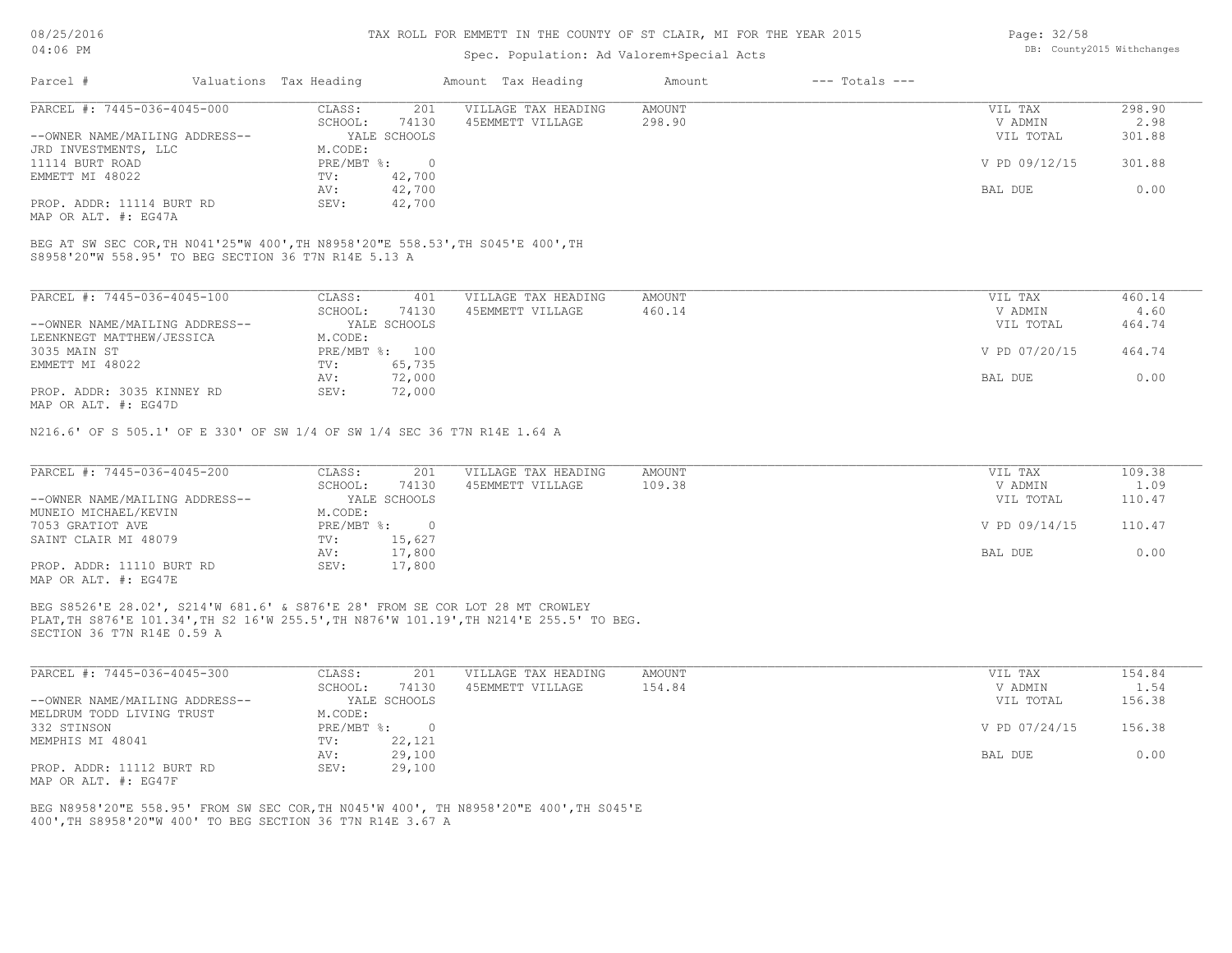# TAX ROLL FOR EMMETT IN THE COUNTY OF ST CLAIR, MI FOR THE YEAR 2015

Spec. Population: Ad Valorem+Special Acts

08/25/2016
04:06 PM

DB: County2015 Withchanges

| Parcel # | Valuations | Tax Heading | Amount | Tax Heading | Amount | --- Totals --- | |
|---|---|---|---|---|---|---|---|
| PARCEL #: 7445-036-4045-000 | CLASS: | 201 | VILLAGE TAX HEADING | AMOUNT | | VIL TAX | 298.90 |
| | SCHOOL: | 74130 | 45EMMETT VILLAGE | 298.90 | | V ADMIN | 2.98 |
| --OWNER NAME/MAILING ADDRESS-- | | YALE SCHOOLS | | | | VIL TOTAL | 301.88 |
| JRD INVESTMENTS, LLC | M.CODE: | | | | | | |
| 11114 BURT ROAD | PRE/MBT %: | 0 | | | | V PD 09/12/15 | 301.88 |
| EMMETT MI 48022 | TV: | 42,700 | | | | | |
| | AV: | 42,700 | | | | BAL DUE | 0.00 |
| PROP. ADDR: 11114 BURT RD | SEV: | 42,700 | | | | | |
| MAP OR ALT. #: EG47A | | | | | | | |

BEG AT SW SEC COR,TH N041'25"W 400',TH N8958'20"E 558.53',TH S045'E 400',TH S8958'20"W 558.95' TO BEG SECTION 36 T7N R14E 5.13 A

| Parcel # | Valuations | Tax Heading | Amount | Tax Heading | Amount | --- Totals --- | |
|---|---|---|---|---|---|---|---|
| PARCEL #: 7445-036-4045-100 | CLASS: | 401 | VILLAGE TAX HEADING | AMOUNT | | VIL TAX | 460.14 |
| | SCHOOL: | 74130 | 45EMMETT VILLAGE | 460.14 | | V ADMIN | 4.60 |
| --OWNER NAME/MAILING ADDRESS-- | | YALE SCHOOLS | | | | VIL TOTAL | 464.74 |
| LEENKNEGT MATTHEW/JESSICA | M.CODE: | | | | | | |
| 3035 MAIN ST | PRE/MBT %: | 100 | | | | V PD 07/20/15 | 464.74 |
| EMMETT MI 48022 | TV: | 65,735 | | | | | |
| | AV: | 72,000 | | | | BAL DUE | 0.00 |
| PROP. ADDR: 3035 KINNEY RD | SEV: | 72,000 | | | | | |
| MAP OR ALT. #: EG47D | | | | | | | |

N216.6' OF S 505.1' OF E 330' OF SW 1/4 OF SW 1/4 SEC 36 T7N R14E 1.64 A

| Parcel # | Valuations | Tax Heading | Amount | Tax Heading | Amount | --- Totals --- | |
|---|---|---|---|---|---|---|---|
| PARCEL #: 7445-036-4045-200 | CLASS: | 201 | VILLAGE TAX HEADING | AMOUNT | | VIL TAX | 109.38 |
| | SCHOOL: | 74130 | 45EMMETT VILLAGE | 109.38 | | V ADMIN | 1.09 |
| --OWNER NAME/MAILING ADDRESS-- | | YALE SCHOOLS | | | | VIL TOTAL | 110.47 |
| MUNEIO MICHAEL/KEVIN | M.CODE: | | | | | | |
| 7053 GRATIOT AVE | PRE/MBT %: | 0 | | | | V PD 09/14/15 | 110.47 |
| SAINT CLAIR MI 48079 | TV: | 15,627 | | | | | |
| | AV: | 17,800 | | | | BAL DUE | 0.00 |
| PROP. ADDR: 11110 BURT RD | SEV: | 17,800 | | | | | |
| MAP OR ALT. #: EG47E | | | | | | | |

BEG S8526'E 28.02', S214'W 681.6' & S876'E 28' FROM SE COR LOT 28 MT CROWLEY PLAT,TH S876'E 101.34',TH S2 16'W 255.5',TH N876'W 101.19',TH N214'E 255.5' TO BEG. SECTION 36 T7N R14E 0.59 A

| Parcel # | Valuations | Tax Heading | Amount | Tax Heading | Amount | --- Totals --- | |
|---|---|---|---|---|---|---|---|
| PARCEL #: 7445-036-4045-300 | CLASS: | 201 | VILLAGE TAX HEADING | AMOUNT | | VIL TAX | 154.84 |
| | SCHOOL: | 74130 | 45EMMETT VILLAGE | 154.84 | | V ADMIN | 1.54 |
| --OWNER NAME/MAILING ADDRESS-- | | YALE SCHOOLS | | | | VIL TOTAL | 156.38 |
| MELDRUM TODD LIVING TRUST | M.CODE: | | | | | | |
| 332 STINSON | PRE/MBT %: | 0 | | | | V PD 07/24/15 | 156.38 |
| MEMPHIS MI 48041 | TV: | 22,121 | | | | | |
| | AV: | 29,100 | | | | BAL DUE | 0.00 |
| PROP. ADDR: 11112 BURT RD | SEV: | 29,100 | | | | | |
| MAP OR ALT. #: EG47F | | | | | | | |

BEG N8958'20"E 558.95' FROM SW SEC COR,TH N045'W 400', TH N8958'20"E 400',TH S045'E 400',TH S8958'20"W 400' TO BEG SECTION 36 T7N R14E 3.67 A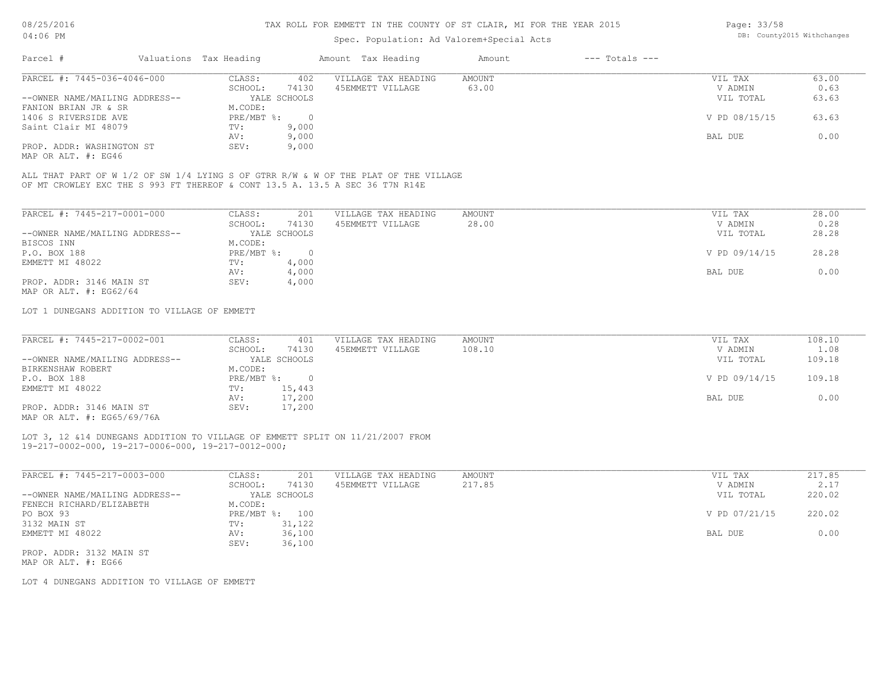# TAX ROLL FOR EMMETT IN THE COUNTY OF ST CLAIR, MI FOR THE YEAR 2015

Spec. Population: Ad Valorem+Special Acts

08/25/2016 04:06 PM — DB: County2015 Withchanges

| Parcel # | Valuations | Tax Heading | Amount | Tax Heading | Amount | --- Totals --- | |
|---|---|---|---|---|---|---|---|

---

**PARCEL #: 7445-036-4046-000**

| | | | | | |
|---|---|---|---|---|---|
| --OWNER NAME/MAILING ADDRESS-- | CLASS: 402 | VILLAGE TAX HEADING | AMOUNT | VIL TAX | 63.00 |
| FANION BRIAN JR & SR | SCHOOL: 74130 | 45EMMETT VILLAGE | 63.00 | V ADMIN | 0.63 |
| 1406 S RIVERSIDE AVE | YALE SCHOOLS | | | VIL TOTAL | 63.63 |
| Saint Clair MI 48079 | M.CODE: | | | | |
| | PRE/MBT %: 0 | | | V PD 08/15/15 | 63.63 |
| PROP. ADDR: WASHINGTON ST | TV: 9,000 | | | | |
| MAP OR ALT. #: EG46 | AV: 9,000 | | | BAL DUE | 0.00 |
| | SEV: 9,000 | | | | |

ALL THAT PART OF W 1/2 OF SW 1/4 LYING S OF GTRR R/W & W OF THE PLAT OF THE VILLAGE OF MT CROWLEY EXC THE S 993 FT THEREOF & CONT 13.5 A. 13.5 A SEC 36 T7N R14E

---

**PARCEL #: 7445-217-0001-000**

| | | | | | |
|---|---|---|---|---|---|
| --OWNER NAME/MAILING ADDRESS-- | CLASS: 201 | VILLAGE TAX HEADING | AMOUNT | VIL TAX | 28.00 |
| BISCOS INN | SCHOOL: 74130 | 45EMMETT VILLAGE | 28.00 | V ADMIN | 0.28 |
| P.O. BOX 188 | YALE SCHOOLS | | | VIL TOTAL | 28.28 |
| EMMETT MI 48022 | M.CODE: | | | | |
| | PRE/MBT %: 0 | | | V PD 09/14/15 | 28.28 |
| PROP. ADDR: 3146 MAIN ST | TV: 4,000 | | | | |
| MAP OR ALT. #: EG62/64 | AV: 4,000 | | | BAL DUE | 0.00 |
| | SEV: 4,000 | | | | |

LOT 1 DUNEGANS ADDITION TO VILLAGE OF EMMETT

---

**PARCEL #: 7445-217-0002-001**

| | | | | | |
|---|---|---|---|---|---|
| --OWNER NAME/MAILING ADDRESS-- | CLASS: 401 | VILLAGE TAX HEADING | AMOUNT | VIL TAX | 108.10 |
| BIRKENSHAW ROBERT | SCHOOL: 74130 | 45EMMETT VILLAGE | 108.10 | V ADMIN | 1.08 |
| P.O. BOX 188 | YALE SCHOOLS | | | VIL TOTAL | 109.18 |
| EMMETT MI 48022 | M.CODE: | | | | |
| | PRE/MBT %: 0 | | | V PD 09/14/15 | 109.18 |
| PROP. ADDR: 3146 MAIN ST | TV: 15,443 | | | | |
| MAP OR ALT. #: EG65/69/76A | AV: 17,200 | | | BAL DUE | 0.00 |
| | SEV: 17,200 | | | | |

LOT 3, 12 &14 DUNEGANS ADDITION TO VILLAGE OF EMMETT SPLIT ON 11/21/2007 FROM 19-217-0002-000, 19-217-0006-000, 19-217-0012-000;

---

**PARCEL #: 7445-217-0003-000**

| | | | | | |
|---|---|---|---|---|---|
| --OWNER NAME/MAILING ADDRESS-- | CLASS: 201 | VILLAGE TAX HEADING | AMOUNT | VIL TAX | 217.85 |
| FENECH RICHARD/ELIZABETH | SCHOOL: 74130 | 45EMMETT VILLAGE | 217.85 | V ADMIN | 2.17 |
| PO BOX 93 | YALE SCHOOLS | | | VIL TOTAL | 220.02 |
| 3132 MAIN ST | M.CODE: | | | | |
| EMMETT MI 48022 | PRE/MBT %: 100 | | | V PD 07/21/15 | 220.02 |
| PROP. ADDR: 3132 MAIN ST | TV: 31,122 | | | | |
| MAP OR ALT. #: EG66 | AV: 36,100 | | | BAL DUE | 0.00 |
| | SEV: 36,100 | | | | |

LOT 4 DUNEGANS ADDITION TO VILLAGE OF EMMETT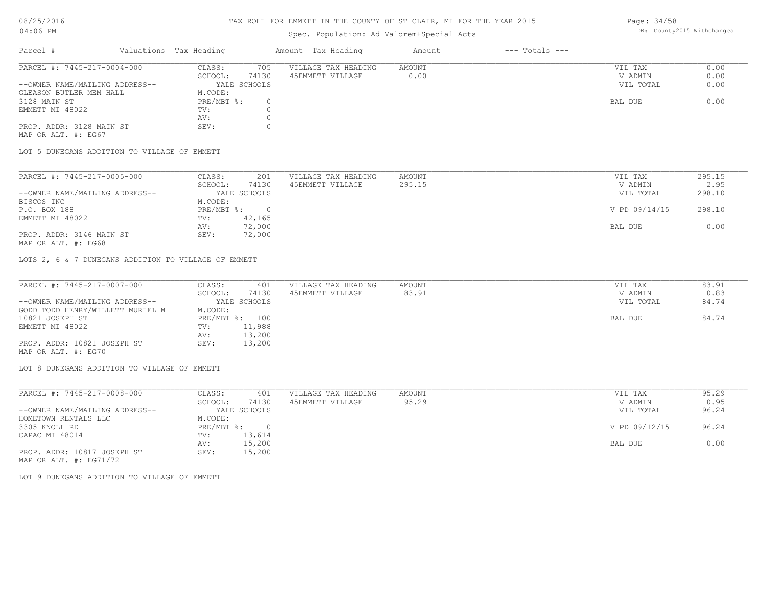# TAX ROLL FOR EMMETT IN THE COUNTY OF ST CLAIR, MI FOR THE YEAR 2015

Spec. Population: Ad Valorem+Special Acts

| Parcel # | Valuations | Tax Heading | Amount | Tax Heading | Amount | --- Totals --- | |
|---|---|---|---|---|---|---|---|
| PARCEL #: 7445-217-0004-000 | CLASS: | 705 | VILLAGE TAX HEADING | AMOUNT | | VIL TAX | 0.00 |
| | SCHOOL: | 74130 | 45EMMETT VILLAGE | 0.00 | | V ADMIN | 0.00 |
| --OWNER NAME/MAILING ADDRESS-- | | YALE SCHOOLS | | | | VIL TOTAL | 0.00 |
| GLEASON BUTLER MEM HALL | M.CODE: | | | | | | |
| 3128 MAIN ST | PRE/MBT %: | 0 | | | | BAL DUE | 0.00 |
| EMMETT MI 48022 | TV: | 0 | | | | | |
| | AV: | 0 | | | | | |
| PROP. ADDR: 3128 MAIN ST | SEV: | 0 | | | | | |
| MAP OR ALT. #: EG67 | | | | | | | |

LOT 5 DUNEGANS ADDITION TO VILLAGE OF EMMETT

| Parcel # | Valuations | Tax Heading | Amount | Tax Heading | Amount | --- Totals --- | |
|---|---|---|---|---|---|---|---|
| PARCEL #: 7445-217-0005-000 | CLASS: | 201 | VILLAGE TAX HEADING | AMOUNT | | VIL TAX | 295.15 |
| | SCHOOL: | 74130 | 45EMMETT VILLAGE | 295.15 | | V ADMIN | 2.95 |
| --OWNER NAME/MAILING ADDRESS-- | | YALE SCHOOLS | | | | VIL TOTAL | 298.10 |
| BISCOS INC | M.CODE: | | | | | | |
| P.O. BOX 188 | PRE/MBT %: | 0 | | | | V PD 09/14/15 | 298.10 |
| EMMETT MI 48022 | TV: | 42,165 | | | | | |
| | AV: | 72,000 | | | | BAL DUE | 0.00 |
| PROP. ADDR: 3146 MAIN ST | SEV: | 72,000 | | | | | |
| MAP OR ALT. #: EG68 | | | | | | | |

LOTS 2, 6 & 7 DUNEGANS ADDITION TO VILLAGE OF EMMETT

| Parcel # | Valuations | Tax Heading | Amount | Tax Heading | Amount | --- Totals --- | |
|---|---|---|---|---|---|---|---|
| PARCEL #: 7445-217-0007-000 | CLASS: | 401 | VILLAGE TAX HEADING | AMOUNT | | VIL TAX | 83.91 |
| | SCHOOL: | 74130 | 45EMMETT VILLAGE | 83.91 | | V ADMIN | 0.83 |
| --OWNER NAME/MAILING ADDRESS-- | | YALE SCHOOLS | | | | VIL TOTAL | 84.74 |
| GODD TODD HENRY/WILLETT MURIEL M | M.CODE: | | | | | | |
| 10821 JOSEPH ST | PRE/MBT %: | 100 | | | | BAL DUE | 84.74 |
| EMMETT MI 48022 | TV: | 11,988 | | | | | |
| | AV: | 13,200 | | | | | |
| PROP. ADDR: 10821 JOSEPH ST | SEV: | 13,200 | | | | | |
| MAP OR ALT. #: EG70 | | | | | | | |

LOT 8 DUNEGANS ADDITION TO VILLAGE OF EMMETT

| Parcel # | Valuations | Tax Heading | Amount | Tax Heading | Amount | --- Totals --- | |
|---|---|---|---|---|---|---|---|
| PARCEL #: 7445-217-0008-000 | CLASS: | 401 | VILLAGE TAX HEADING | AMOUNT | | VIL TAX | 95.29 |
| | SCHOOL: | 74130 | 45EMMETT VILLAGE | 95.29 | | V ADMIN | 0.95 |
| --OWNER NAME/MAILING ADDRESS-- | | YALE SCHOOLS | | | | VIL TOTAL | 96.24 |
| HOMETOWN RENTALS LLC | M.CODE: | | | | | | |
| 3305 KNOLL RD | PRE/MBT %: | 0 | | | | V PD 09/12/15 | 96.24 |
| CAPAC MI 48014 | TV: | 13,614 | | | | | |
| | AV: | 15,200 | | | | BAL DUE | 0.00 |
| PROP. ADDR: 10817 JOSEPH ST | SEV: | 15,200 | | | | | |
| MAP OR ALT. #: EG71/72 | | | | | | | |

LOT 9 DUNEGANS ADDITION TO VILLAGE OF EMMETT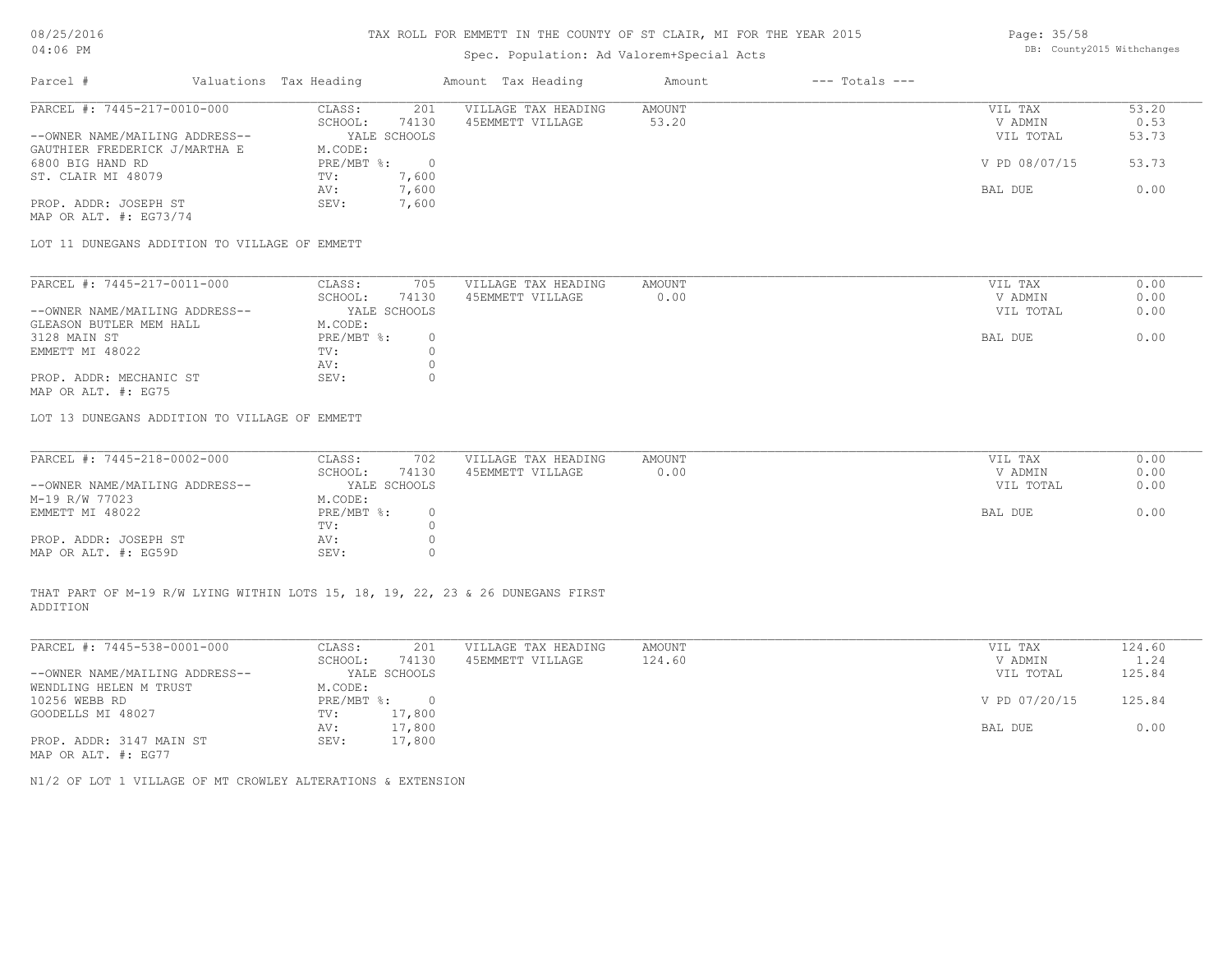# TAX ROLL FOR EMMETT IN THE COUNTY OF ST CLAIR, MI FOR THE YEAR 2015

Spec. Population: Ad Valorem+Special Acts

DB: County2015 Withchanges

| Parcel # | Valuations | Tax Heading | Amount | Tax Heading | Amount | --- Totals --- | |
|---|---|---|---|---|---|---|---|
| PARCEL #: 7445-217-0010-000 | CLASS: | 201 | VILLAGE TAX HEADING | AMOUNT | | VIL TAX | 53.20 |
| | SCHOOL: | 74130 | 45EMMETT VILLAGE | 53.20 | | V ADMIN | 0.53 |
| --OWNER NAME/MAILING ADDRESS-- | | YALE SCHOOLS | | | | VIL TOTAL | 53.73 |
| GAUTHIER FREDERICK J/MARTHA E | M.CODE: | | | | | | |
| 6800 BIG HAND RD | PRE/MBT %: | 0 | | | | V PD 08/07/15 | 53.73 |
| ST. CLAIR MI 48079 | TV: | 7,600 | | | | | |
| | AV: | 7,600 | | | | BAL DUE | 0.00 |
| PROP. ADDR: JOSEPH ST | SEV: | 7,600 | | | | | |
| MAP OR ALT. #: EG73/74 | | | | | | | |

LOT 11 DUNEGANS ADDITION TO VILLAGE OF EMMETT

| Parcel # | Valuations | Tax Heading | Amount | Tax Heading | Amount | --- Totals --- | |
|---|---|---|---|---|---|---|---|
| PARCEL #: 7445-217-0011-000 | CLASS: | 705 | VILLAGE TAX HEADING | AMOUNT | | VIL TAX | 0.00 |
| | SCHOOL: | 74130 | 45EMMETT VILLAGE | 0.00 | | V ADMIN | 0.00 |
| --OWNER NAME/MAILING ADDRESS-- | | YALE SCHOOLS | | | | VIL TOTAL | 0.00 |
| GLEASON BUTLER MEM HALL | M.CODE: | | | | | | |
| 3128 MAIN ST | PRE/MBT %: | 0 | | | | BAL DUE | 0.00 |
| EMMETT MI 48022 | TV: | 0 | | | | | |
| | AV: | 0 | | | | | |
| PROP. ADDR: MECHANIC ST | SEV: | 0 | | | | | |
| MAP OR ALT. #: EG75 | | | | | | | |

LOT 13 DUNEGANS ADDITION TO VILLAGE OF EMMETT

| Parcel # | Valuations | Tax Heading | Amount | Tax Heading | Amount | --- Totals --- | |
|---|---|---|---|---|---|---|---|
| PARCEL #: 7445-218-0002-000 | CLASS: | 702 | VILLAGE TAX HEADING | AMOUNT | | VIL TAX | 0.00 |
| | SCHOOL: | 74130 | 45EMMETT VILLAGE | 0.00 | | V ADMIN | 0.00 |
| --OWNER NAME/MAILING ADDRESS-- | | YALE SCHOOLS | | | | VIL TOTAL | 0.00 |
| M-19 R/W 77023 | M.CODE: | | | | | | |
| EMMETT MI 48022 | PRE/MBT %: | 0 | | | | BAL DUE | 0.00 |
| | TV: | 0 | | | | | |
| PROP. ADDR: JOSEPH ST | AV: | 0 | | | | | |
| MAP OR ALT. #: EG59D | SEV: | 0 | | | | | |

THAT PART OF M-19 R/W LYING WITHIN LOTS 15, 18, 19, 22, 23 & 26 DUNEGANS FIRST ADDITION

| Parcel # | Valuations | Tax Heading | Amount | Tax Heading | Amount | --- Totals --- | |
|---|---|---|---|---|---|---|---|
| PARCEL #: 7445-538-0001-000 | CLASS: | 201 | VILLAGE TAX HEADING | AMOUNT | | VIL TAX | 124.60 |
| | SCHOOL: | 74130 | 45EMMETT VILLAGE | 124.60 | | V ADMIN | 1.24 |
| --OWNER NAME/MAILING ADDRESS-- | | YALE SCHOOLS | | | | VIL TOTAL | 125.84 |
| WENDLING HELEN M TRUST | M.CODE: | | | | | | |
| 10256 WEBB RD | PRE/MBT %: | 0 | | | | V PD 07/20/15 | 125.84 |
| GOODELLS MI 48027 | TV: | 17,800 | | | | | |
| | AV: | 17,800 | | | | BAL DUE | 0.00 |
| PROP. ADDR: 3147 MAIN ST | SEV: | 17,800 | | | | | |
| MAP OR ALT. #: EG77 | | | | | | | |

N1/2 OF LOT 1 VILLAGE OF MT CROWLEY ALTERATIONS & EXTENSION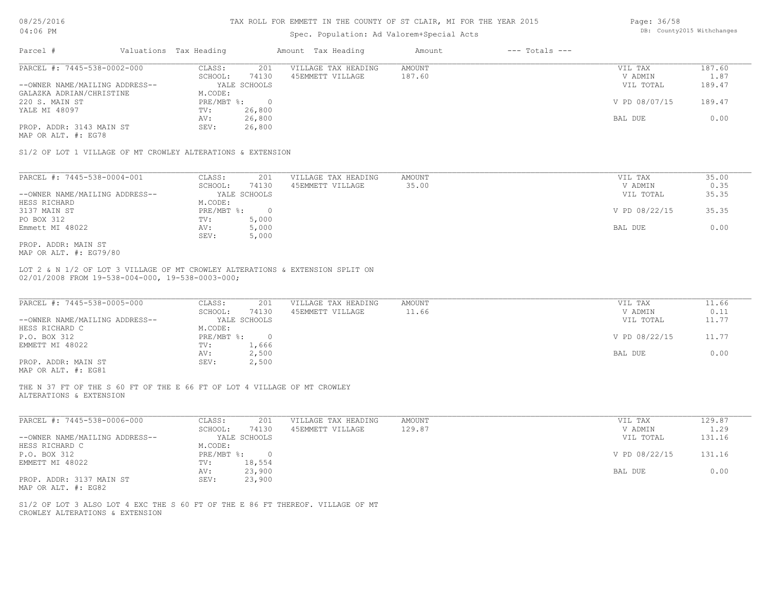| Parcel # | Valuations | Tax Heading | Amount | Tax Heading | Amount | --- Totals --- | |
|---|---|---|---|---|---|---|---|

**PARCEL #: 7445-538-0002-000**

| | | | | | |
|---|---|---|---|---|---|
| CLASS: | 201 | VILLAGE TAX HEADING | AMOUNT | VIL TAX | 187.60 |
| SCHOOL: | 74130 | 45EMMETT VILLAGE | 187.60 | V ADMIN | 1.87 |
| | YALE SCHOOLS | | | VIL TOTAL | 189.47 |
| M.CODE: | | | | | |
| PRE/MBT %: | 0 | | | V PD 08/07/15 | 189.47 |
| TV: | 26,800 | | | | |
| AV: | 26,800 | | | BAL DUE | 0.00 |
| SEV: | 26,800 | | | | |

--OWNER NAME/MAILING ADDRESS--
GALAZKA ADRIAN/CHRISTINE
220 S. MAIN ST
YALE MI 48097

PROP. ADDR: 3143 MAIN ST
MAP OR ALT. #: EG78

S1/2 OF LOT 1 VILLAGE OF MT CROWLEY ALTERATIONS & EXTENSION

**PARCEL #: 7445-538-0004-001**

| | | | | | |
|---|---|---|---|---|---|
| CLASS: | 201 | VILLAGE TAX HEADING | AMOUNT | VIL TAX | 35.00 |
| SCHOOL: | 74130 | 45EMMETT VILLAGE | 35.00 | V ADMIN | 0.35 |
| | YALE SCHOOLS | | | VIL TOTAL | 35.35 |
| M.CODE: | | | | | |
| PRE/MBT %: | 0 | | | V PD 08/22/15 | 35.35 |
| TV: | 5,000 | | | | |
| AV: | 5,000 | | | BAL DUE | 0.00 |
| SEV: | 5,000 | | | | |

--OWNER NAME/MAILING ADDRESS--
HESS RICHARD
3137 MAIN ST
PO BOX 312
Emmett MI 48022

PROP. ADDR: MAIN ST
MAP OR ALT. #: EG79/80

LOT 2 & N 1/2 OF LOT 3 VILLAGE OF MT CROWLEY ALTERATIONS & EXTENSION SPLIT ON 02/01/2008 FROM 19-538-004-000, 19-538-0003-000;

**PARCEL #: 7445-538-0005-000**

| | | | | | |
|---|---|---|---|---|---|
| CLASS: | 201 | VILLAGE TAX HEADING | AMOUNT | VIL TAX | 11.66 |
| SCHOOL: | 74130 | 45EMMETT VILLAGE | 11.66 | V ADMIN | 0.11 |
| | YALE SCHOOLS | | | VIL TOTAL | 11.77 |
| M.CODE: | | | | | |
| PRE/MBT %: | 0 | | | V PD 08/22/15 | 11.77 |
| TV: | 1,666 | | | | |
| AV: | 2,500 | | | BAL DUE | 0.00 |
| SEV: | 2,500 | | | | |

--OWNER NAME/MAILING ADDRESS--
HESS RICHARD C
P.O. BOX 312
EMMETT MI 48022

PROP. ADDR: MAIN ST
MAP OR ALT. #: EG81

THE N 37 FT OF THE S 60 FT OF THE E 66 FT OF LOT 4 VILLAGE OF MT CROWLEY ALTERATIONS & EXTENSION

**PARCEL #: 7445-538-0006-000**

| | | | | | |
|---|---|---|---|---|---|
| CLASS: | 201 | VILLAGE TAX HEADING | AMOUNT | VIL TAX | 129.87 |
| SCHOOL: | 74130 | 45EMMETT VILLAGE | 129.87 | V ADMIN | 1.29 |
| | YALE SCHOOLS | | | VIL TOTAL | 131.16 |
| M.CODE: | | | | | |
| PRE/MBT %: | 0 | | | V PD 08/22/15 | 131.16 |
| TV: | 18,554 | | | | |
| AV: | 23,900 | | | BAL DUE | 0.00 |
| SEV: | 23,900 | | | | |

--OWNER NAME/MAILING ADDRESS--
HESS RICHARD C
P.O. BOX 312
EMMETT MI 48022

PROP. ADDR: 3137 MAIN ST
MAP OR ALT. #: EG82

S1/2 OF LOT 3 ALSO LOT 4 EXC THE S 60 FT OF THE E 86 FT THEREOF. VILLAGE OF MT CROWLEY ALTERATIONS & EXTENSION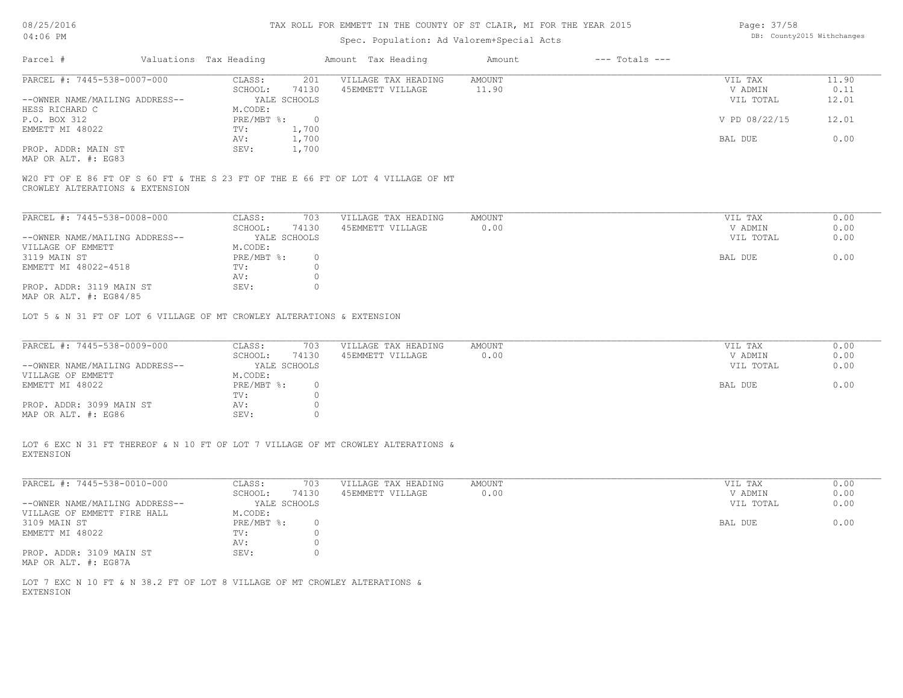TAX ROLL FOR EMMETT IN THE COUNTY OF ST CLAIR, MI FOR THE YEAR 2015

Spec. Population: Ad Valorem+Special Acts

DB: County2015 Withchanges

08/25/2016
04:06 PM

| Parcel # | Valuations | Tax Heading | Amount | Tax Heading | Amount | --- Totals --- | |
|---|---|---|---|---|---|---|---|

**PARCEL #: 7445-538-0007-000**

| | | | | |
|---|---|---|---|---|
| --OWNER NAME/MAILING ADDRESS-- | CLASS: 201 | VILLAGE TAX HEADING | AMOUNT | VIL TAX 11.90 |
| HESS RICHARD C | SCHOOL: 74130 | 45EMMETT VILLAGE | 11.90 | V ADMIN 0.11 |
| P.O. BOX 312 | YALE SCHOOLS | | | VIL TOTAL 12.01 |
| EMMETT MI 48022 | M.CODE: | | | |
| | PRE/MBT %: 0 | | | V PD 08/22/15 12.01 |
| PROP. ADDR: MAIN ST | TV: 1,700 | | | |
| MAP OR ALT. #: EG83 | AV: 1,700 | | | BAL DUE 0.00 |
| | SEV: 1,700 | | | |

W20 FT OF E 86 FT OF S 60 FT & THE S 23 FT OF THE E 66 FT OF LOT 4 VILLAGE OF MT CROWLEY ALTERATIONS & EXTENSION

**PARCEL #: 7445-538-0008-000**

| | | | | |
|---|---|---|---|---|
| --OWNER NAME/MAILING ADDRESS-- | CLASS: 703 | VILLAGE TAX HEADING | AMOUNT | VIL TAX 0.00 |
| VILLAGE OF EMMETT | SCHOOL: 74130 | 45EMMETT VILLAGE | 0.00 | V ADMIN 0.00 |
| 3119 MAIN ST | YALE SCHOOLS | | | VIL TOTAL 0.00 |
| EMMETT MI 48022-4518 | M.CODE: | | | |
| | PRE/MBT %: 0 | | | BAL DUE 0.00 |
| PROP. ADDR: 3119 MAIN ST | TV: 0 | | | |
| MAP OR ALT. #: EG84/85 | AV: 0 | | | |
| | SEV: 0 | | | |

LOT 5 & N 31 FT OF LOT 6 VILLAGE OF MT CROWLEY ALTERATIONS & EXTENSION

**PARCEL #: 7445-538-0009-000**

| | | | | |
|---|---|---|---|---|
| --OWNER NAME/MAILING ADDRESS-- | CLASS: 703 | VILLAGE TAX HEADING | AMOUNT | VIL TAX 0.00 |
| VILLAGE OF EMMETT | SCHOOL: 74130 | 45EMMETT VILLAGE | 0.00 | V ADMIN 0.00 |
| EMMETT MI 48022 | YALE SCHOOLS | | | VIL TOTAL 0.00 |
| | M.CODE: | | | |
| PROP. ADDR: 3099 MAIN ST | PRE/MBT %: 0 | | | BAL DUE 0.00 |
| MAP OR ALT. #: EG86 | TV: 0 | | | |
| | AV: 0 | | | |
| | SEV: 0 | | | |

LOT 6 EXC N 31 FT THEREOF & N 10 FT OF LOT 7 VILLAGE OF MT CROWLEY ALTERATIONS & EXTENSION

**PARCEL #: 7445-538-0010-000**

| | | | | |
|---|---|---|---|---|
| --OWNER NAME/MAILING ADDRESS-- | CLASS: 703 | VILLAGE TAX HEADING | AMOUNT | VIL TAX 0.00 |
| VILLAGE OF EMMETT FIRE HALL | SCHOOL: 74130 | 45EMMETT VILLAGE | 0.00 | V ADMIN 0.00 |
| 3109 MAIN ST | YALE SCHOOLS | | | VIL TOTAL 0.00 |
| EMMETT MI 48022 | M.CODE: | | | |
| | PRE/MBT %: 0 | | | BAL DUE 0.00 |
| PROP. ADDR: 3109 MAIN ST | TV: 0 | | | |
| MAP OR ALT. #: EG87A | AV: 0 | | | |
| | SEV: 0 | | | |

LOT 7 EXC N 10 FT & N 38.2 FT OF LOT 8 VILLAGE OF MT CROWLEY ALTERATIONS & EXTENSION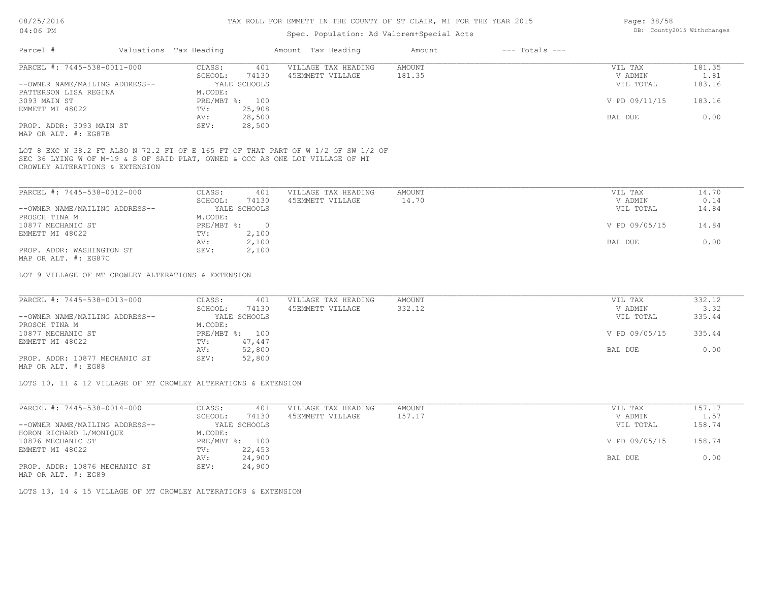# TAX ROLL FOR EMMETT IN THE COUNTY OF ST CLAIR, MI FOR THE YEAR 2015

Spec. Population: Ad Valorem+Special Acts

| Parcel # | Valuations | Tax Heading | Amount | Tax Heading | Amount | --- Totals --- | |
|---|---|---|---|---|---|---|---|
| PARCEL #: 7445-538-0011-000 | CLASS: | 401 | VILLAGE TAX HEADING | AMOUNT | | VIL TAX | 181.35 |
| | SCHOOL: | 74130 | 45EMMETT VILLAGE | 181.35 | | V ADMIN | 1.81 |
| --OWNER NAME/MAILING ADDRESS-- | | YALE SCHOOLS | | | | VIL TOTAL | 183.16 |
| PATTERSON LISA REGINA | M.CODE: | | | | | | |
| 3093 MAIN ST | PRE/MBT %: | 100 | | | | V PD 09/11/15 | 183.16 |
| EMMETT MI 48022 | TV: | 25,908 | | | | | |
| | AV: | 28,500 | | | | BAL DUE | 0.00 |
| PROP. ADDR: 3093 MAIN ST | SEV: | 28,500 | | | | | |
| MAP OR ALT. #: EG87B | | | | | | | |

LOT 8 EXC N 38.2 FT ALSO N 72.2 FT OF E 165 FT OF THAT PART OF W 1/2 OF SW 1/2 OF SEC 36 LYING W OF M-19 & S OF SAID PLAT, OWNED & OCC AS ONE LOT VILLAGE OF MT CROWLEY ALTERATIONS & EXTENSION

| Parcel # | Valuations | Tax Heading | Amount | Tax Heading | Amount | --- Totals --- | |
|---|---|---|---|---|---|---|---|
| PARCEL #: 7445-538-0012-000 | CLASS: | 401 | VILLAGE TAX HEADING | AMOUNT | | VIL TAX | 14.70 |
| | SCHOOL: | 74130 | 45EMMETT VILLAGE | 14.70 | | V ADMIN | 0.14 |
| --OWNER NAME/MAILING ADDRESS-- | | YALE SCHOOLS | | | | VIL TOTAL | 14.84 |
| PROSCH TINA M | M.CODE: | | | | | | |
| 10877 MECHANIC ST | PRE/MBT %: | 0 | | | | V PD 09/05/15 | 14.84 |
| EMMETT MI 48022 | TV: | 2,100 | | | | | |
| | AV: | 2,100 | | | | BAL DUE | 0.00 |
| PROP. ADDR: WASHINGTON ST | SEV: | 2,100 | | | | | |
| MAP OR ALT. #: EG87C | | | | | | | |

LOT 9 VILLAGE OF MT CROWLEY ALTERATIONS & EXTENSION

| Parcel # | Valuations | Tax Heading | Amount | Tax Heading | Amount | --- Totals --- | |
|---|---|---|---|---|---|---|---|
| PARCEL #: 7445-538-0013-000 | CLASS: | 401 | VILLAGE TAX HEADING | AMOUNT | | VIL TAX | 332.12 |
| | SCHOOL: | 74130 | 45EMMETT VILLAGE | 332.12 | | V ADMIN | 3.32 |
| --OWNER NAME/MAILING ADDRESS-- | | YALE SCHOOLS | | | | VIL TOTAL | 335.44 |
| PROSCH TINA M | M.CODE: | | | | | | |
| 10877 MECHANIC ST | PRE/MBT %: | 100 | | | | V PD 09/05/15 | 335.44 |
| EMMETT MI 48022 | TV: | 47,447 | | | | | |
| | AV: | 52,800 | | | | BAL DUE | 0.00 |
| PROP. ADDR: 10877 MECHANIC ST | SEV: | 52,800 | | | | | |
| MAP OR ALT. #: EG88 | | | | | | | |

LOTS 10, 11 & 12 VILLAGE OF MT CROWLEY ALTERATIONS & EXTENSION

| Parcel # | Valuations | Tax Heading | Amount | Tax Heading | Amount | --- Totals --- | |
|---|---|---|---|---|---|---|---|
| PARCEL #: 7445-538-0014-000 | CLASS: | 401 | VILLAGE TAX HEADING | AMOUNT | | VIL TAX | 157.17 |
| | SCHOOL: | 74130 | 45EMMETT VILLAGE | 157.17 | | V ADMIN | 1.57 |
| --OWNER NAME/MAILING ADDRESS-- | | YALE SCHOOLS | | | | VIL TOTAL | 158.74 |
| HORON RICHARD L/MONIQUE | M.CODE: | | | | | | |
| 10876 MECHANIC ST | PRE/MBT %: | 100 | | | | V PD 09/05/15 | 158.74 |
| EMMETT MI 48022 | TV: | 22,453 | | | | | |
| | AV: | 24,900 | | | | BAL DUE | 0.00 |
| PROP. ADDR: 10876 MECHANIC ST | SEV: | 24,900 | | | | | |
| MAP OR ALT. #: EG89 | | | | | | | |

LOTS 13, 14 & 15 VILLAGE OF MT CROWLEY ALTERATIONS & EXTENSION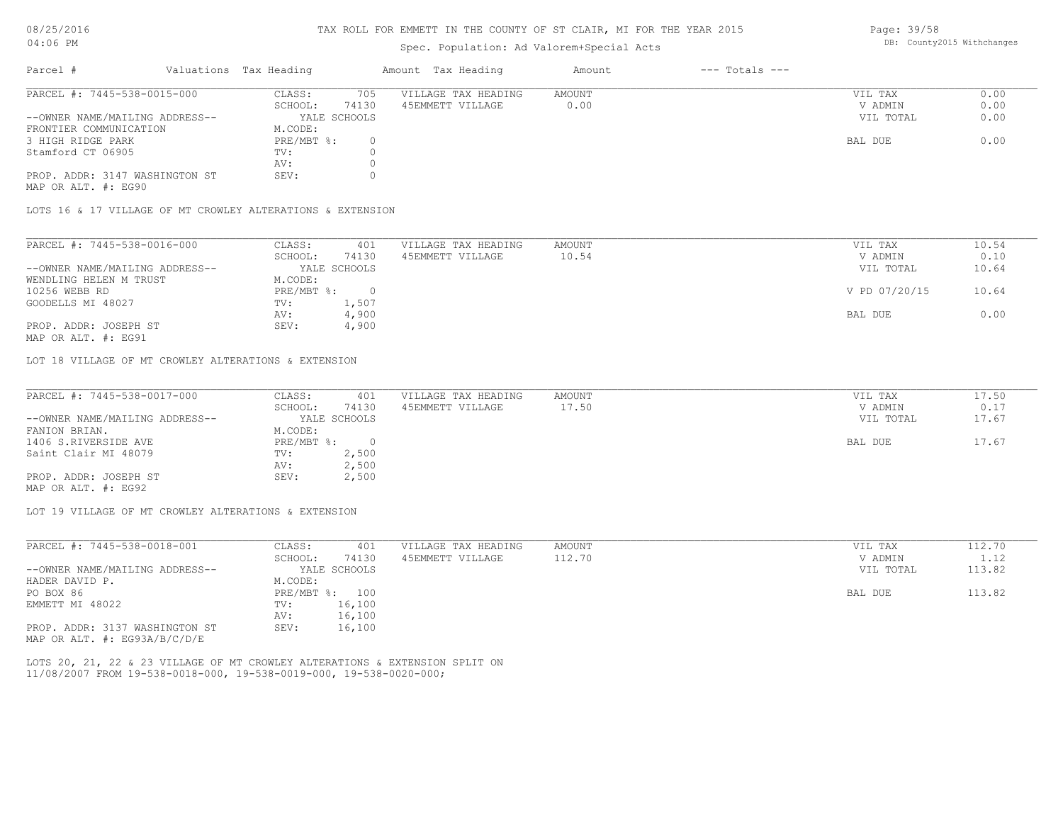# TAX ROLL FOR EMMETT IN THE COUNTY OF ST CLAIR, MI FOR THE YEAR 2015

Spec. Population: Ad Valorem+Special Acts

08/25/2016
04:06 PM

DB: County2015 Withchanges

| Parcel # | Valuations Tax Heading | Amount Tax Heading | Amount | --- Totals --- |
|---|---|---|---|---|

---

PARCEL #: 7445-538-0015-000

| | | | | | |
|---|---|---|---|---|---|
| CLASS: | 705 | VILLAGE TAX HEADING | AMOUNT | VIL TAX | 0.00 |
| SCHOOL: | 74130 | 45EMMETT VILLAGE | 0.00 | V ADMIN | 0.00 |
| YALE SCHOOLS | | | | VIL TOTAL | 0.00 |
| M.CODE: | | | | | |
| PRE/MBT %: | 0 | | | BAL DUE | 0.00 |
| TV: | 0 | | | | |
| AV: | 0 | | | | |
| SEV: | 0 | | | | |

--OWNER NAME/MAILING ADDRESS--
FRONTIER COMMUNICATION
3 HIGH RIDGE PARK
Stamford CT 06905

PROP. ADDR: 3147 WASHINGTON ST
MAP OR ALT. #: EG90

LOTS 16 & 17 VILLAGE OF MT CROWLEY ALTERATIONS & EXTENSION

---

PARCEL #: 7445-538-0016-000

| | | | | | |
|---|---|---|---|---|---|
| CLASS: | 401 | VILLAGE TAX HEADING | AMOUNT | VIL TAX | 10.54 |
| SCHOOL: | 74130 | 45EMMETT VILLAGE | 10.54 | V ADMIN | 0.10 |
| YALE SCHOOLS | | | | VIL TOTAL | 10.64 |
| M.CODE: | | | | | |
| PRE/MBT %: | 0 | | | V PD 07/20/15 | 10.64 |
| TV: | 1,507 | | | | |
| AV: | 4,900 | | | BAL DUE | 0.00 |
| SEV: | 4,900 | | | | |

--OWNER NAME/MAILING ADDRESS--
WENDLING HELEN M TRUST
10256 WEBB RD
GOODELLS MI 48027

PROP. ADDR: JOSEPH ST
MAP OR ALT. #: EG91

LOT 18 VILLAGE OF MT CROWLEY ALTERATIONS & EXTENSION

---

PARCEL #: 7445-538-0017-000

| | | | | | |
|---|---|---|---|---|---|
| CLASS: | 401 | VILLAGE TAX HEADING | AMOUNT | VIL TAX | 17.50 |
| SCHOOL: | 74130 | 45EMMETT VILLAGE | 17.50 | V ADMIN | 0.17 |
| YALE SCHOOLS | | | | VIL TOTAL | 17.67 |
| M.CODE: | | | | | |
| PRE/MBT %: | 0 | | | BAL DUE | 17.67 |
| TV: | 2,500 | | | | |
| AV: | 2,500 | | | | |
| SEV: | 2,500 | | | | |

--OWNER NAME/MAILING ADDRESS--
FANION BRIAN.
1406 S.RIVERSIDE AVE
Saint Clair MI 48079

PROP. ADDR: JOSEPH ST
MAP OR ALT. #: EG92

LOT 19 VILLAGE OF MT CROWLEY ALTERATIONS & EXTENSION

---

PARCEL #: 7445-538-0018-001

| | | | | | |
|---|---|---|---|---|---|
| CLASS: | 401 | VILLAGE TAX HEADING | AMOUNT | VIL TAX | 112.70 |
| SCHOOL: | 74130 | 45EMMETT VILLAGE | 112.70 | V ADMIN | 1.12 |
| YALE SCHOOLS | | | | VIL TOTAL | 113.82 |
| M.CODE: | | | | | |
| PRE/MBT %: | 100 | | | BAL DUE | 113.82 |
| TV: | 16,100 | | | | |
| AV: | 16,100 | | | | |
| SEV: | 16,100 | | | | |

--OWNER NAME/MAILING ADDRESS--
HADER DAVID P.
PO BOX 86
EMMETT MI 48022

PROP. ADDR: 3137 WASHINGTON ST
MAP OR ALT. #: EG93A/B/C/D/E

LOTS 20, 21, 22 & 23 VILLAGE OF MT CROWLEY ALTERATIONS & EXTENSION SPLIT ON 11/08/2007 FROM 19-538-0018-000, 19-538-0019-000, 19-538-0020-000;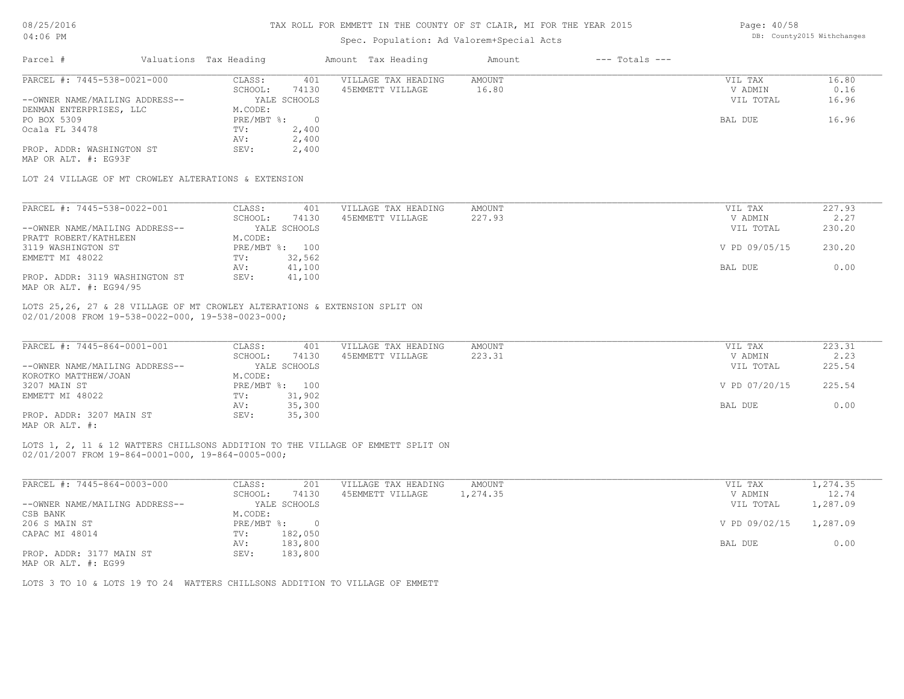# TAX ROLL FOR EMMETT IN THE COUNTY OF ST CLAIR, MI FOR THE YEAR 2015

Spec. Population: Ad Valorem+Special Acts

DB: County2015 Withchanges

| Parcel # | Valuations | Tax Heading | Amount | Tax Heading | Amount | --- Totals --- | |
|---|---|---|---|---|---|---|---|
| PARCEL #: 7445-538-0021-000 | CLASS: | 401 | VILLAGE TAX HEADING | AMOUNT | | VIL TAX | 16.80 |
| | SCHOOL: | 74130 | 45EMMETT VILLAGE | 16.80 | | V ADMIN | 0.16 |
| --OWNER NAME/MAILING ADDRESS-- | | YALE SCHOOLS | | | | VIL TOTAL | 16.96 |
| DENMAN ENTERPRISES, LLC | M.CODE: | | | | | | |
| PO BOX 5309 | PRE/MBT %: | 0 | | | | BAL DUE | 16.96 |
| Ocala FL 34478 | TV: | 2,400 | | | | | |
| | AV: | 2,400 | | | | | |
| PROP. ADDR: WASHINGTON ST | SEV: | 2,400 | | | | | |
| MAP OR ALT. #: EG93F | | | | | | | |

LOT 24 VILLAGE OF MT CROWLEY ALTERATIONS & EXTENSION

| Parcel # | Valuations | Tax Heading | Amount | Tax Heading | Amount | --- Totals --- | |
|---|---|---|---|---|---|---|---|
| PARCEL #: 7445-538-0022-001 | CLASS: | 401 | VILLAGE TAX HEADING | AMOUNT | | VIL TAX | 227.93 |
| | SCHOOL: | 74130 | 45EMMETT VILLAGE | 227.93 | | V ADMIN | 2.27 |
| --OWNER NAME/MAILING ADDRESS-- | | YALE SCHOOLS | | | | VIL TOTAL | 230.20 |
| PRATT ROBERT/KATHLEEN | M.CODE: | | | | | | |
| 3119 WASHINGTON ST | PRE/MBT %: | 100 | | | | V PD 09/05/15 | 230.20 |
| EMMETT MI 48022 | TV: | 32,562 | | | | | |
| | AV: | 41,100 | | | | BAL DUE | 0.00 |
| PROP. ADDR: 3119 WASHINGTON ST | SEV: | 41,100 | | | | | |
| MAP OR ALT. #: EG94/95 | | | | | | | |

LOTS 25,26, 27 & 28 VILLAGE OF MT CROWLEY ALTERATIONS & EXTENSION SPLIT ON 02/01/2008 FROM 19-538-0022-000, 19-538-0023-000;

| Parcel # | Valuations | Tax Heading | Amount | Tax Heading | Amount | --- Totals --- | |
|---|---|---|---|---|---|---|---|
| PARCEL #: 7445-864-0001-001 | CLASS: | 401 | VILLAGE TAX HEADING | AMOUNT | | VIL TAX | 223.31 |
| | SCHOOL: | 74130 | 45EMMETT VILLAGE | 223.31 | | V ADMIN | 2.23 |
| --OWNER NAME/MAILING ADDRESS-- | | YALE SCHOOLS | | | | VIL TOTAL | 225.54 |
| KOROTKO MATTHEW/JOAN | M.CODE: | | | | | | |
| 3207 MAIN ST | PRE/MBT %: | 100 | | | | V PD 07/20/15 | 225.54 |
| EMMETT MI 48022 | TV: | 31,902 | | | | | |
| | AV: | 35,300 | | | | BAL DUE | 0.00 |
| PROP. ADDR: 3207 MAIN ST | SEV: | 35,300 | | | | | |
| MAP OR ALT. #: | | | | | | | |

LOTS 1, 2, 11 & 12 WATTERS CHILLSONS ADDITION TO THE VILLAGE OF EMMETT SPLIT ON 02/01/2007 FROM 19-864-0001-000, 19-864-0005-000;

| Parcel # | Valuations | Tax Heading | Amount | Tax Heading | Amount | --- Totals --- | |
|---|---|---|---|---|---|---|---|
| PARCEL #: 7445-864-0003-000 | CLASS: | 201 | VILLAGE TAX HEADING | AMOUNT | | VIL TAX | 1,274.35 |
| | SCHOOL: | 74130 | 45EMMETT VILLAGE | 1,274.35 | | V ADMIN | 12.74 |
| --OWNER NAME/MAILING ADDRESS-- | | YALE SCHOOLS | | | | VIL TOTAL | 1,287.09 |
| CSB BANK | M.CODE: | | | | | | |
| 206 S MAIN ST | PRE/MBT %: | 0 | | | | V PD 09/02/15 | 1,287.09 |
| CAPAC MI 48014 | TV: | 182,050 | | | | | |
| | AV: | 183,800 | | | | BAL DUE | 0.00 |
| PROP. ADDR: 3177 MAIN ST | SEV: | 183,800 | | | | | |
| MAP OR ALT. #: EG99 | | | | | | | |

LOTS 3 TO 10 & LOTS 19 TO 24 WATTERS CHILLSONS ADDITION TO VILLAGE OF EMMETT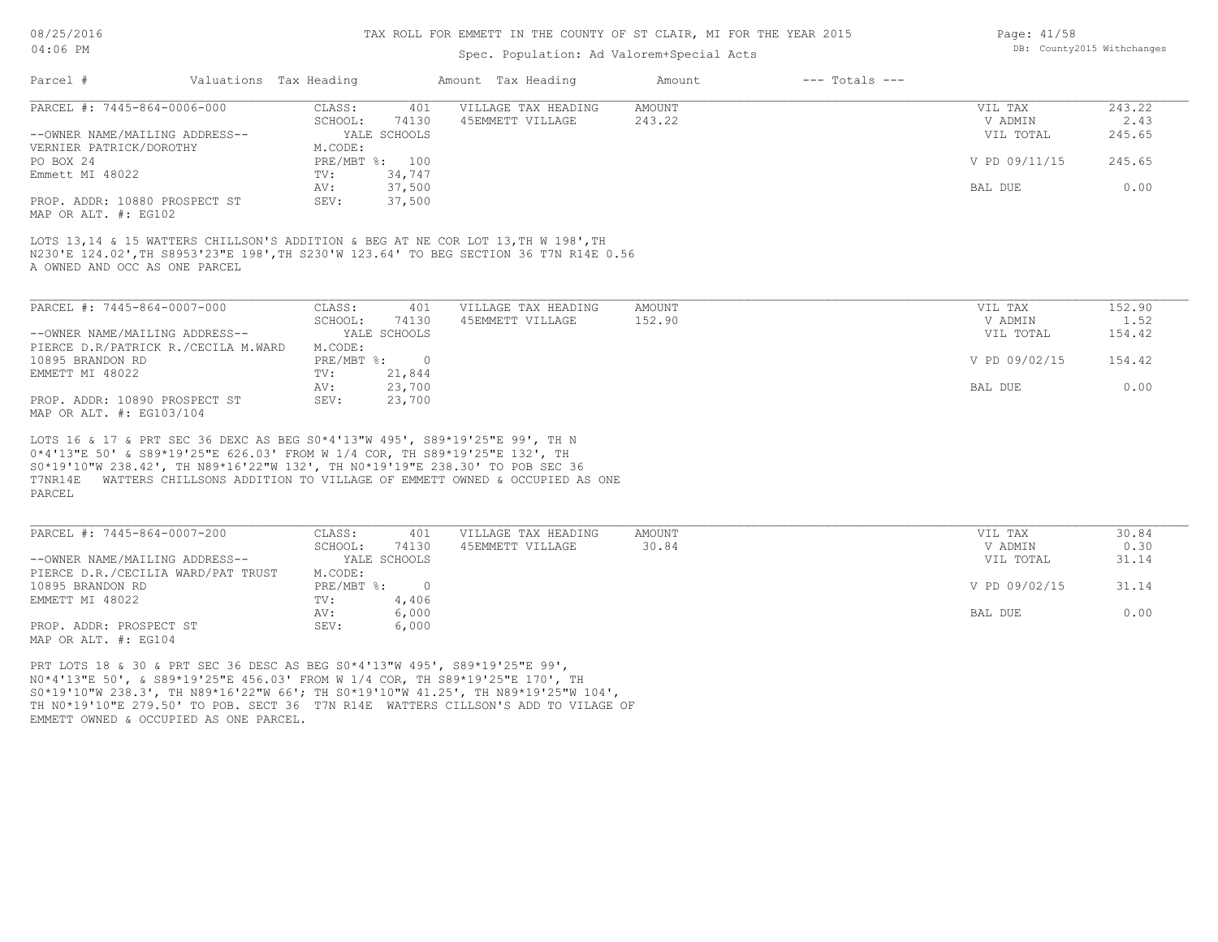TAX ROLL FOR EMMETT IN THE COUNTY OF ST CLAIR, MI FOR THE YEAR 2015

Spec. Population: Ad Valorem+Special Acts

DB: County2015 Withchanges

| Parcel # | Valuations | Tax Heading | Amount | Tax Heading | Amount | --- Totals --- | |
|---|---|---|---|---|---|---|---|

---

PARCEL #: 7445-864-0006-000

| | | | | | | |
|---|---|---|---|---|---|---|
| CLASS: | 401 | VILLAGE TAX HEADING | AMOUNT | | VIL TAX | 243.22 |
| SCHOOL: | 74130 | 45EMMETT VILLAGE | 243.22 | | V ADMIN | 2.43 |
| YALE SCHOOLS | | | | | VIL TOTAL | 245.65 |
| M.CODE: | | | | | | |
| PRE/MBT %: | 100 | | | | V PD 09/11/15 | 245.65 |
| TV: | 34,747 | | | | | |
| AV: | 37,500 | | | | BAL DUE | 0.00 |
| SEV: | 37,500 | | | | | |

--OWNER NAME/MAILING ADDRESS--
VERNIER PATRICK/DOROTHY
PO BOX 24
Emmett MI 48022

PROP. ADDR: 10880 PROSPECT ST
MAP OR ALT. #: EG102

LOTS 13,14 & 15 WATTERS CHILLSON'S ADDITION & BEG AT NE COR LOT 13,TH W 198',TH N230'E 124.02',TH S8953'23"E 198',TH S230'W 123.64' TO BEG SECTION 36 T7N R14E 0.56 A OWNED AND OCC AS ONE PARCEL

---

PARCEL #: 7445-864-0007-000

| | | | | | | |
|---|---|---|---|---|---|---|
| CLASS: | 401 | VILLAGE TAX HEADING | AMOUNT | | VIL TAX | 152.90 |
| SCHOOL: | 74130 | 45EMMETT VILLAGE | 152.90 | | V ADMIN | 1.52 |
| YALE SCHOOLS | | | | | VIL TOTAL | 154.42 |
| M.CODE: | | | | | | |
| PRE/MBT %: | 0 | | | | V PD 09/02/15 | 154.42 |
| TV: | 21,844 | | | | | |
| AV: | 23,700 | | | | BAL DUE | 0.00 |
| SEV: | 23,700 | | | | | |

--OWNER NAME/MAILING ADDRESS--
PIERCE D.R/PATRICK R./CECILA M.WARD
10895 BRANDON RD
EMMETT MI 48022

PROP. ADDR: 10890 PROSPECT ST
MAP OR ALT. #: EG103/104

LOTS 16 & 17 & PRT SEC 36 DEXC AS BEG S0*4'13"W 495', S89*19'25"E 99', TH N 0*4'13"E 50' & S89*19'25"E 626.03' FROM W 1/4 COR, TH S89*19'25"E 132', TH S0*19'10"W 238.42', TH N89*16'22"W 132', TH N0*19'19"E 238.30' TO POB SEC 36 T7NR14E WATTERS CHILLSONS ADDITION TO VILLAGE OF EMMETT OWNED & OCCUPIED AS ONE PARCEL

---

PARCEL #: 7445-864-0007-200

| | | | | | | |
|---|---|---|---|---|---|---|
| CLASS: | 401 | VILLAGE TAX HEADING | AMOUNT | | VIL TAX | 30.84 |
| SCHOOL: | 74130 | 45EMMETT VILLAGE | 30.84 | | V ADMIN | 0.30 |
| YALE SCHOOLS | | | | | VIL TOTAL | 31.14 |
| M.CODE: | | | | | | |
| PRE/MBT %: | 0 | | | | V PD 09/02/15 | 31.14 |
| TV: | 4,406 | | | | | |
| AV: | 6,000 | | | | BAL DUE | 0.00 |
| SEV: | 6,000 | | | | | |

--OWNER NAME/MAILING ADDRESS--
PIERCE D.R./CECILIA WARD/PAT TRUST
10895 BRANDON RD
EMMETT MI 48022

PROP. ADDR: PROSPECT ST
MAP OR ALT. #: EG104

PRT LOTS 18 & 30 & PRT SEC 36 DESC AS BEG S0*4'13"W 495', S89*19'25"E 99', N0*4'13"E 50', & S89*19'25"E 456.03' FROM W 1/4 COR, TH S89*19'25"E 170', TH S0*19'10"W 238.3', TH N89*16'22"W 66'; TH S0*19'10"W 41.25', TH N89*19'25"W 104', TH N0*19'10"E 279.50' TO POB. SECT 36 T7N R14E WATTERS CILLSON'S ADD TO VILAGE OF EMMETT OWNED & OCCUPIED AS ONE PARCEL.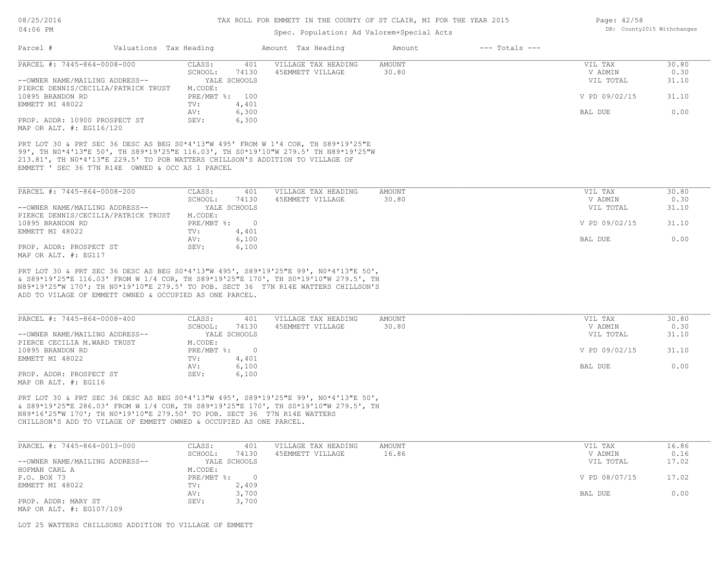TAX ROLL FOR EMMETT IN THE COUNTY OF ST CLAIR, MI FOR THE YEAR 2015

Spec. Population: Ad Valorem+Special Acts

| Parcel # | Valuations | Tax Heading | Amount | Tax Heading | Amount | --- Totals --- | |
|---|---|---|---|---|---|---|---|
| PARCEL #: 7445-864-0008-000 | CLASS: | 401 | VILLAGE TAX HEADING | AMOUNT | | VIL TAX | 30.80 |
| | SCHOOL: | 74130 | 45EMMETT VILLAGE | 30.80 | | V ADMIN | 0.30 |
| --OWNER NAME/MAILING ADDRESS-- | | YALE SCHOOLS | | | | VIL TOTAL | 31.10 |
| PIERCE DENNIS/CECILIA/PATRICK TRUST | M.CODE: | | | | | | |
| 10895 BRANDON RD | PRE/MBT %: | 100 | | | | V PD 09/02/15 | 31.10 |
| EMMETT MI 48022 | TV: | 4,401 | | | | | |
| | AV: | 6,300 | | | | BAL DUE | 0.00 |
| PROP. ADDR: 10900 PROSPECT ST | SEV: | 6,300 | | | | | |
| MAP OR ALT. #: EG116/120 | | | | | | | |

PRT LOT 30 & PRT SEC 36 DESC AS BEG S0*4'13"W 495' FROM W 1'4 COR, TH S89*19'25"E 99', TH N0*4'13"E 50', TH S89*19'25"E 116.03', TH S0*19'10"W 279.5' TH N89*19'25"W 213.81', TH N0*4'13"E 229.5' TO POB WATTERS CHILLSON'S ADDITION TO VILLAGE OF EMMETT ' SEC 36 T7N R14E OWNED & OCC AS 1 PARCEL

| Parcel # | Valuations | Tax Heading | Amount | Tax Heading | Amount | --- Totals --- | |
|---|---|---|---|---|---|---|---|
| PARCEL #: 7445-864-0008-200 | CLASS: | 401 | VILLAGE TAX HEADING | AMOUNT | | VIL TAX | 30.80 |
| | SCHOOL: | 74130 | 45EMMETT VILLAGE | 30.80 | | V ADMIN | 0.30 |
| --OWNER NAME/MAILING ADDRESS-- | | YALE SCHOOLS | | | | VIL TOTAL | 31.10 |
| PIERCE DENNIS/CECILIA/PATRICK TRUST | M.CODE: | | | | | | |
| 10895 BRANDON RD | PRE/MBT %: | 0 | | | | V PD 09/02/15 | 31.10 |
| EMMETT MI 48022 | TV: | 4,401 | | | | | |
| | AV: | 6,100 | | | | BAL DUE | 0.00 |
| PROP. ADDR: PROSPECT ST | SEV: | 6,100 | | | | | |
| MAP OR ALT. #: EG117 | | | | | | | |

PRT LOT 30 & PRT SEC 36 DESC AS BEG S0*4'13"W 495', S89*19'25"E 99', N0*4'13"E 50', & S89*19'25"E 116.03' FROM W 1/4 COR, TH S89*19'25"E 170', TH S0*19'10"W 279.5', TH N89*19'25"W 170'; TH N0*19'10"E 279.5' TO POB. SECT 36 T7N R14E WATTERS CHILLSON'S ADD TO VILAGE OF EMMETT OWNED & OCCUPIED AS ONE PARCEL.

| Parcel # | Valuations | Tax Heading | Amount | Tax Heading | Amount | --- Totals --- | |
|---|---|---|---|---|---|---|---|
| PARCEL #: 7445-864-0008-400 | CLASS: | 401 | VILLAGE TAX HEADING | AMOUNT | | VIL TAX | 30.80 |
| | SCHOOL: | 74130 | 45EMMETT VILLAGE | 30.80 | | V ADMIN | 0.30 |
| --OWNER NAME/MAILING ADDRESS-- | | YALE SCHOOLS | | | | VIL TOTAL | 31.10 |
| PIERCE CECILIA M.WARD TRUST | M.CODE: | | | | | | |
| 10895 BRANDON RD | PRE/MBT %: | 0 | | | | V PD 09/02/15 | 31.10 |
| EMMETT MI 48022 | TV: | 4,401 | | | | | |
| | AV: | 6,100 | | | | BAL DUE | 0.00 |
| PROP. ADDR: PROSPECT ST | SEV: | 6,100 | | | | | |
| MAP OR ALT. #: EG116 | | | | | | | |

PRT LOT 30 & PRT SEC 36 DESC AS BEG S0*4'13"W 495', S89*19'25"E 99', N0*4'13"E 50', & S89*19'25"E 286.03' FROM W 1/4 COR, TH S89*19'25"E 170', TH S0*19'10"W 279.5', TH N89*16'25"W 170'; TH N0*19'10"E 279.50' TO POB. SECT 36 T7N R14E WATTERS CHILLSON'S ADD TO VILAGE OF EMMETT OWNED & OCCUPIED AS ONE PARCEL.

| Parcel # | Valuations | Tax Heading | Amount | Tax Heading | Amount | --- Totals --- | |
|---|---|---|---|---|---|---|---|
| PARCEL #: 7445-864-0013-000 | CLASS: | 401 | VILLAGE TAX HEADING | AMOUNT | | VIL TAX | 16.86 |
| | SCHOOL: | 74130 | 45EMMETT VILLAGE | 16.86 | | V ADMIN | 0.16 |
| --OWNER NAME/MAILING ADDRESS-- | | YALE SCHOOLS | | | | VIL TOTAL | 17.02 |
| HOFMAN CARL A | M.CODE: | | | | | | |
| P.O. BOX 73 | PRE/MBT %: | 0 | | | | V PD 08/07/15 | 17.02 |
| EMMETT MI 48022 | TV: | 2,409 | | | | | |
| | AV: | 3,700 | | | | BAL DUE | 0.00 |
| PROP. ADDR: MARY ST | SEV: | 3,700 | | | | | |
| MAP OR ALT. #: EG107/109 | | | | | | | |

LOT 25 WATTERS CHILLSONS ADDITION TO VILLAGE OF EMMETT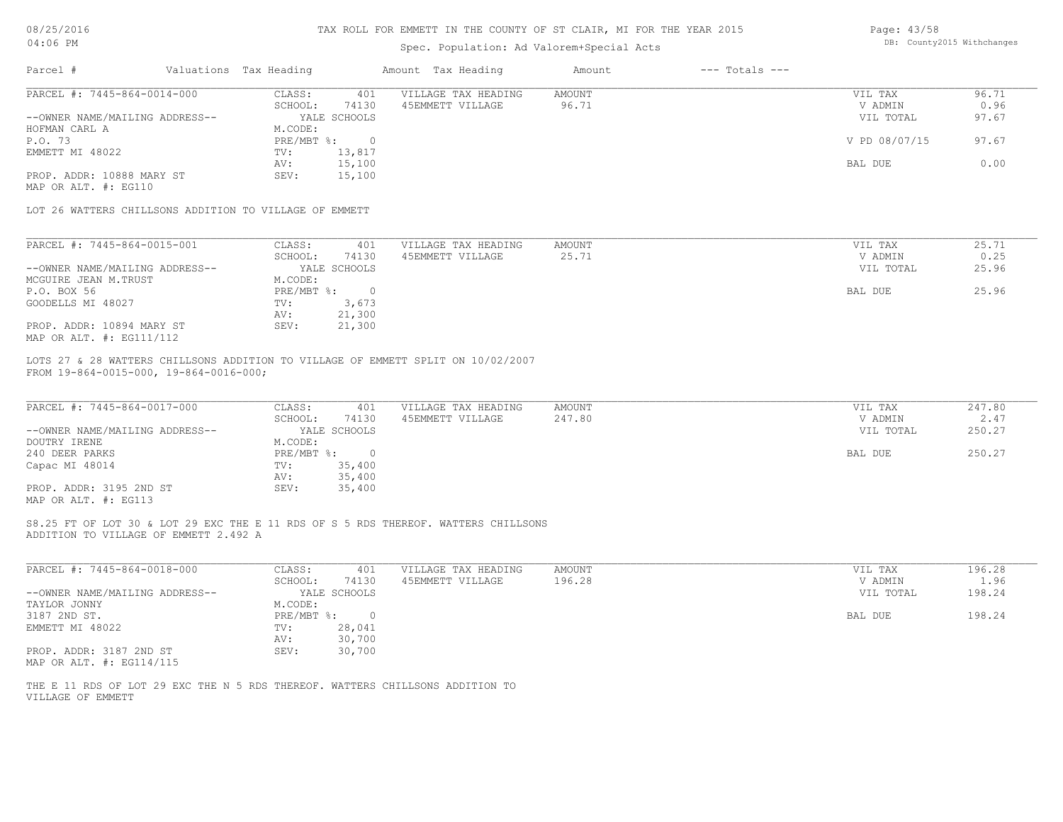# TAX ROLL FOR EMMETT IN THE COUNTY OF ST CLAIR, MI FOR THE YEAR 2015

Spec. Population: Ad Valorem+Special Acts

| Parcel # | Valuations | Tax Heading | Amount | Tax Heading | Amount | --- Totals --- | |
|---|---|---|---|---|---|---|---|
| PARCEL #: 7445-864-0014-000 | CLASS: | 401 | VILLAGE TAX HEADING | AMOUNT | | VIL TAX | 96.71 |
| | SCHOOL: | 74130 | 45EMMETT VILLAGE | 96.71 | | V ADMIN | 0.96 |
| --OWNER NAME/MAILING ADDRESS-- | | YALE SCHOOLS | | | | VIL TOTAL | 97.67 |
| HOFMAN CARL A | M.CODE: | | | | | | |
| P.O. 73 | PRE/MBT %: | 0 | | | | V PD 08/07/15 | 97.67 |
| EMMETT MI 48022 | TV: | 13,817 | | | | | |
| | AV: | 15,100 | | | | BAL DUE | 0.00 |
| PROP. ADDR: 10888 MARY ST | SEV: | 15,100 | | | | | |
| MAP OR ALT. #: EG110 | | | | | | | |

LOT 26 WATTERS CHILLSONS ADDITION TO VILLAGE OF EMMETT

| Parcel # | Valuations | Tax Heading | Amount | Tax Heading | Amount | --- Totals --- | |
|---|---|---|---|---|---|---|---|
| PARCEL #: 7445-864-0015-001 | CLASS: | 401 | VILLAGE TAX HEADING | AMOUNT | | VIL TAX | 25.71 |
| | SCHOOL: | 74130 | 45EMMETT VILLAGE | 25.71 | | V ADMIN | 0.25 |
| --OWNER NAME/MAILING ADDRESS-- | | YALE SCHOOLS | | | | VIL TOTAL | 25.96 |
| MCGUIRE JEAN M.TRUST | M.CODE: | | | | | | |
| P.O. BOX 56 | PRE/MBT %: | 0 | | | | BAL DUE | 25.96 |
| GOODELLS MI 48027 | TV: | 3,673 | | | | | |
| | AV: | 21,300 | | | | | |
| PROP. ADDR: 10894 MARY ST | SEV: | 21,300 | | | | | |
| MAP OR ALT. #: EG111/112 | | | | | | | |

LOTS 27 & 28 WATTERS CHILLSONS ADDITION TO VILLAGE OF EMMETT SPLIT ON 10/02/2007
FROM 19-864-0015-000, 19-864-0016-000;

| Parcel # | Valuations | Tax Heading | Amount | Tax Heading | Amount | --- Totals --- | |
|---|---|---|---|---|---|---|---|
| PARCEL #: 7445-864-0017-000 | CLASS: | 401 | VILLAGE TAX HEADING | AMOUNT | | VIL TAX | 247.80 |
| | SCHOOL: | 74130 | 45EMMETT VILLAGE | 247.80 | | V ADMIN | 2.47 |
| --OWNER NAME/MAILING ADDRESS-- | | YALE SCHOOLS | | | | VIL TOTAL | 250.27 |
| DOUTRY IRENE | M.CODE: | | | | | | |
| 240 DEER PARKS | PRE/MBT %: | 0 | | | | BAL DUE | 250.27 |
| Capac MI 48014 | TV: | 35,400 | | | | | |
| | AV: | 35,400 | | | | | |
| PROP. ADDR: 3195 2ND ST | SEV: | 35,400 | | | | | |
| MAP OR ALT. #: EG113 | | | | | | | |

S8.25 FT OF LOT 30 & LOT 29 EXC THE E 11 RDS OF S 5 RDS THEREOF. WATTERS CHILLSONS
ADDITION TO VILLAGE OF EMMETT 2.492 A

| Parcel # | Valuations | Tax Heading | Amount | Tax Heading | Amount | --- Totals --- | |
|---|---|---|---|---|---|---|---|
| PARCEL #: 7445-864-0018-000 | CLASS: | 401 | VILLAGE TAX HEADING | AMOUNT | | VIL TAX | 196.28 |
| | SCHOOL: | 74130 | 45EMMETT VILLAGE | 196.28 | | V ADMIN | 1.96 |
| --OWNER NAME/MAILING ADDRESS-- | | YALE SCHOOLS | | | | VIL TOTAL | 198.24 |
| TAYLOR JONNY | M.CODE: | | | | | | |
| 3187 2ND ST. | PRE/MBT %: | 0 | | | | BAL DUE | 198.24 |
| EMMETT MI 48022 | TV: | 28,041 | | | | | |
| | AV: | 30,700 | | | | | |
| PROP. ADDR: 3187 2ND ST | SEV: | 30,700 | | | | | |
| MAP OR ALT. #: EG114/115 | | | | | | | |

THE E 11 RDS OF LOT 29 EXC THE N 5 RDS THEREOF. WATTERS CHILLSONS ADDITION TO
VILLAGE OF EMMETT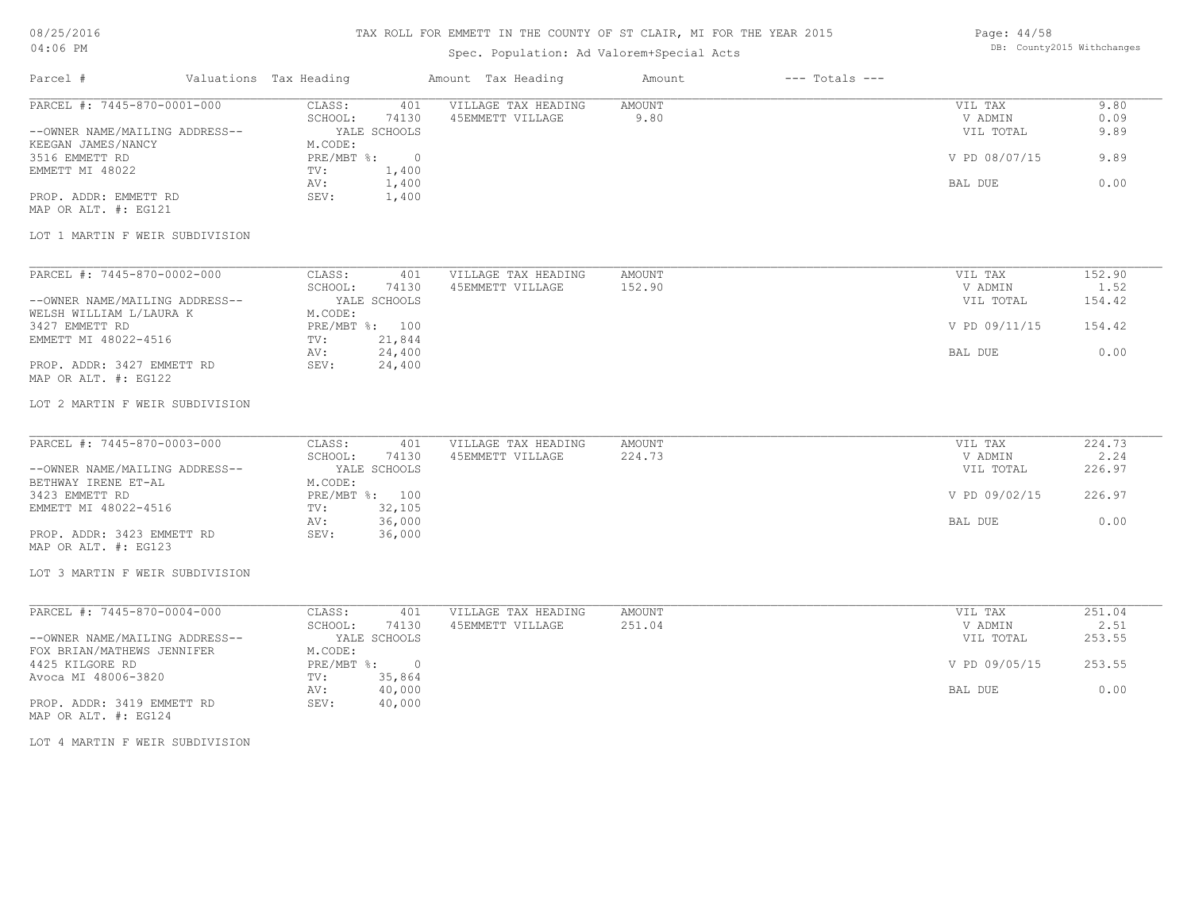# TAX ROLL FOR EMMETT IN THE COUNTY OF ST CLAIR, MI FOR THE YEAR 2015

Spec. Population: Ad Valorem+Special Acts

08/25/2016
04:06 PM

DB: County2015 Withchanges

| Parcel # | Valuations | Tax Heading | Amount | Tax Heading | Amount | --- Totals --- | |
|---|---|---|---|---|---|---|---|

**PARCEL #: 7445-870-0001-000**

| | | | | | |
|---|---|---|---|---|---|
| CLASS: | 401 | VILLAGE TAX HEADING | AMOUNT | VIL TAX | 9.80 |
| SCHOOL: | 74130 | 45EMMETT VILLAGE | 9.80 | V ADMIN | 0.09 |
| | YALE SCHOOLS | | | VIL TOTAL | 9.89 |
| M.CODE: | | | | | |
| PRE/MBT %: | 0 | | | V PD 08/07/15 | 9.89 |
| TV: | 1,400 | | | | |
| AV: | 1,400 | | | BAL DUE | 0.00 |
| SEV: | 1,400 | | | | |

--OWNER NAME/MAILING ADDRESS--
KEEGAN JAMES/NANCY
3516 EMMETT RD
EMMETT MI 48022

PROP. ADDR: EMMETT RD
MAP OR ALT. #: EG121

LOT 1 MARTIN F WEIR SUBDIVISION

**PARCEL #: 7445-870-0002-000**

| | | | | | |
|---|---|---|---|---|---|
| CLASS: | 401 | VILLAGE TAX HEADING | AMOUNT | VIL TAX | 152.90 |
| SCHOOL: | 74130 | 45EMMETT VILLAGE | 152.90 | V ADMIN | 1.52 |
| | YALE SCHOOLS | | | VIL TOTAL | 154.42 |
| M.CODE: | | | | | |
| PRE/MBT %: | 100 | | | V PD 09/11/15 | 154.42 |
| TV: | 21,844 | | | | |
| AV: | 24,400 | | | BAL DUE | 0.00 |
| SEV: | 24,400 | | | | |

--OWNER NAME/MAILING ADDRESS--
WELSH WILLIAM L/LAURA K
3427 EMMETT RD
EMMETT MI 48022-4516

PROP. ADDR: 3427 EMMETT RD
MAP OR ALT. #: EG122

LOT 2 MARTIN F WEIR SUBDIVISION

**PARCEL #: 7445-870-0003-000**

| | | | | | |
|---|---|---|---|---|---|
| CLASS: | 401 | VILLAGE TAX HEADING | AMOUNT | VIL TAX | 224.73 |
| SCHOOL: | 74130 | 45EMMETT VILLAGE | 224.73 | V ADMIN | 2.24 |
| | YALE SCHOOLS | | | VIL TOTAL | 226.97 |
| M.CODE: | | | | | |
| PRE/MBT %: | 100 | | | V PD 09/02/15 | 226.97 |
| TV: | 32,105 | | | | |
| AV: | 36,000 | | | BAL DUE | 0.00 |
| SEV: | 36,000 | | | | |

--OWNER NAME/MAILING ADDRESS--
BETHWAY IRENE ET-AL
3423 EMMETT RD
EMMETT MI 48022-4516

PROP. ADDR: 3423 EMMETT RD
MAP OR ALT. #: EG123

LOT 3 MARTIN F WEIR SUBDIVISION

**PARCEL #: 7445-870-0004-000**

| | | | | | |
|---|---|---|---|---|---|
| CLASS: | 401 | VILLAGE TAX HEADING | AMOUNT | VIL TAX | 251.04 |
| SCHOOL: | 74130 | 45EMMETT VILLAGE | 251.04 | V ADMIN | 2.51 |
| | YALE SCHOOLS | | | VIL TOTAL | 253.55 |
| M.CODE: | | | | | |
| PRE/MBT %: | 0 | | | V PD 09/05/15 | 253.55 |
| TV: | 35,864 | | | | |
| AV: | 40,000 | | | BAL DUE | 0.00 |
| SEV: | 40,000 | | | | |

--OWNER NAME/MAILING ADDRESS--
FOX BRIAN/MATHEWS JENNIFER
4425 KILGORE RD
Avoca MI 48006-3820

PROP. ADDR: 3419 EMMETT RD
MAP OR ALT. #: EG124

LOT 4 MARTIN F WEIR SUBDIVISION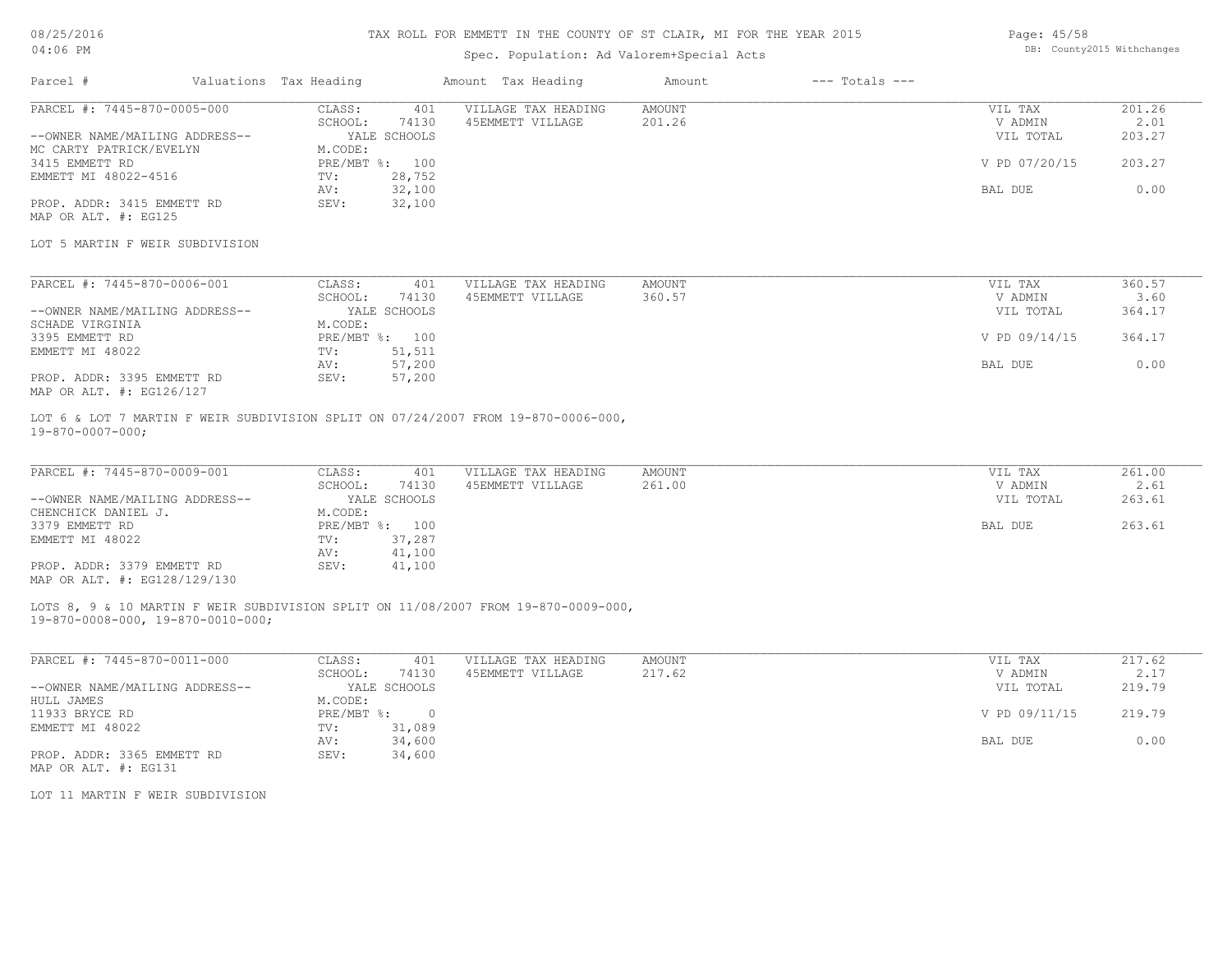# TAX ROLL FOR EMMETT IN THE COUNTY OF ST CLAIR, MI FOR THE YEAR 2015

Spec. Population: Ad Valorem+Special Acts

| Parcel # | Valuations | Tax Heading | Amount | Tax Heading | Amount | --- Totals --- | |
|---|---|---|---|---|---|---|---|

---

**PARCEL #: 7445-870-0005-000**

--OWNER NAME/MAILING ADDRESS--
MC CARTY PATRICK/EVELYN
3415 EMMETT RD
EMMETT MI 48022-4516

PROP. ADDR: 3415 EMMETT RD
MAP OR ALT. #: EG125

| | | | | | |
|---|---|---|---|---|---|
| CLASS: | 401 | VILLAGE TAX HEADING | AMOUNT | VIL TAX | 201.26 |
| SCHOOL: | 74130 | 45EMMETT VILLAGE | 201.26 | V ADMIN | 2.01 |
| | YALE SCHOOLS | | | VIL TOTAL | 203.27 |
| M.CODE: | | | | | |
| PRE/MBT %: | 100 | | | V PD 07/20/15 | 203.27 |
| TV: | 28,752 | | | | |
| AV: | 32,100 | | | BAL DUE | 0.00 |
| SEV: | 32,100 | | | | |

LOT 5 MARTIN F WEIR SUBDIVISION

---

**PARCEL #: 7445-870-0006-001**

--OWNER NAME/MAILING ADDRESS--
SCHADE VIRGINIA
3395 EMMETT RD
EMMETT MI 48022

PROP. ADDR: 3395 EMMETT RD
MAP OR ALT. #: EG126/127

| | | | | | |
|---|---|---|---|---|---|
| CLASS: | 401 | VILLAGE TAX HEADING | AMOUNT | VIL TAX | 360.57 |
| SCHOOL: | 74130 | 45EMMETT VILLAGE | 360.57 | V ADMIN | 3.60 |
| | YALE SCHOOLS | | | VIL TOTAL | 364.17 |
| M.CODE: | | | | | |
| PRE/MBT %: | 100 | | | V PD 09/14/15 | 364.17 |
| TV: | 51,511 | | | | |
| AV: | 57,200 | | | BAL DUE | 0.00 |
| SEV: | 57,200 | | | | |

LOT 6 & LOT 7 MARTIN F WEIR SUBDIVISION SPLIT ON 07/24/2007 FROM 19-870-0006-000, 19-870-0007-000;

---

**PARCEL #: 7445-870-0009-001**

--OWNER NAME/MAILING ADDRESS--
CHENCHICK DANIEL J.
3379 EMMETT RD
EMMETT MI 48022

PROP. ADDR: 3379 EMMETT RD
MAP OR ALT. #: EG128/129/130

| | | | | | |
|---|---|---|---|---|---|
| CLASS: | 401 | VILLAGE TAX HEADING | AMOUNT | VIL TAX | 261.00 |
| SCHOOL: | 74130 | 45EMMETT VILLAGE | 261.00 | V ADMIN | 2.61 |
| | YALE SCHOOLS | | | VIL TOTAL | 263.61 |
| M.CODE: | | | | | |
| PRE/MBT %: | 100 | | | BAL DUE | 263.61 |
| TV: | 37,287 | | | | |
| AV: | 41,100 | | | | |
| SEV: | 41,100 | | | | |

LOTS 8, 9 & 10 MARTIN F WEIR SUBDIVISION SPLIT ON 11/08/2007 FROM 19-870-0009-000, 19-870-0008-000, 19-870-0010-000;

---

**PARCEL #: 7445-870-0011-000**

--OWNER NAME/MAILING ADDRESS--
HULL JAMES
11933 BRYCE RD
EMMETT MI 48022

PROP. ADDR: 3365 EMMETT RD
MAP OR ALT. #: EG131

| | | | | | |
|---|---|---|---|---|---|
| CLASS: | 401 | VILLAGE TAX HEADING | AMOUNT | VIL TAX | 217.62 |
| SCHOOL: | 74130 | 45EMMETT VILLAGE | 217.62 | V ADMIN | 2.17 |
| | YALE SCHOOLS | | | VIL TOTAL | 219.79 |
| M.CODE: | | | | | |
| PRE/MBT %: | 0 | | | V PD 09/11/15 | 219.79 |
| TV: | 31,089 | | | | |
| AV: | 34,600 | | | BAL DUE | 0.00 |
| SEV: | 34,600 | | | | |

LOT 11 MARTIN F WEIR SUBDIVISION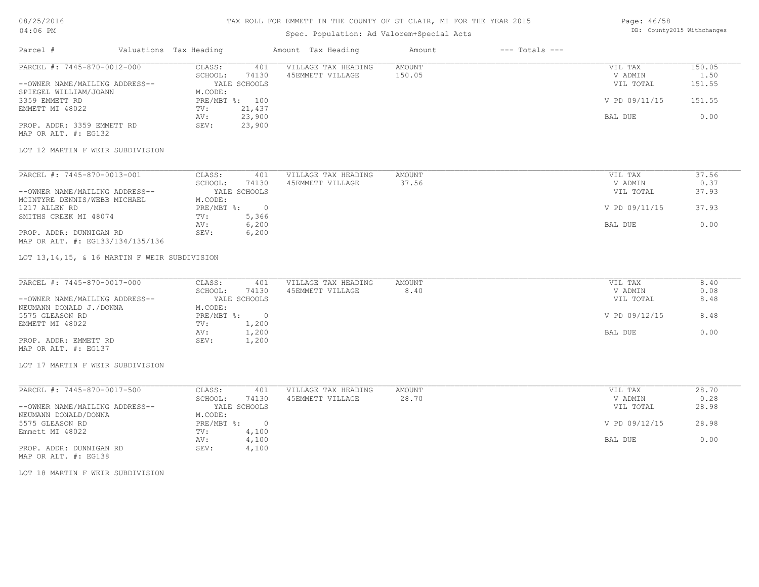# TAX ROLL FOR EMMETT IN THE COUNTY OF ST CLAIR, MI FOR THE YEAR 2015

08/25/2016
04:06 PM

Spec. Population: Ad Valorem+Special Acts

DB: County2015 Withchanges

| Parcel # | Valuations | Tax Heading | Amount | Tax Heading | Amount | --- Totals --- | |
|---|---|---|---|---|---|---|---|

---

PARCEL #: 7445-870-0012-000

| | | | | | |
|---|---|---|---|---|---|
| CLASS: | 401 | VILLAGE TAX HEADING | AMOUNT | VIL TAX | 150.05 |
| SCHOOL: | 74130 | 45EMMETT VILLAGE | 150.05 | V ADMIN | 1.50 |
| YALE SCHOOLS | | | | VIL TOTAL | 151.55 |
| M.CODE: | | | | | |
| PRE/MBT %: | 100 | | | V PD 09/11/15 | 151.55 |
| TV: | 21,437 | | | | |
| AV: | 23,900 | | | BAL DUE | 0.00 |
| SEV: | 23,900 | | | | |

--OWNER NAME/MAILING ADDRESS--
SPIEGEL WILLIAM/JOANN
3359 EMMETT RD
EMMETT MI 48022

PROP. ADDR: 3359 EMMETT RD
MAP OR ALT. #: EG132

LOT 12 MARTIN F WEIR SUBDIVISION

---

PARCEL #: 7445-870-0013-001

| | | | | | |
|---|---|---|---|---|---|
| CLASS: | 401 | VILLAGE TAX HEADING | AMOUNT | VIL TAX | 37.56 |
| SCHOOL: | 74130 | 45EMMETT VILLAGE | 37.56 | V ADMIN | 0.37 |
| YALE SCHOOLS | | | | VIL TOTAL | 37.93 |
| M.CODE: | | | | | |
| PRE/MBT %: | 0 | | | V PD 09/11/15 | 37.93 |
| TV: | 5,366 | | | | |
| AV: | 6,200 | | | BAL DUE | 0.00 |
| SEV: | 6,200 | | | | |

--OWNER NAME/MAILING ADDRESS--
MCINTYRE DENNIS/WEBB MICHAEL
1217 ALLEN RD
SMITHS CREEK MI 48074

PROP. ADDR: DUNNIGAN RD
MAP OR ALT. #: EG133/134/135/136

LOT 13,14,15, & 16 MARTIN F WEIR SUBDIVISION

---

PARCEL #: 7445-870-0017-000

| | | | | | |
|---|---|---|---|---|---|
| CLASS: | 401 | VILLAGE TAX HEADING | AMOUNT | VIL TAX | 8.40 |
| SCHOOL: | 74130 | 45EMMETT VILLAGE | 8.40 | V ADMIN | 0.08 |
| YALE SCHOOLS | | | | VIL TOTAL | 8.48 |
| M.CODE: | | | | | |
| PRE/MBT %: | 0 | | | V PD 09/12/15 | 8.48 |
| TV: | 1,200 | | | | |
| AV: | 1,200 | | | BAL DUE | 0.00 |
| SEV: | 1,200 | | | | |

--OWNER NAME/MAILING ADDRESS--
NEUMANN DONALD J./DONNA
5575 GLEASON RD
EMMETT MI 48022

PROP. ADDR: EMMETT RD
MAP OR ALT. #: EG137

LOT 17 MARTIN F WEIR SUBDIVISION

---

PARCEL #: 7445-870-0017-500

| | | | | | |
|---|---|---|---|---|---|
| CLASS: | 401 | VILLAGE TAX HEADING | AMOUNT | VIL TAX | 28.70 |
| SCHOOL: | 74130 | 45EMMETT VILLAGE | 28.70 | V ADMIN | 0.28 |
| YALE SCHOOLS | | | | VIL TOTAL | 28.98 |
| M.CODE: | | | | | |
| PRE/MBT %: | 0 | | | V PD 09/12/15 | 28.98 |
| TV: | 4,100 | | | | |
| AV: | 4,100 | | | BAL DUE | 0.00 |
| SEV: | 4,100 | | | | |

--OWNER NAME/MAILING ADDRESS--
NEUMANN DONALD/DONNA
5575 GLEASON RD
Emmett MI 48022

PROP. ADDR: DUNNIGAN RD
MAP OR ALT. #: EG138

LOT 18 MARTIN F WEIR SUBDIVISION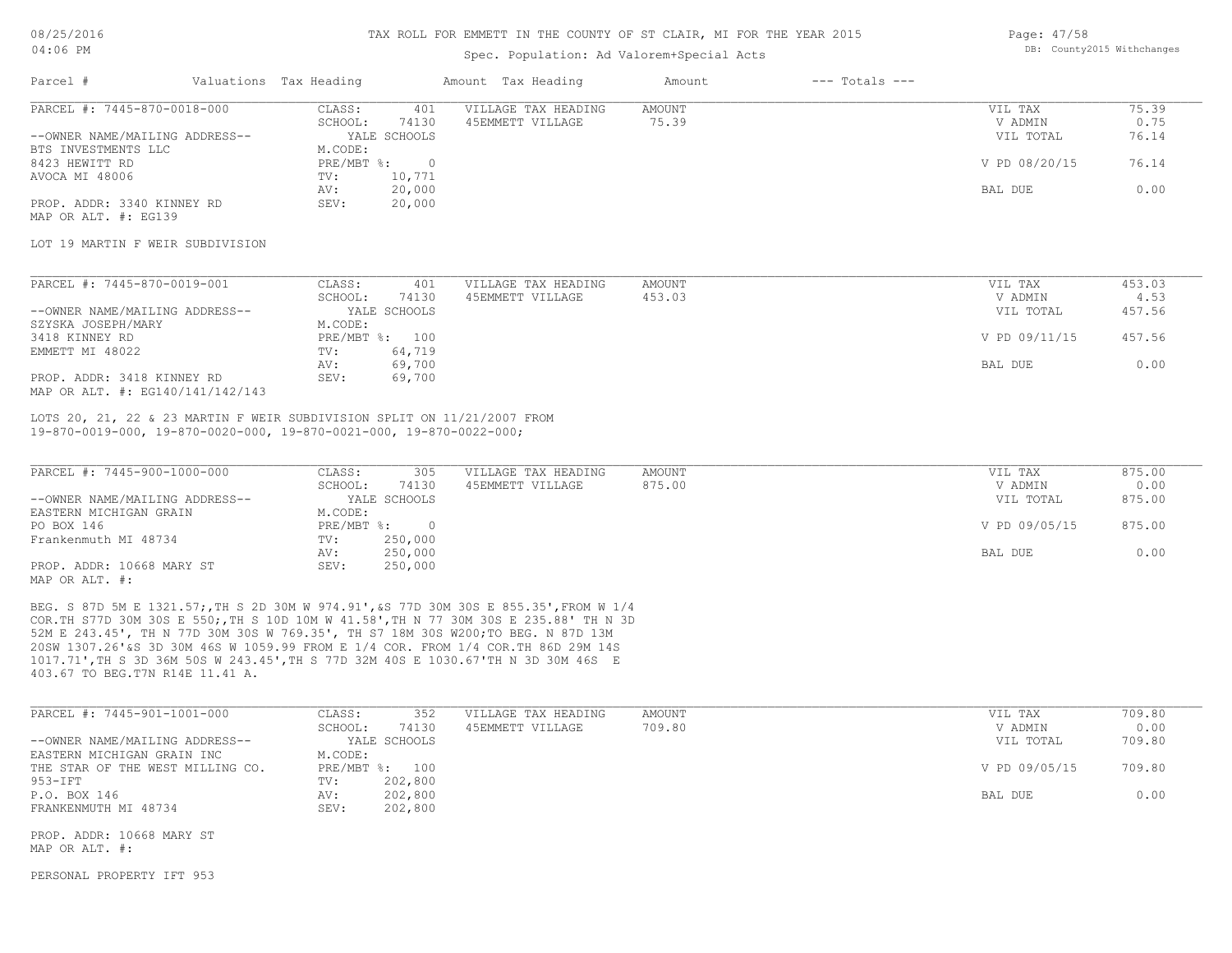TAX ROLL FOR EMMETT IN THE COUNTY OF ST CLAIR, MI FOR THE YEAR 2015

Spec. Population: Ad Valorem+Special Acts

| Parcel # | Valuations | Tax Heading | Amount | Tax Heading | Amount | --- Totals --- | |
|---|---|---|---|---|---|---|---|

---

PARCEL #: 7445-870-0018-000

| | | | | | |
|---|---|---|---|---|---|
| CLASS: | 401 | VILLAGE TAX HEADING | AMOUNT | VIL TAX | 75.39 |
| SCHOOL: | 74130 | 45EMMETT VILLAGE | 75.39 | V ADMIN | 0.75 |
| | YALE SCHOOLS | | | VIL TOTAL | 76.14 |
| M.CODE: | | | | | |
| PRE/MBT %: | 0 | | | V PD 08/20/15 | 76.14 |
| TV: | 10,771 | | | | |
| AV: | 20,000 | | | BAL DUE | 0.00 |
| SEV: | 20,000 | | | | |

--OWNER NAME/MAILING ADDRESS--
BTS INVESTMENTS LLC
8423 HEWITT RD
AVOCA MI 48006

PROP. ADDR: 3340 KINNEY RD
MAP OR ALT. #: EG139

LOT 19 MARTIN F WEIR SUBDIVISION

---

PARCEL #: 7445-870-0019-001

| | | | | | |
|---|---|---|---|---|---|
| CLASS: | 401 | VILLAGE TAX HEADING | AMOUNT | VIL TAX | 453.03 |
| SCHOOL: | 74130 | 45EMMETT VILLAGE | 453.03 | V ADMIN | 4.53 |
| | YALE SCHOOLS | | | VIL TOTAL | 457.56 |
| M.CODE: | | | | | |
| PRE/MBT %: | 100 | | | V PD 09/11/15 | 457.56 |
| TV: | 64,719 | | | | |
| AV: | 69,700 | | | BAL DUE | 0.00 |
| SEV: | 69,700 | | | | |

--OWNER NAME/MAILING ADDRESS--
SZYSKA JOSEPH/MARY
3418 KINNEY RD
EMMETT MI 48022

PROP. ADDR: 3418 KINNEY RD
MAP OR ALT. #: EG140/141/142/143

LOTS 20, 21, 22 & 23 MARTIN F WEIR SUBDIVISION SPLIT ON 11/21/2007 FROM
19-870-0019-000, 19-870-0020-000, 19-870-0021-000, 19-870-0022-000;

---

PARCEL #: 7445-900-1000-000

| | | | | | |
|---|---|---|---|---|---|
| CLASS: | 305 | VILLAGE TAX HEADING | AMOUNT | VIL TAX | 875.00 |
| SCHOOL: | 74130 | 45EMMETT VILLAGE | 875.00 | V ADMIN | 0.00 |
| | YALE SCHOOLS | | | VIL TOTAL | 875.00 |
| M.CODE: | | | | | |
| PRE/MBT %: | 0 | | | V PD 09/05/15 | 875.00 |
| TV: | 250,000 | | | | |
| AV: | 250,000 | | | BAL DUE | 0.00 |
| SEV: | 250,000 | | | | |

--OWNER NAME/MAILING ADDRESS--
EASTERN MICHIGAN GRAIN
PO BOX 146
Frankenmuth MI 48734

PROP. ADDR: 10668 MARY ST
MAP OR ALT. #:

BEG. S 87D 5M E 1321.57;,TH S 2D 30M W 974.91',&S 77D 30M 30S E 855.35',FROM W 1/4
COR.TH S77D 30M 30S E 550;,TH S 10D 10M W 41.58',TH N 77 30M 30S E 235.88' TH N 3D
52M E 243.45', TH N 77D 30M 30S W 769.35', TH S7 18M 30S W200;TO BEG. N 87D 13M
20SW 1307.26'&S 3D 30M 46S W 1059.99 FROM E 1/4 COR. FROM 1/4 COR.TH 86D 29M 14S
1017.71',TH S 3D 36M 50S W 243.45',TH S 77D 32M 40S E 1030.67'TH N 3D 30M 46S E
403.67 TO BEG.T7N R14E 11.41 A.

---

PARCEL #: 7445-901-1001-000

| | | | | | |
|---|---|---|---|---|---|
| CLASS: | 352 | VILLAGE TAX HEADING | AMOUNT | VIL TAX | 709.80 |
| SCHOOL: | 74130 | 45EMMETT VILLAGE | 709.80 | V ADMIN | 0.00 |
| | YALE SCHOOLS | | | VIL TOTAL | 709.80 |
| M.CODE: | | | | | |
| PRE/MBT %: | 100 | | | V PD 09/05/15 | 709.80 |
| TV: | 202,800 | | | | |
| AV: | 202,800 | | | BAL DUE | 0.00 |
| SEV: | 202,800 | | | | |

--OWNER NAME/MAILING ADDRESS--
EASTERN MICHIGAN GRAIN INC
THE STAR OF THE WEST MILLING CO.
953-IFT
P.O. BOX 146
FRANKENMUTH MI 48734

PROP. ADDR: 10668 MARY ST
MAP OR ALT. #:

PERSONAL PROPERTY IFT 953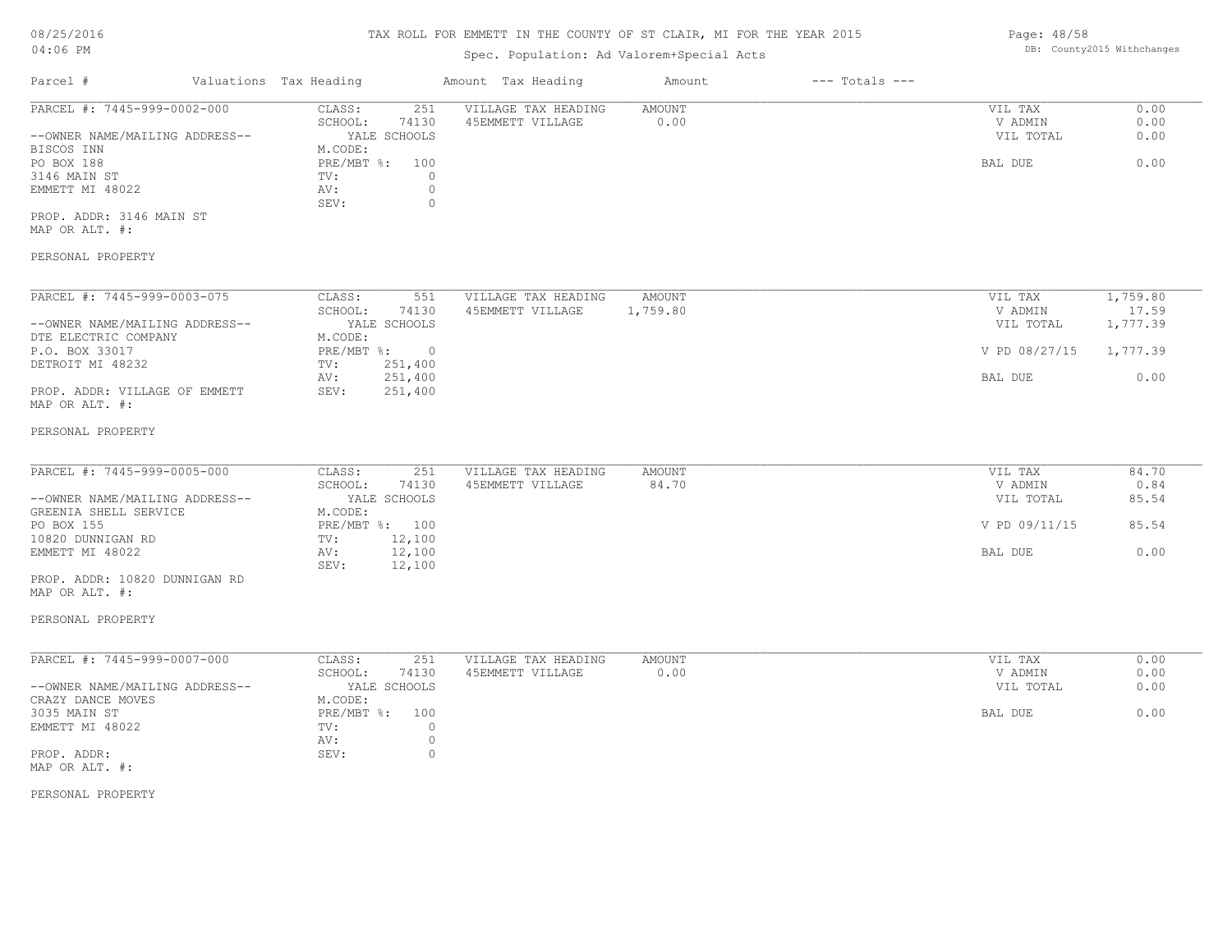# TAX ROLL FOR EMMETT IN THE COUNTY OF ST CLAIR, MI FOR THE YEAR 2015

Spec. Population: Ad Valorem+Special Acts

| Parcel # | Valuations | Tax Heading | Amount | Tax Heading | Amount | --- Totals --- | |
|---|---|---|---|---|---|---|---|

---

**PARCEL #: 7445-999-0002-000**

--OWNER NAME/MAILING ADDRESS--
BISCOS INN
PO BOX 188
3146 MAIN ST
EMMETT MI 48022

PROP. ADDR: 3146 MAIN ST
MAP OR ALT. #:

PERSONAL PROPERTY

| | | | | | |
|---|---|---|---|---|---|
| CLASS: | 251 | VILLAGE TAX HEADING | AMOUNT | VIL TAX | 0.00 |
| SCHOOL: | 74130 | 45EMMETT VILLAGE | 0.00 | V ADMIN | 0.00 |
| | YALE SCHOOLS | | | VIL TOTAL | 0.00 |
| M.CODE: | | | | | |
| PRE/MBT %: | 100 | | | BAL DUE | 0.00 |
| TV: | 0 | | | | |
| AV: | 0 | | | | |
| SEV: | 0 | | | | |

---

**PARCEL #: 7445-999-0003-075**

--OWNER NAME/MAILING ADDRESS--
DTE ELECTRIC COMPANY
P.O. BOX 33017
DETROIT MI 48232

PROP. ADDR: VILLAGE OF EMMETT
MAP OR ALT. #:

PERSONAL PROPERTY

| | | | | | |
|---|---|---|---|---|---|
| CLASS: | 551 | VILLAGE TAX HEADING | AMOUNT | VIL TAX | 1,759.80 |
| SCHOOL: | 74130 | 45EMMETT VILLAGE | 1,759.80 | V ADMIN | 17.59 |
| | YALE SCHOOLS | | | VIL TOTAL | 1,777.39 |
| M.CODE: | | | | | |
| PRE/MBT %: | 0 | | | V PD 08/27/15 | 1,777.39 |
| TV: | 251,400 | | | | |
| AV: | 251,400 | | | BAL DUE | 0.00 |
| SEV: | 251,400 | | | | |

---

**PARCEL #: 7445-999-0005-000**

--OWNER NAME/MAILING ADDRESS--
GREENIA SHELL SERVICE
PO BOX 155
10820 DUNNIGAN RD
EMMETT MI 48022

PROP. ADDR: 10820 DUNNIGAN RD
MAP OR ALT. #:

PERSONAL PROPERTY

| | | | | | |
|---|---|---|---|---|---|
| CLASS: | 251 | VILLAGE TAX HEADING | AMOUNT | VIL TAX | 84.70 |
| SCHOOL: | 74130 | 45EMMETT VILLAGE | 84.70 | V ADMIN | 0.84 |
| | YALE SCHOOLS | | | VIL TOTAL | 85.54 |
| M.CODE: | | | | | |
| PRE/MBT %: | 100 | | | V PD 09/11/15 | 85.54 |
| TV: | 12,100 | | | | |
| AV: | 12,100 | | | BAL DUE | 0.00 |
| SEV: | 12,100 | | | | |

---

**PARCEL #: 7445-999-0007-000**

--OWNER NAME/MAILING ADDRESS--
CRAZY DANCE MOVES
3035 MAIN ST
EMMETT MI 48022

PROP. ADDR:
MAP OR ALT. #:

PERSONAL PROPERTY

| | | | | | |
|---|---|---|---|---|---|
| CLASS: | 251 | VILLAGE TAX HEADING | AMOUNT | VIL TAX | 0.00 |
| SCHOOL: | 74130 | 45EMMETT VILLAGE | 0.00 | V ADMIN | 0.00 |
| | YALE SCHOOLS | | | VIL TOTAL | 0.00 |
| M.CODE: | | | | | |
| PRE/MBT %: | 100 | | | BAL DUE | 0.00 |
| TV: | 0 | | | | |
| AV: | 0 | | | | |
| SEV: | 0 | | | | |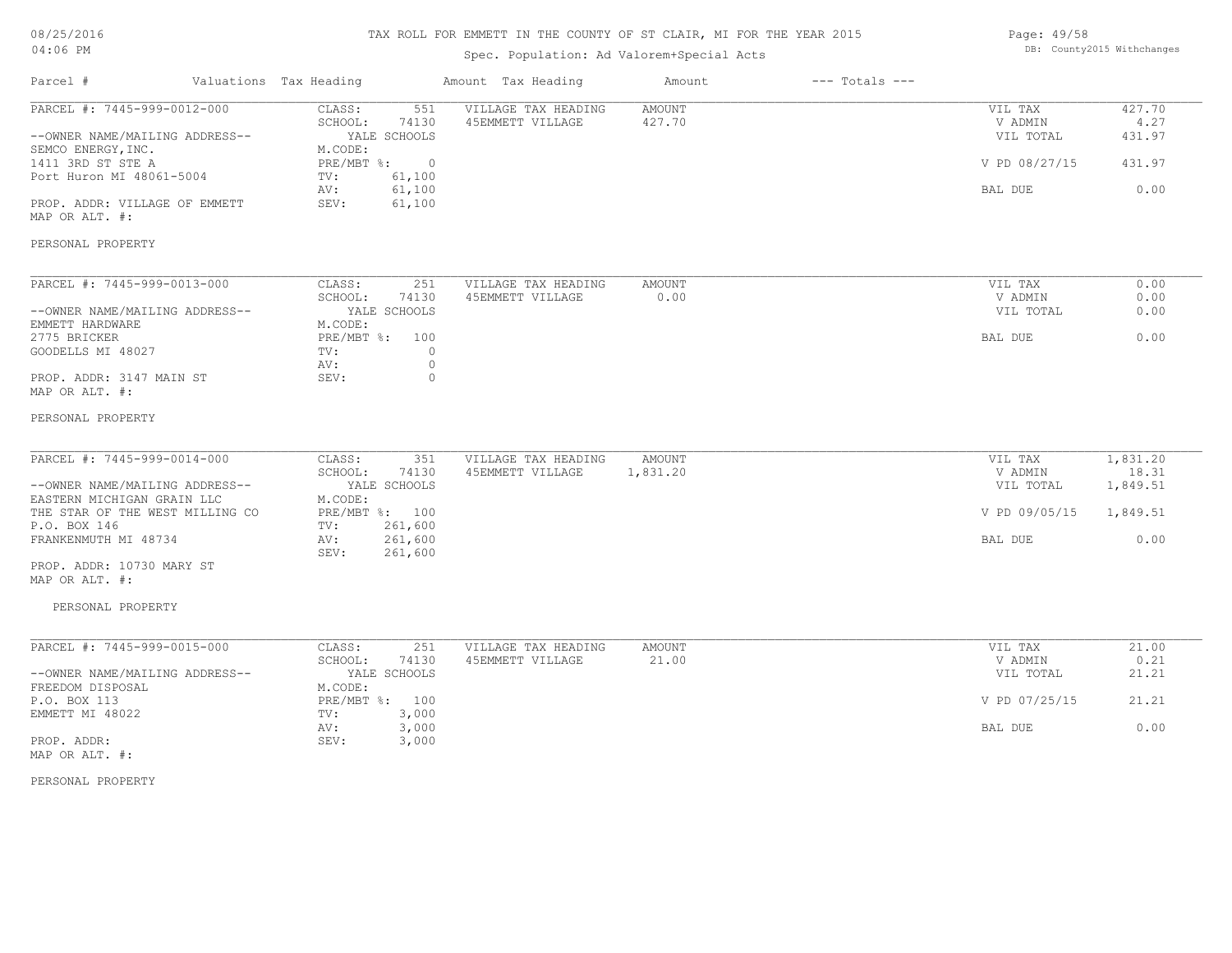TAX ROLL FOR EMMETT IN THE COUNTY OF ST CLAIR, MI FOR THE YEAR 2015

Spec. Population: Ad Valorem+Special Acts

| Parcel # | Valuations | Tax Heading | Amount | Tax Heading | Amount | --- Totals --- | |
|---|---|---|---|---|---|---|---|

**PARCEL #: 7445-999-0012-000**

| | | | | | |
|---|---|---|---|---|---|
| CLASS: | 551 | VILLAGE TAX HEADING | AMOUNT | VIL TAX | 427.70 |
| SCHOOL: | 74130 | 45EMMETT VILLAGE | 427.70 | V ADMIN | 4.27 |
| | YALE SCHOOLS | | | VIL TOTAL | 431.97 |
| M.CODE: | | | | | |
| PRE/MBT %: | 0 | | | V PD 08/27/15 | 431.97 |
| TV: | 61,100 | | | | |
| AV: | 61,100 | | | BAL DUE | 0.00 |
| SEV: | 61,100 | | | | |

--OWNER NAME/MAILING ADDRESS--
SEMCO ENERGY, INC.
1411 3RD ST STE A
Port Huron MI 48061-5004

PROP. ADDR: VILLAGE OF EMMETT
MAP OR ALT. #:

PERSONAL PROPERTY

**PARCEL #: 7445-999-0013-000**

| | | | | | |
|---|---|---|---|---|---|
| CLASS: | 251 | VILLAGE TAX HEADING | AMOUNT | VIL TAX | 0.00 |
| SCHOOL: | 74130 | 45EMMETT VILLAGE | 0.00 | V ADMIN | 0.00 |
| | YALE SCHOOLS | | | VIL TOTAL | 0.00 |
| M.CODE: | | | | | |
| PRE/MBT %: | 100 | | | BAL DUE | 0.00 |
| TV: | 0 | | | | |
| AV: | 0 | | | | |
| SEV: | 0 | | | | |

--OWNER NAME/MAILING ADDRESS--
EMMETT HARDWARE
2775 BRICKER
GOODELLS MI 48027

PROP. ADDR: 3147 MAIN ST
MAP OR ALT. #:

PERSONAL PROPERTY

**PARCEL #: 7445-999-0014-000**

| | | | | | |
|---|---|---|---|---|---|
| CLASS: | 351 | VILLAGE TAX HEADING | AMOUNT | VIL TAX | 1,831.20 |
| SCHOOL: | 74130 | 45EMMETT VILLAGE | 1,831.20 | V ADMIN | 18.31 |
| | YALE SCHOOLS | | | VIL TOTAL | 1,849.51 |
| M.CODE: | | | | | |
| PRE/MBT %: | 100 | | | V PD 09/05/15 | 1,849.51 |
| TV: | 261,600 | | | | |
| AV: | 261,600 | | | BAL DUE | 0.00 |
| SEV: | 261,600 | | | | |

--OWNER NAME/MAILING ADDRESS--
EASTERN MICHIGAN GRAIN LLC
THE STAR OF THE WEST MILLING CO
P.O. BOX 146
FRANKENMUTH MI 48734

PROP. ADDR: 10730 MARY ST
MAP OR ALT. #:

PERSONAL PROPERTY

**PARCEL #: 7445-999-0015-000**

| | | | | | |
|---|---|---|---|---|---|
| CLASS: | 251 | VILLAGE TAX HEADING | AMOUNT | VIL TAX | 21.00 |
| SCHOOL: | 74130 | 45EMMETT VILLAGE | 21.00 | V ADMIN | 0.21 |
| | YALE SCHOOLS | | | VIL TOTAL | 21.21 |
| M.CODE: | | | | | |
| PRE/MBT %: | 100 | | | V PD 07/25/15 | 21.21 |
| TV: | 3,000 | | | | |
| AV: | 3,000 | | | BAL DUE | 0.00 |
| SEV: | 3,000 | | | | |

--OWNER NAME/MAILING ADDRESS--
FREEDOM DISPOSAL
P.O. BOX 113
EMMETT MI 48022

PROP. ADDR:
MAP OR ALT. #:

PERSONAL PROPERTY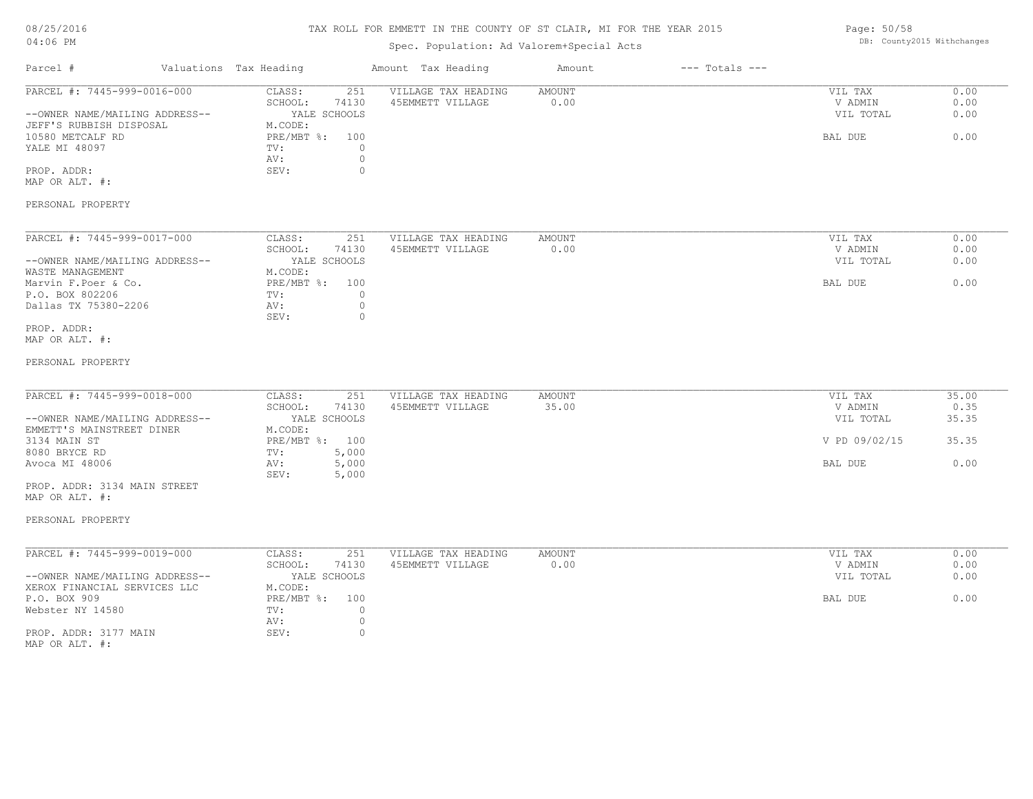# TAX ROLL FOR EMMETT IN THE COUNTY OF ST CLAIR, MI FOR THE YEAR 2015

Spec. Population: Ad Valorem+Special Acts

08/25/2016
04:06 PM

DB: County2015 Withchanges

| Parcel # | Valuations | Tax Heading | Amount | Tax Heading | Amount | --- Totals --- | |
|---|---|---|---|---|---|---|---|
| PARCEL #: 7445-999-0016-000 | CLASS: | 251 | VILLAGE TAX HEADING | AMOUNT | | VIL TAX | 0.00 |
| | SCHOOL: | 74130 | 45EMMETT VILLAGE | 0.00 | | V ADMIN | 0.00 |
| --OWNER NAME/MAILING ADDRESS-- | | YALE SCHOOLS | | | | VIL TOTAL | 0.00 |
| JEFF'S RUBBISH DISPOSAL | M.CODE: | | | | | | |
| 10580 METCALF RD | PRE/MBT %: | 100 | | | | BAL DUE | 0.00 |
| YALE MI 48097 | TV: | 0 | | | | | |
| | AV: | 0 | | | | | |
| PROP. ADDR: | SEV: | 0 | | | | | |
| MAP OR ALT. #: | | | | | | | |
| PERSONAL PROPERTY | | | | | | | |
| PARCEL #: 7445-999-0017-000 | CLASS: | 251 | VILLAGE TAX HEADING | AMOUNT | | VIL TAX | 0.00 |
| | SCHOOL: | 74130 | 45EMMETT VILLAGE | 0.00 | | V ADMIN | 0.00 |
| --OWNER NAME/MAILING ADDRESS-- | | YALE SCHOOLS | | | | VIL TOTAL | 0.00 |
| WASTE MANAGEMENT | M.CODE: | | | | | | |
| Marvin F.Poer & Co. | PRE/MBT %: | 100 | | | | BAL DUE | 0.00 |
| P.O. BOX 802206 | TV: | 0 | | | | | |
| Dallas TX 75380-2206 | AV: | 0 | | | | | |
| | SEV: | 0 | | | | | |
| PROP. ADDR: | | | | | | | |
| MAP OR ALT. #: | | | | | | | |
| PERSONAL PROPERTY | | | | | | | |
| PARCEL #: 7445-999-0018-000 | CLASS: | 251 | VILLAGE TAX HEADING | AMOUNT | | VIL TAX | 35.00 |
| | SCHOOL: | 74130 | 45EMMETT VILLAGE | 35.00 | | V ADMIN | 0.35 |
| --OWNER NAME/MAILING ADDRESS-- | | YALE SCHOOLS | | | | VIL TOTAL | 35.35 |
| EMMETT'S MAINSTREET DINER | M.CODE: | | | | | | |
| 3134 MAIN ST | PRE/MBT %: | 100 | | | | V PD 09/02/15 | 35.35 |
| 8080 BRYCE RD | TV: | 5,000 | | | | | |
| Avoca MI 48006 | AV: | 5,000 | | | | BAL DUE | 0.00 |
| | SEV: | 5,000 | | | | | |
| PROP. ADDR: 3134 MAIN STREET | | | | | | | |
| MAP OR ALT. #: | | | | | | | |
| PERSONAL PROPERTY | | | | | | | |
| PARCEL #: 7445-999-0019-000 | CLASS: | 251 | VILLAGE TAX HEADING | AMOUNT | | VIL TAX | 0.00 |
| | SCHOOL: | 74130 | 45EMMETT VILLAGE | 0.00 | | V ADMIN | 0.00 |
| --OWNER NAME/MAILING ADDRESS-- | | YALE SCHOOLS | | | | VIL TOTAL | 0.00 |
| XEROX FINANCIAL SERVICES LLC | M.CODE: | | | | | | |
| P.O. BOX 909 | PRE/MBT %: | 100 | | | | BAL DUE | 0.00 |
| Webster NY 14580 | TV: | 0 | | | | | |
| | AV: | 0 | | | | | |
| PROP. ADDR: 3177 MAIN | SEV: | 0 | | | | | |
| MAP OR ALT. #: | | | | | | | |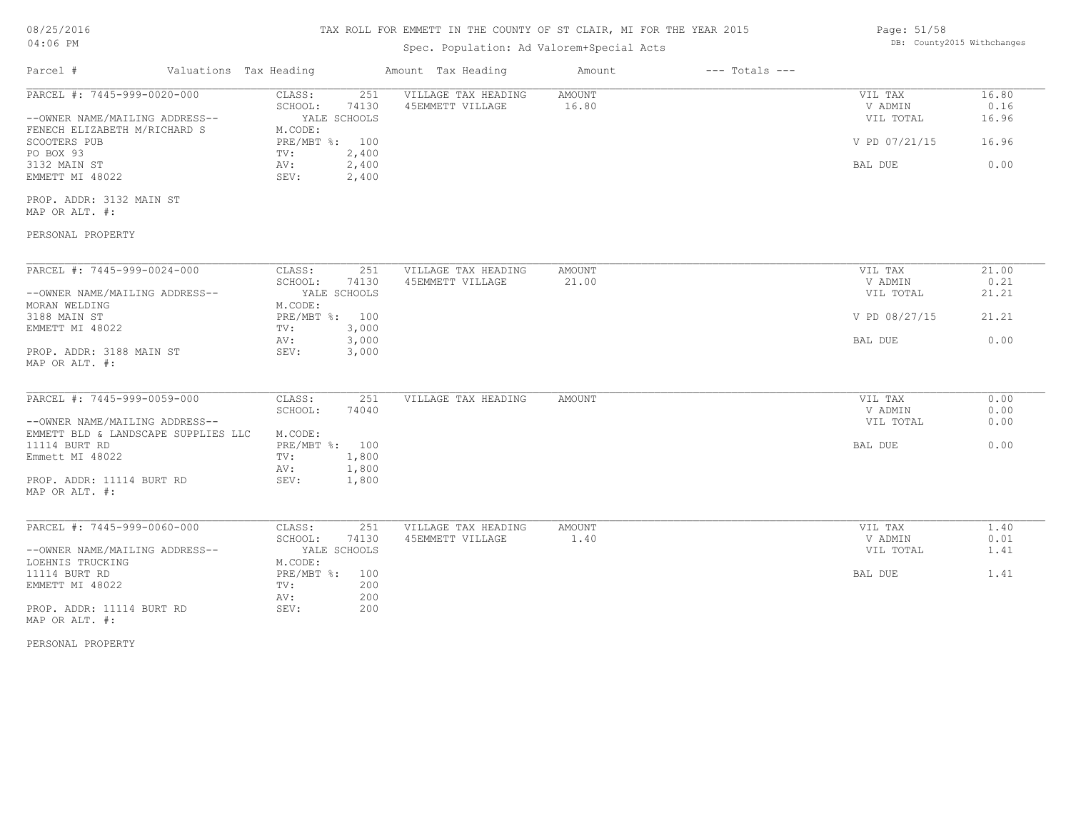# TAX ROLL FOR EMMETT IN THE COUNTY OF ST CLAIR, MI FOR THE YEAR 2015

Spec. Population: Ad Valorem+Special Acts

08/25/2016
04:06 PM

DB: County2015 Withchanges

| Parcel # | Valuations | Tax Heading | Amount | Tax Heading | Amount | --- Totals --- | |
|---|---|---|---|---|---|---|---|

**PARCEL #: 7445-999-0020-000**

| | | | | | |
|---|---|---|---|---|---|
| CLASS: | 251 | VILLAGE TAX HEADING | AMOUNT | VIL TAX | 16.80 |
| SCHOOL: | 74130 | 45EMMETT VILLAGE | 16.80 | V ADMIN | 0.16 |
| YALE SCHOOLS | | | | VIL TOTAL | 16.96 |
| M.CODE: | | | | | |
| PRE/MBT %: | 100 | | | V PD 07/21/15 | 16.96 |
| TV: | 2,400 | | | | |
| AV: | 2,400 | | | BAL DUE | 0.00 |
| SEV: | 2,400 | | | | |

--OWNER NAME/MAILING ADDRESS--
FENECH ELIZABETH M/RICHARD S
SCOOTERS PUB
PO BOX 93
3132 MAIN ST
EMMETT MI 48022

PROP. ADDR: 3132 MAIN ST
MAP OR ALT. #:

PERSONAL PROPERTY

---

**PARCEL #: 7445-999-0024-000**

| | | | | | |
|---|---|---|---|---|---|
| CLASS: | 251 | VILLAGE TAX HEADING | AMOUNT | VIL TAX | 21.00 |
| SCHOOL: | 74130 | 45EMMETT VILLAGE | 21.00 | V ADMIN | 0.21 |
| YALE SCHOOLS | | | | VIL TOTAL | 21.21 |
| M.CODE: | | | | | |
| PRE/MBT %: | 100 | | | V PD 08/27/15 | 21.21 |
| TV: | 3,000 | | | | |
| AV: | 3,000 | | | BAL DUE | 0.00 |
| SEV: | 3,000 | | | | |

--OWNER NAME/MAILING ADDRESS--
MORAN WELDING
3188 MAIN ST
EMMETT MI 48022

PROP. ADDR: 3188 MAIN ST
MAP OR ALT. #:

---

**PARCEL #: 7445-999-0059-000**

| | | | | | |
|---|---|---|---|---|---|
| CLASS: | 251 | VILLAGE TAX HEADING | AMOUNT | VIL TAX | 0.00 |
| SCHOOL: | 74040 | | | V ADMIN | 0.00 |
| | | | | VIL TOTAL | 0.00 |
| M.CODE: | | | | | |
| PRE/MBT %: | 100 | | | BAL DUE | 0.00 |
| TV: | 1,800 | | | | |
| AV: | 1,800 | | | | |
| SEV: | 1,800 | | | | |

--OWNER NAME/MAILING ADDRESS--
EMMETT BLD & LANDSCAPE SUPPLIES LLC
11114 BURT RD
Emmett MI 48022

PROP. ADDR: 11114 BURT RD
MAP OR ALT. #:

---

**PARCEL #: 7445-999-0060-000**

| | | | | | |
|---|---|---|---|---|---|
| CLASS: | 251 | VILLAGE TAX HEADING | AMOUNT | VIL TAX | 1.40 |
| SCHOOL: | 74130 | 45EMMETT VILLAGE | 1.40 | V ADMIN | 0.01 |
| YALE SCHOOLS | | | | VIL TOTAL | 1.41 |
| M.CODE: | | | | | |
| PRE/MBT %: | 100 | | | BAL DUE | 1.41 |
| TV: | 200 | | | | |
| AV: | 200 | | | | |
| SEV: | 200 | | | | |

--OWNER NAME/MAILING ADDRESS--
LOEHNIS TRUCKING
11114 BURT RD
EMMETT MI 48022

PROP. ADDR: 11114 BURT RD
MAP OR ALT. #:

PERSONAL PROPERTY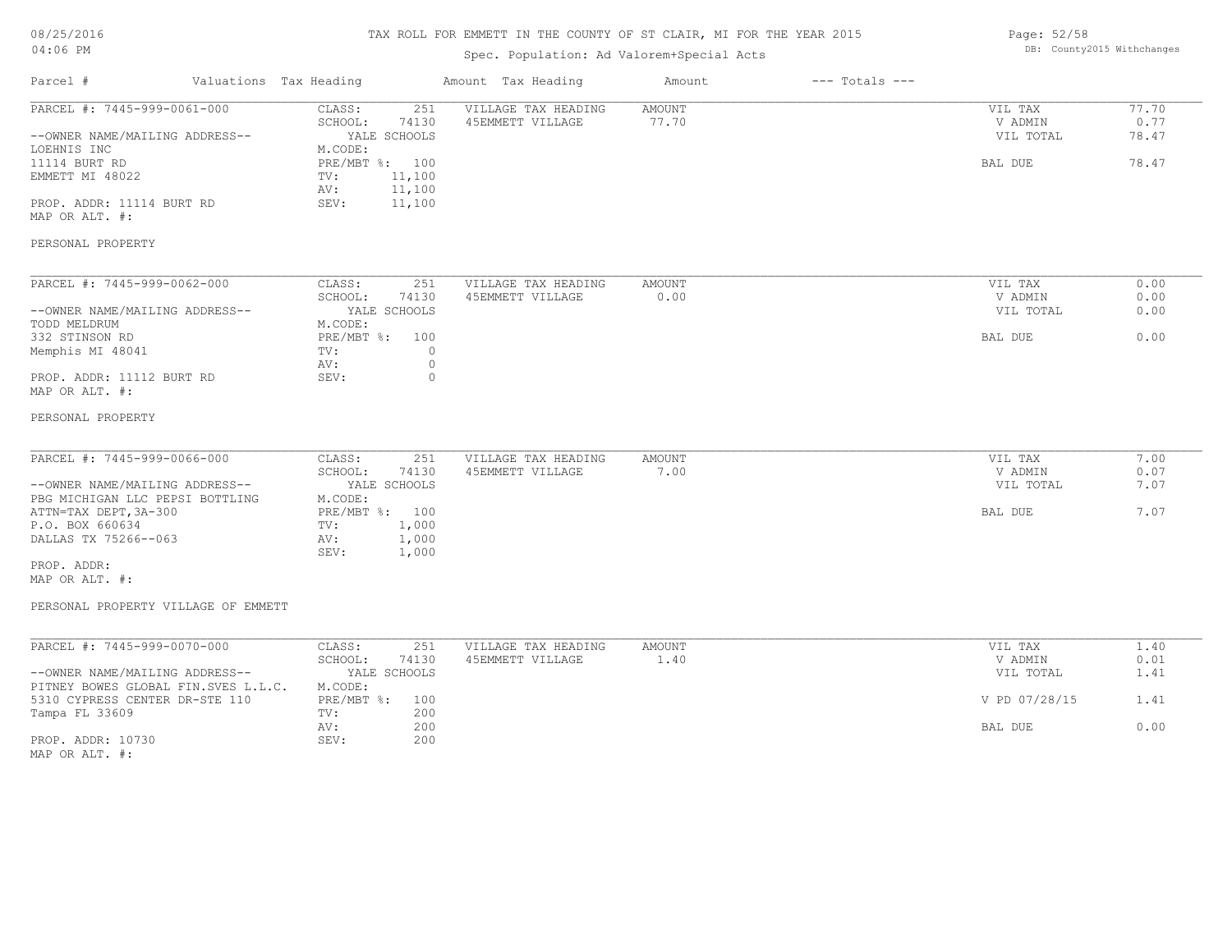# TAX ROLL FOR EMMETT IN THE COUNTY OF ST CLAIR, MI FOR THE YEAR 2015

Spec. Population: Ad Valorem+Special Acts

| Parcel # | Valuations | Tax Heading | Amount | Tax Heading | Amount | --- Totals --- | |
|---|---|---|---|---|---|---|---|

---

**PARCEL #: 7445-999-0061-000**

--OWNER NAME/MAILING ADDRESS--
LOEHNIS INC
11114 BURT RD
EMMETT MI 48022

PROP. ADDR: 11114 BURT RD
MAP OR ALT. #:

PERSONAL PROPERTY

| | |
|---|---|
| CLASS: | 251 |
| SCHOOL: | 74130 |
| | YALE SCHOOLS |
| M.CODE: | |
| PRE/MBT %: | 100 |
| TV: | 11,100 |
| AV: | 11,100 |
| SEV: | 11,100 |

| VILLAGE TAX HEADING | AMOUNT |
|---|---|
| 45EMMETT VILLAGE | 77.70 |

| | |
|---|---|
| VIL TAX | 77.70 |
| V ADMIN | 0.77 |
| VIL TOTAL | 78.47 |
| BAL DUE | 78.47 |

---

**PARCEL #: 7445-999-0062-000**

--OWNER NAME/MAILING ADDRESS--
TODD MELDRUM
332 STINSON RD
Memphis MI 48041

PROP. ADDR: 11112 BURT RD
MAP OR ALT. #:

PERSONAL PROPERTY

| | |
|---|---|
| CLASS: | 251 |
| SCHOOL: | 74130 |
| | YALE SCHOOLS |
| M.CODE: | |
| PRE/MBT %: | 100 |
| TV: | 0 |
| AV: | 0 |
| SEV: | 0 |

| VILLAGE TAX HEADING | AMOUNT |
|---|---|
| 45EMMETT VILLAGE | 0.00 |

| | |
|---|---|
| VIL TAX | 0.00 |
| V ADMIN | 0.00 |
| VIL TOTAL | 0.00 |
| BAL DUE | 0.00 |

---

**PARCEL #: 7445-999-0066-000**

--OWNER NAME/MAILING ADDRESS--
PBG MICHIGAN LLC PEPSI BOTTLING
ATTN=TAX DEPT,3A-300
P.O. BOX 660634
DALLAS TX 75266--063

PROP. ADDR:
MAP OR ALT. #:

PERSONAL PROPERTY VILLAGE OF EMMETT

| | |
|---|---|
| CLASS: | 251 |
| SCHOOL: | 74130 |
| | YALE SCHOOLS |
| M.CODE: | |
| PRE/MBT %: | 100 |
| TV: | 1,000 |
| AV: | 1,000 |
| SEV: | 1,000 |

| VILLAGE TAX HEADING | AMOUNT |
|---|---|
| 45EMMETT VILLAGE | 7.00 |

| | |
|---|---|
| VIL TAX | 7.00 |
| V ADMIN | 0.07 |
| VIL TOTAL | 7.07 |
| BAL DUE | 7.07 |

---

**PARCEL #: 7445-999-0070-000**

--OWNER NAME/MAILING ADDRESS--
PITNEY BOWES GLOBAL FIN.SVES L.L.C.
5310 CYPRESS CENTER DR-STE 110
Tampa FL 33609

PROP. ADDR: 10730
MAP OR ALT. #:

| | |
|---|---|
| CLASS: | 251 |
| SCHOOL: | 74130 |
| | YALE SCHOOLS |
| M.CODE: | |
| PRE/MBT %: | 100 |
| TV: | 200 |
| AV: | 200 |
| SEV: | 200 |

| VILLAGE TAX HEADING | AMOUNT |
|---|---|
| 45EMMETT VILLAGE | 1.40 |

| | |
|---|---|
| VIL TAX | 1.40 |
| V ADMIN | 0.01 |
| VIL TOTAL | 1.41 |
| V PD 07/28/15 | 1.41 |
| BAL DUE | 0.00 |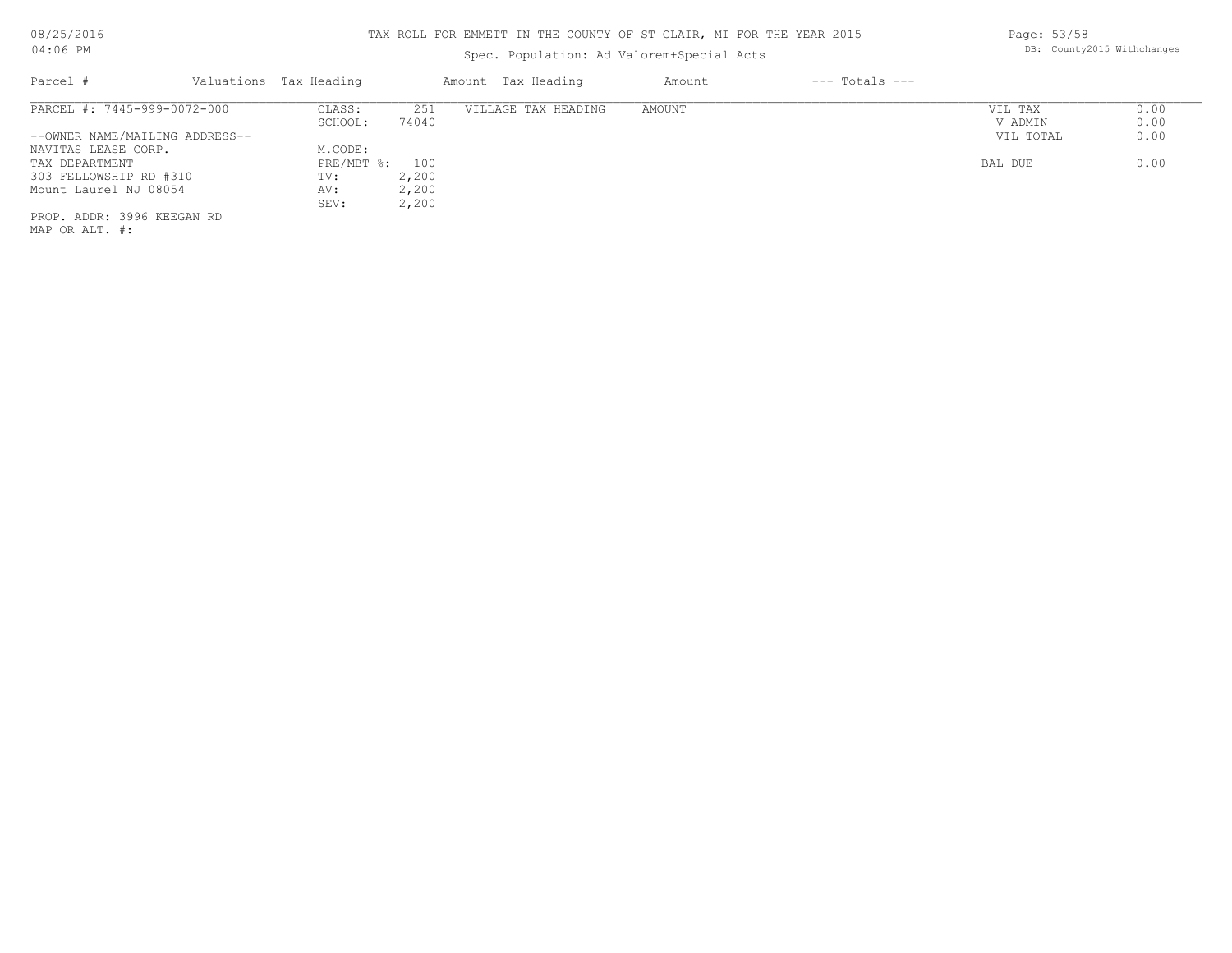# TAX ROLL FOR EMMETT IN THE COUNTY OF ST CLAIR, MI FOR THE YEAR 2015

Spec. Population: Ad Valorem+Special Acts

08/25/2016
04:06 PM

DB: County2015 Withchanges

| Parcel # | Valuations Tax Heading | | Amount Tax Heading | Amount | --- Totals --- | |
|---|---|---|---|---|---|---|
| PARCEL #: 7445-999-0072-000 | CLASS: | 251 | VILLAGE TAX HEADING | AMOUNT | VIL TAX | 0.00 |
| | SCHOOL: | 74040 | | | V ADMIN | 0.00 |
| --OWNER NAME/MAILING ADDRESS-- | | | | | VIL TOTAL | 0.00 |
| NAVITAS LEASE CORP. | M.CODE: | | | | | |
| TAX DEPARTMENT | PRE/MBT %: | 100 | | | BAL DUE | 0.00 |
| 303 FELLOWSHIP RD #310 | TV: | 2,200 | | | | |
| Mount Laurel NJ 08054 | AV: | 2,200 | | | | |
| | SEV: | 2,200 | | | | |
| PROP. ADDR: 3996 KEEGAN RD | | | | | | |
| MAP OR ALT. #: | | | | | | |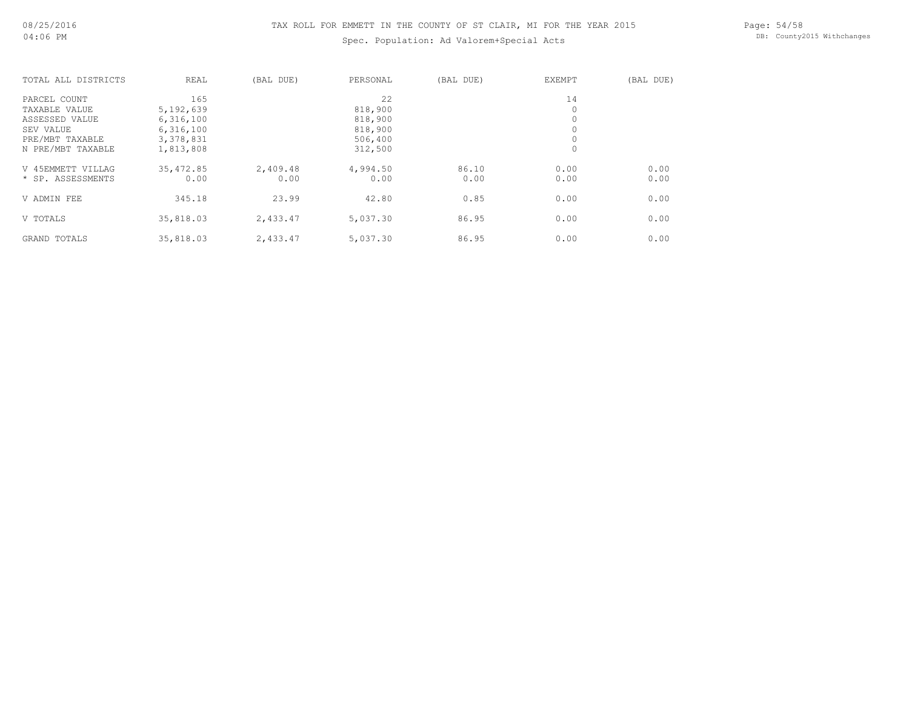TAX ROLL FOR EMMETT IN THE COUNTY OF ST CLAIR, MI FOR THE YEAR 2015

Spec. Population: Ad Valorem+Special Acts

| TOTAL ALL DISTRICTS | REAL | (BAL DUE) | PERSONAL | (BAL DUE) | EXEMPT | (BAL DUE) |
|---|---|---|---|---|---|---|
| PARCEL COUNT | 165 | | 22 | | 14 | |
| TAXABLE VALUE | 5,192,639 | | 818,900 | | 0 | |
| ASSESSED VALUE | 6,316,100 | | 818,900 | | 0 | |
| SEV VALUE | 6,316,100 | | 818,900 | | 0 | |
| PRE/MBT TAXABLE | 3,378,831 | | 506,400 | | 0 | |
| N PRE/MBT TAXABLE | 1,813,808 | | 312,500 | | 0 | |
| V 45EMMETT VILLAG | 35,472.85 | 2,409.48 | 4,994.50 | 86.10 | 0.00 | 0.00 |
| * SP. ASSESSMENTS | 0.00 | 0.00 | 0.00 | 0.00 | 0.00 | 0.00 |
| V ADMIN FEE | 345.18 | 23.99 | 42.80 | 0.85 | 0.00 | 0.00 |
| V TOTALS | 35,818.03 | 2,433.47 | 5,037.30 | 86.95 | 0.00 | 0.00 |
| GRAND TOTALS | 35,818.03 | 2,433.47 | 5,037.30 | 86.95 | 0.00 | 0.00 |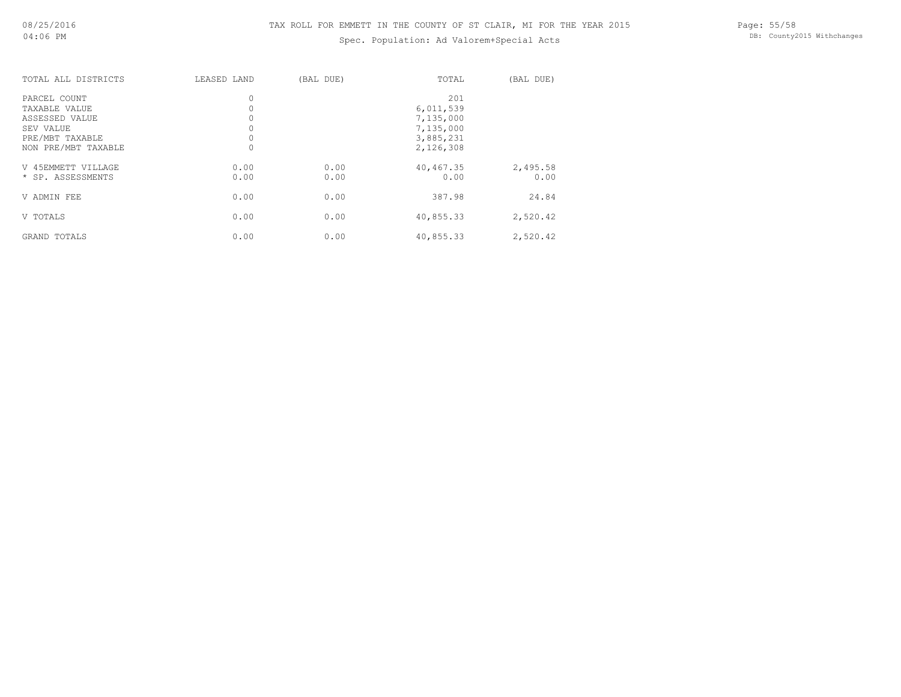# TAX ROLL FOR EMMETT IN THE COUNTY OF ST CLAIR, MI FOR THE YEAR 2015

Spec. Population: Ad Valorem+Special Acts

| TOTAL ALL DISTRICTS | LEASED LAND | (BAL DUE) | TOTAL | (BAL DUE) |
|---|---|---|---|---|
| PARCEL COUNT | 0 | | 201 | |
| TAXABLE VALUE | 0 | | 6,011,539 | |
| ASSESSED VALUE | 0 | | 7,135,000 | |
| SEV VALUE | 0 | | 7,135,000 | |
| PRE/MBT TAXABLE | 0 | | 3,885,231 | |
| NON PRE/MBT TAXABLE | 0 | | 2,126,308 | |
| V 45EMMETT VILLAGE | 0.00 | 0.00 | 40,467.35 | 2,495.58 |
| * SP. ASSESSMENTS | 0.00 | 0.00 | 0.00 | 0.00 |
| V ADMIN FEE | 0.00 | 0.00 | 387.98 | 24.84 |
| V TOTALS | 0.00 | 0.00 | 40,855.33 | 2,520.42 |
| GRAND TOTALS | 0.00 | 0.00 | 40,855.33 | 2,520.42 |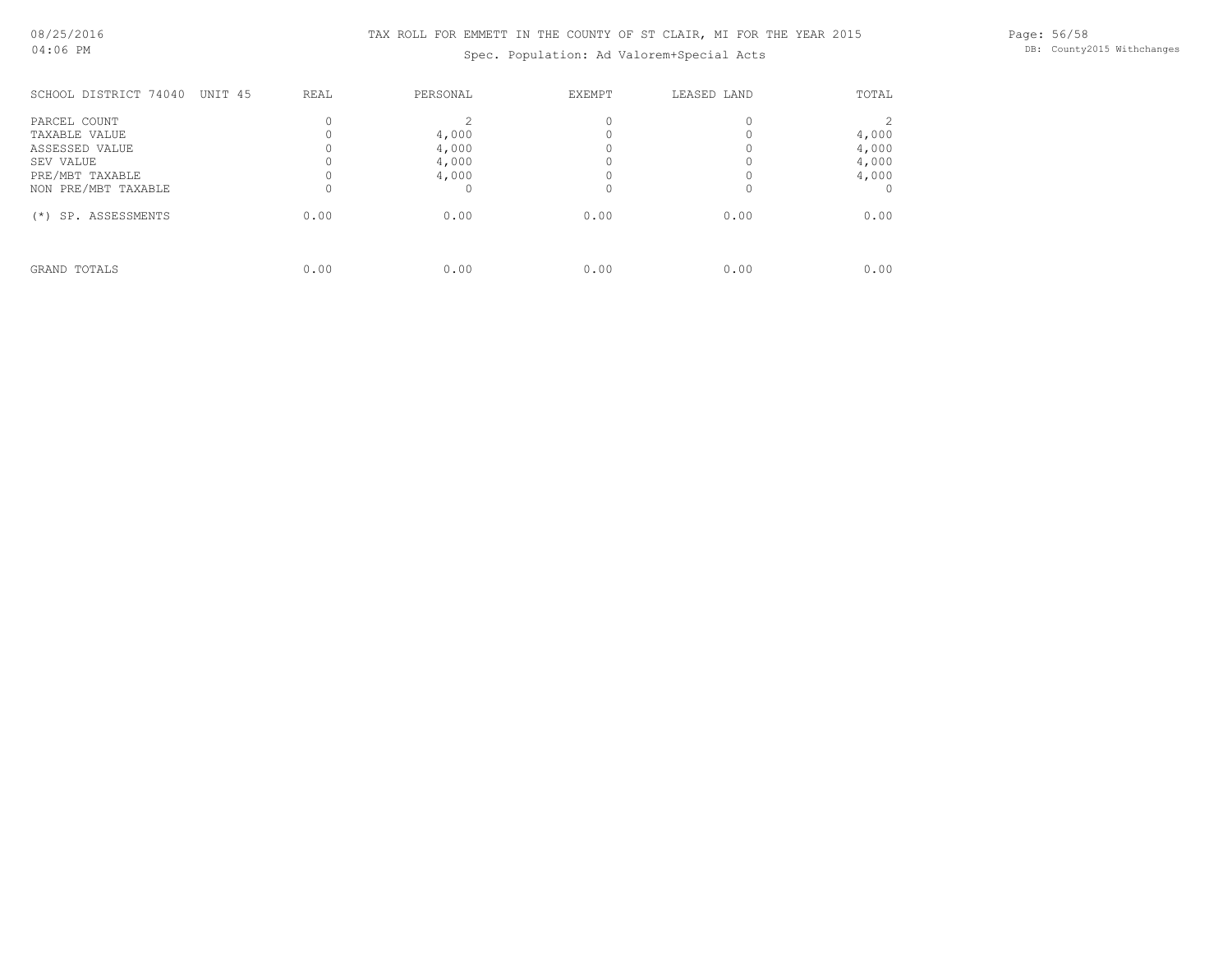TAX ROLL FOR EMMETT IN THE COUNTY OF ST CLAIR, MI FOR THE YEAR 2015

Spec. Population: Ad Valorem+Special Acts

| SCHOOL DISTRICT 74040 UNIT 45 | REAL | PERSONAL | EXEMPT | LEASED LAND | TOTAL |
|---|---|---|---|---|---|
| PARCEL COUNT | 0 | 2 | 0 | 0 | 2 |
| TAXABLE VALUE | 0 | 4,000 | 0 | 0 | 4,000 |
| ASSESSED VALUE | 0 | 4,000 | 0 | 0 | 4,000 |
| SEV VALUE | 0 | 4,000 | 0 | 0 | 4,000 |
| PRE/MBT TAXABLE | 0 | 4,000 | 0 | 0 | 4,000 |
| NON PRE/MBT TAXABLE | 0 | 0 | 0 | 0 | 0 |
| (*) SP. ASSESSMENTS | 0.00 | 0.00 | 0.00 | 0.00 | 0.00 |
| GRAND TOTALS | 0.00 | 0.00 | 0.00 | 0.00 | 0.00 |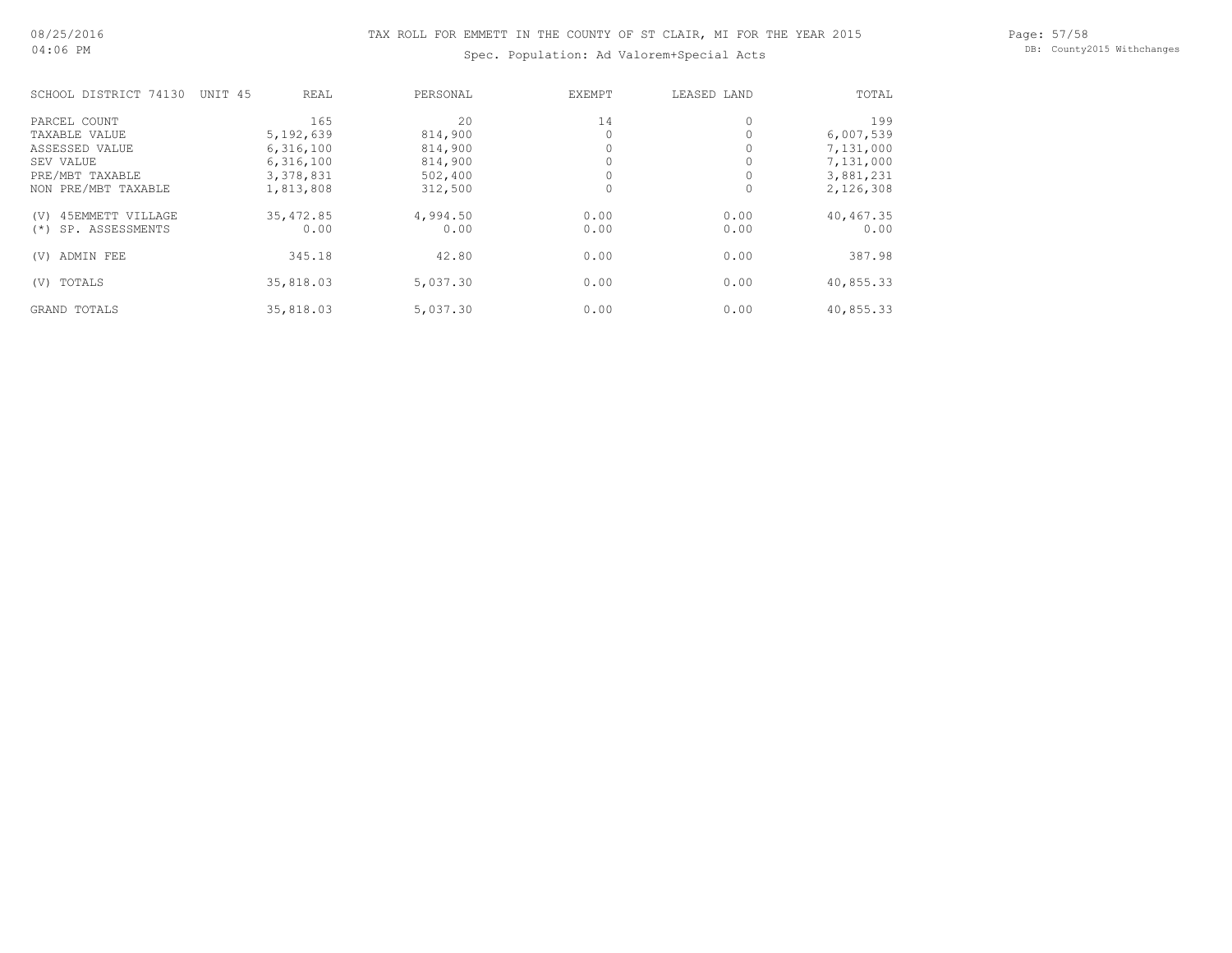TAX ROLL FOR EMMETT IN THE COUNTY OF ST CLAIR, MI FOR THE YEAR 2015

Spec. Population: Ad Valorem+Special Acts

| SCHOOL DISTRICT 74130 UNIT 45 | REAL | PERSONAL | EXEMPT | LEASED LAND | TOTAL |
|---|---|---|---|---|---|
| PARCEL COUNT | 165 | 20 | 14 | 0 | 199 |
| TAXABLE VALUE | 5,192,639 | 814,900 | 0 | 0 | 6,007,539 |
| ASSESSED VALUE | 6,316,100 | 814,900 | 0 | 0 | 7,131,000 |
| SEV VALUE | 6,316,100 | 814,900 | 0 | 0 | 7,131,000 |
| PRE/MBT TAXABLE | 3,378,831 | 502,400 | 0 | 0 | 3,881,231 |
| NON PRE/MBT TAXABLE | 1,813,808 | 312,500 | 0 | 0 | 2,126,308 |
| (V) 45EMMETT VILLAGE | 35,472.85 | 4,994.50 | 0.00 | 0.00 | 40,467.35 |
| (*) SP. ASSESSMENTS | 0.00 | 0.00 | 0.00 | 0.00 | 0.00 |
| (V) ADMIN FEE | 345.18 | 42.80 | 0.00 | 0.00 | 387.98 |
| (V) TOTALS | 35,818.03 | 5,037.30 | 0.00 | 0.00 | 40,855.33 |
| GRAND TOTALS | 35,818.03 | 5,037.30 | 0.00 | 0.00 | 40,855.33 |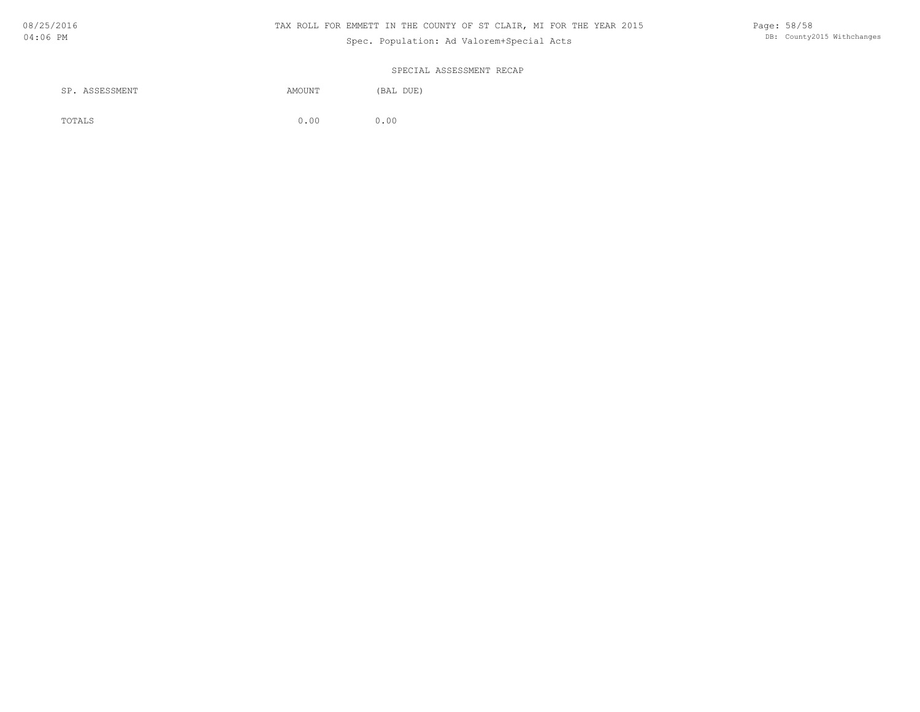## SPECIAL ASSESSMENT RECAP

| SP. ASSESSMENT | AMOUNT | (BAL DUE) |
|---|---|---|
| TOTALS | 0.00 | 0.00 |